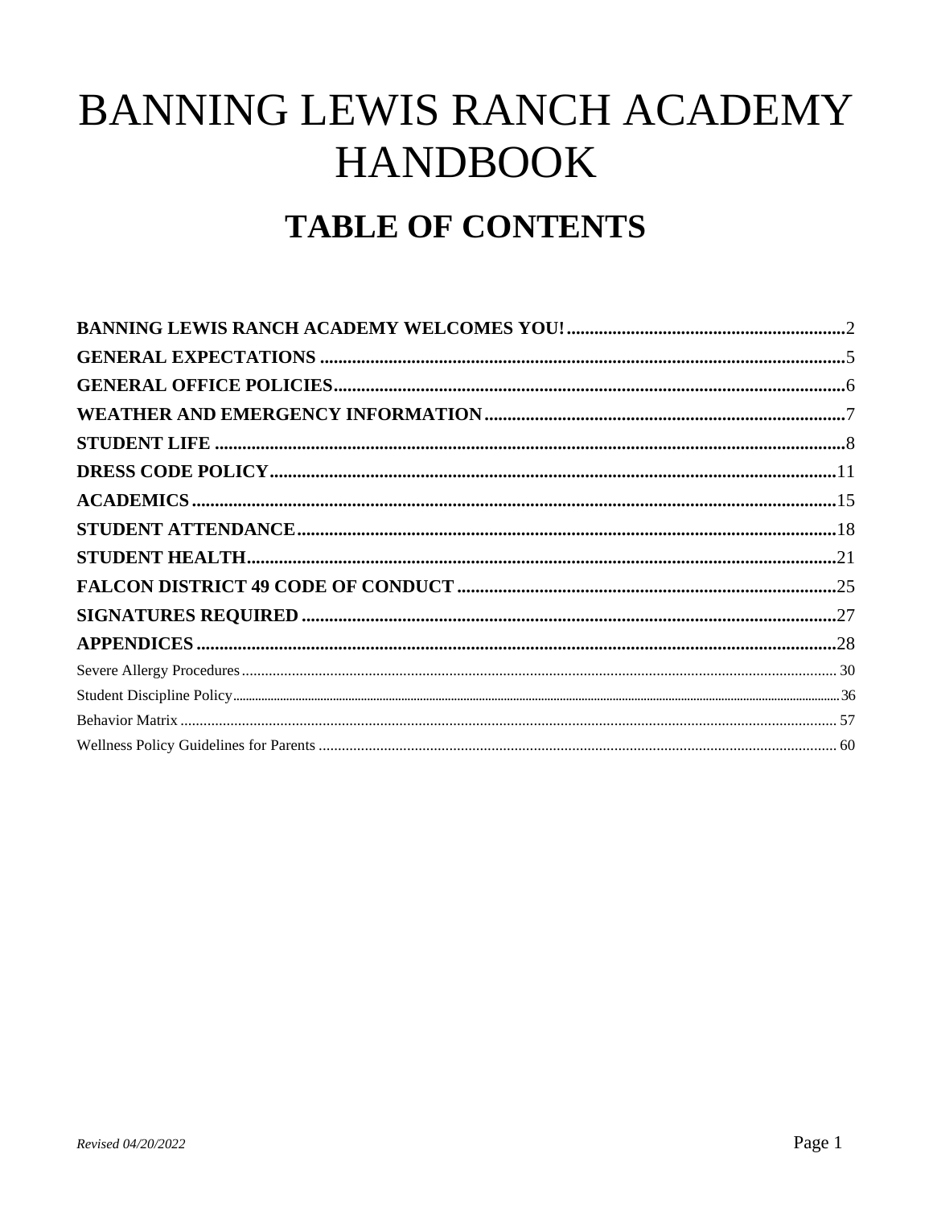# BANNING LEWIS RANCH ACADEMY HANDBOOK

## TABLE OF CONTENTS

**BANNING LEWIS RANCH ACADEMY WELCOMES YOU!** ............ 2
**GENERAL EXPECTATIONS** ............ 5
**GENERAL OFFICE POLICIES** ............ 6
**WEATHER AND EMERGENCY INFORMATION** ............ 7
**STUDENT LIFE** ............ 8
**DRESS CODE POLICY** ............ 11
**ACADEMICS** ............ 15
**STUDENT ATTENDANCE** ............ 18
**STUDENT HEALTH** ............ 21
**FALCON DISTRICT 49 CODE OF CONDUCT** ............ 25
**SIGNATURES REQUIRED** ............ 27
**APPENDICES** ............ 28
Severe Allergy Procedures ............ 30
Student Discipline Policy ............ 36
Behavior Matrix ............ 57
Wellness Policy Guidelines for Parents ............ 60

*Revised 04/20/2022*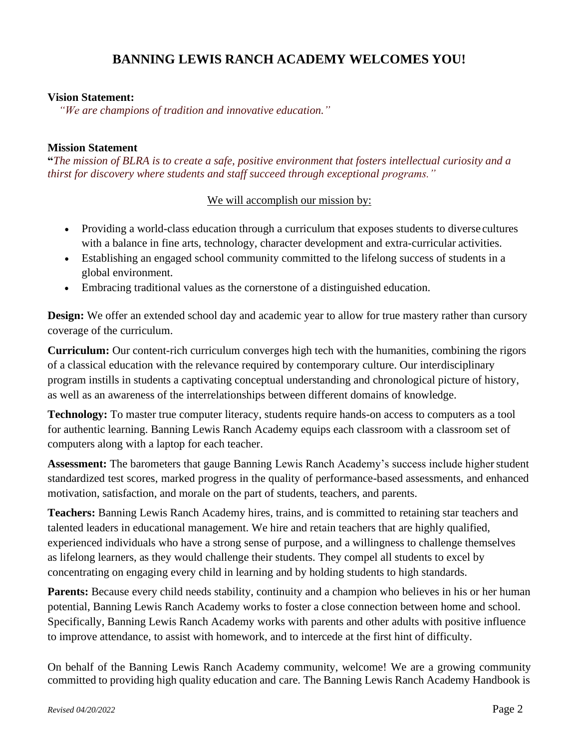# BANNING LEWIS RANCH ACADEMY WELCOMES YOU!

**Vision Statement:**

*"We are champions of tradition and innovative education."*

**Mission Statement**

**"***The mission of BLRA is to create a safe, positive environment that fosters intellectual curiosity and a thirst for discovery where students and staff succeed through exceptional programs."*

We will accomplish our mission by:

- Providing a world-class education through a curriculum that exposes students to diverse cultures with a balance in fine arts, technology, character development and extra-curricular activities.
- Establishing an engaged school community committed to the lifelong success of students in a global environment.
- Embracing traditional values as the cornerstone of a distinguished education.

**Design:** We offer an extended school day and academic year to allow for true mastery rather than cursory coverage of the curriculum.

**Curriculum:** Our content-rich curriculum converges high tech with the humanities, combining the rigors of a classical education with the relevance required by contemporary culture. Our interdisciplinary program instills in students a captivating conceptual understanding and chronological picture of history, as well as an awareness of the interrelationships between different domains of knowledge.

**Technology:** To master true computer literacy, students require hands-on access to computers as a tool for authentic learning. Banning Lewis Ranch Academy equips each classroom with a classroom set of computers along with a laptop for each teacher.

**Assessment:** The barometers that gauge Banning Lewis Ranch Academy's success include higher student standardized test scores, marked progress in the quality of performance-based assessments, and enhanced motivation, satisfaction, and morale on the part of students, teachers, and parents.

**Teachers:** Banning Lewis Ranch Academy hires, trains, and is committed to retaining star teachers and talented leaders in educational management. We hire and retain teachers that are highly qualified, experienced individuals who have a strong sense of purpose, and a willingness to challenge themselves as lifelong learners, as they would challenge their students. They compel all students to excel by concentrating on engaging every child in learning and by holding students to high standards.

**Parents:** Because every child needs stability, continuity and a champion who believes in his or her human potential, Banning Lewis Ranch Academy works to foster a close connection between home and school. Specifically, Banning Lewis Ranch Academy works with parents and other adults with positive influence to improve attendance, to assist with homework, and to intercede at the first hint of difficulty.

On behalf of the Banning Lewis Ranch Academy community, welcome! We are a growing community committed to providing high quality education and care. The Banning Lewis Ranch Academy Handbook is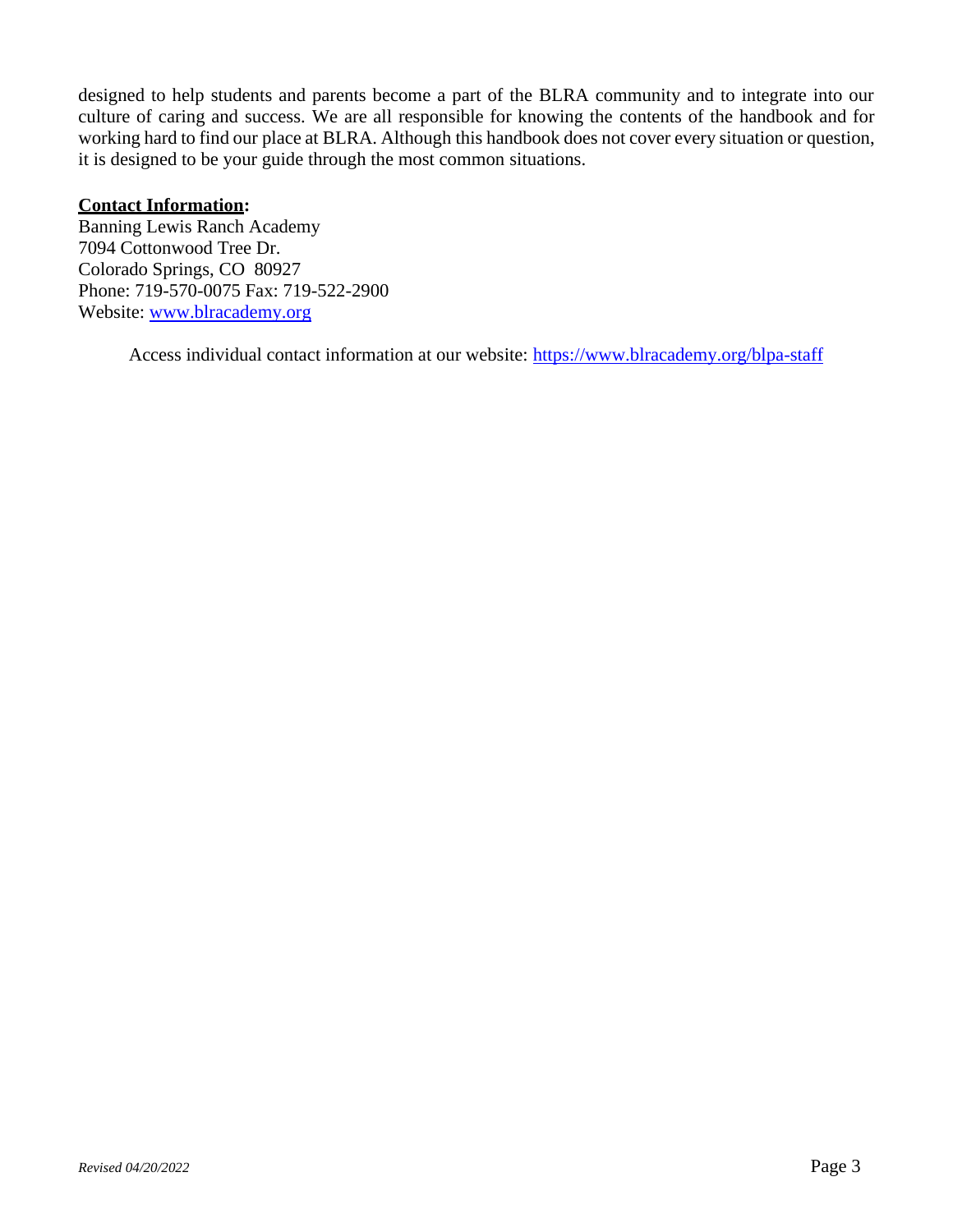designed to help students and parents become a part of the BLRA community and to integrate into our culture of caring and success. We are all responsible for knowing the contents of the handbook and for working hard to find our place at BLRA. Although this handbook does not cover every situation or question, it is designed to be your guide through the most common situations.

**Contact Information:**

Banning Lewis Ranch Academy
7094 Cottonwood Tree Dr.
Colorado Springs, CO 80927
Phone: 719-570-0075 Fax: 719-522-2900
Website: [www.blracademy.org](http://www.blracademy.org)

Access individual contact information at our website: [https://www.blracademy.org/blpa-staff](https://www.blracademy.org/blpa-staff)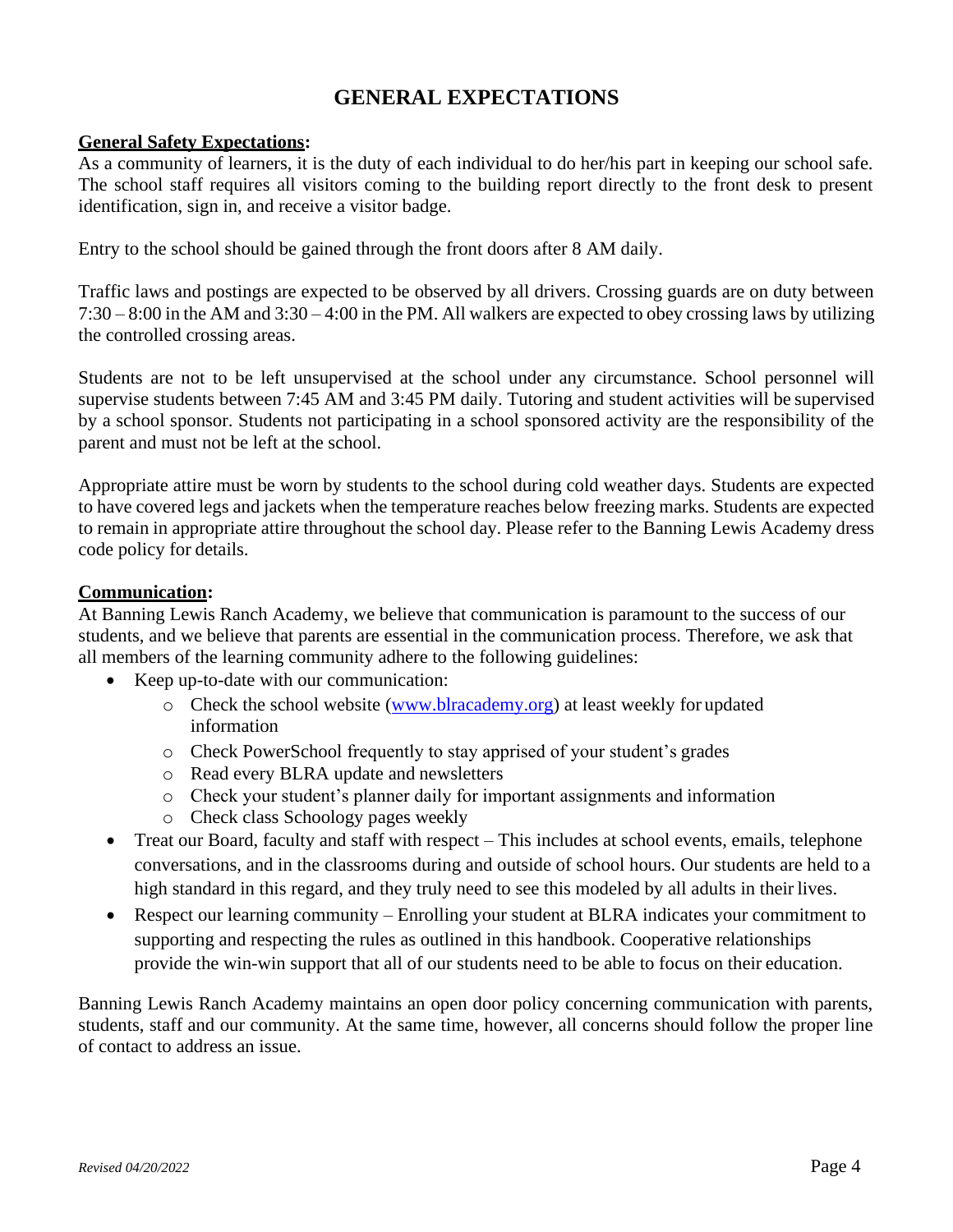# GENERAL EXPECTATIONS

**General Safety Expectations:**
As a community of learners, it is the duty of each individual to do her/his part in keeping our school safe. The school staff requires all visitors coming to the building report directly to the front desk to present identification, sign in, and receive a visitor badge.

Entry to the school should be gained through the front doors after 8 AM daily.

Traffic laws and postings are expected to be observed by all drivers. Crossing guards are on duty between 7:30 – 8:00 in the AM and 3:30 – 4:00 in the PM. All walkers are expected to obey crossing laws by utilizing the controlled crossing areas.

Students are not to be left unsupervised at the school under any circumstance. School personnel will supervise students between 7:45 AM and 3:45 PM daily. Tutoring and student activities will be supervised by a school sponsor. Students not participating in a school sponsored activity are the responsibility of the parent and must not be left at the school.

Appropriate attire must be worn by students to the school during cold weather days. Students are expected to have covered legs and jackets when the temperature reaches below freezing marks. Students are expected to remain in appropriate attire throughout the school day. Please refer to the Banning Lewis Academy dress code policy for details.

**Communication:**
At Banning Lewis Ranch Academy, we believe that communication is paramount to the success of our students, and we believe that parents are essential in the communication process. Therefore, we ask that all members of the learning community adhere to the following guidelines:

- Keep up-to-date with our communication:
  - Check the school website (www.blracademy.org) at least weekly for updated information
  - Check PowerSchool frequently to stay apprised of your student's grades
  - Read every BLRA update and newsletters
  - Check your student's planner daily for important assignments and information
  - Check class Schoology pages weekly
- Treat our Board, faculty and staff with respect – This includes at school events, emails, telephone conversations, and in the classrooms during and outside of school hours. Our students are held to a high standard in this regard, and they truly need to see this modeled by all adults in their lives.
- Respect our learning community – Enrolling your student at BLRA indicates your commitment to supporting and respecting the rules as outlined in this handbook. Cooperative relationships provide the win-win support that all of our students need to be able to focus on their education.

Banning Lewis Ranch Academy maintains an open door policy concerning communication with parents, students, staff and our community. At the same time, however, all concerns should follow the proper line of contact to address an issue.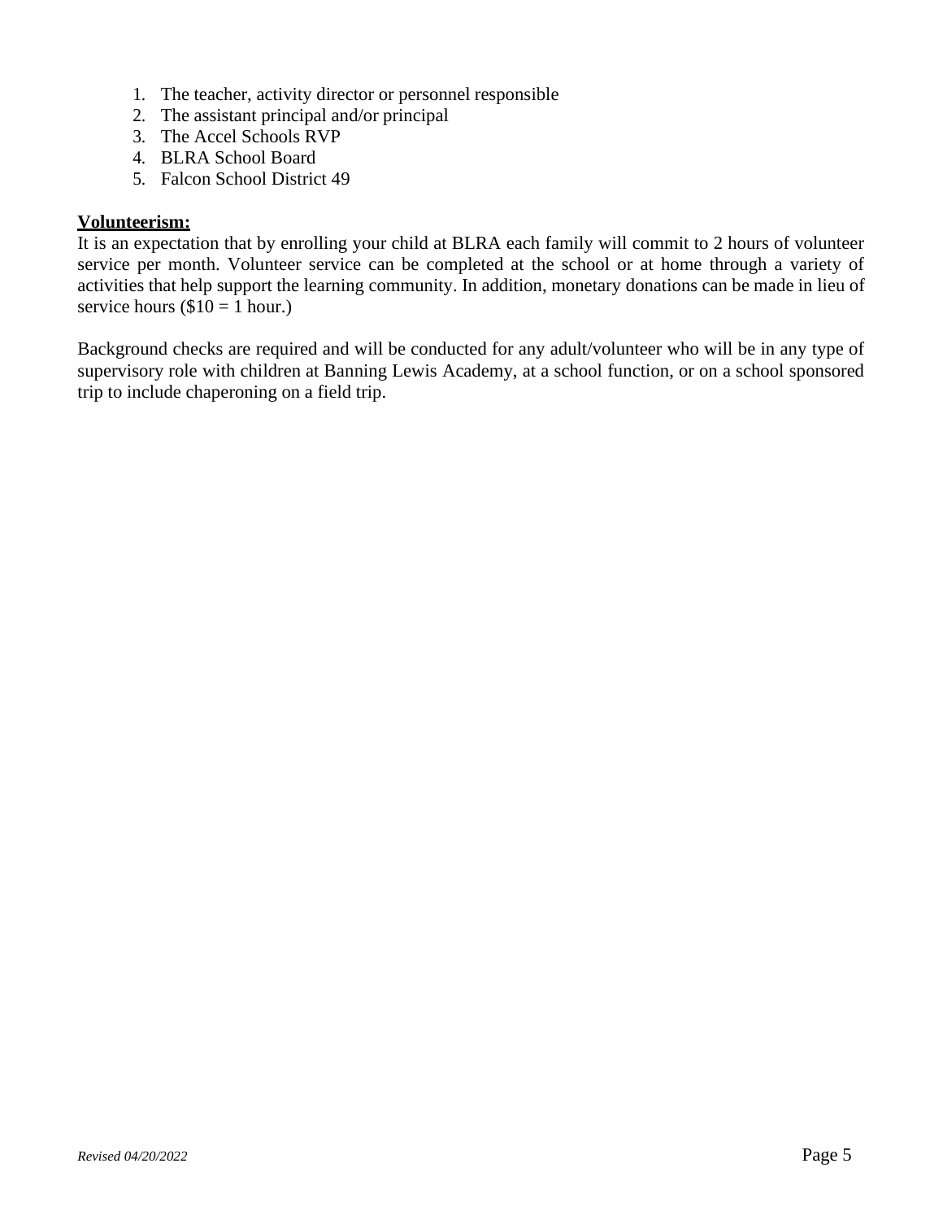1. The teacher, activity director or personnel responsible
2. The assistant principal and/or principal
3. The Accel Schools RVP
4. BLRA School Board
5. Falcon School District 49

**Volunteerism:**

It is an expectation that by enrolling your child at BLRA each family will commit to 2 hours of volunteer service per month. Volunteer service can be completed at the school or at home through a variety of activities that help support the learning community. In addition, monetary donations can be made in lieu of service hours ($10 = 1 hour.)

Background checks are required and will be conducted for any adult/volunteer who will be in any type of supervisory role with children at Banning Lewis Academy, at a school function, or on a school sponsored trip to include chaperoning on a field trip.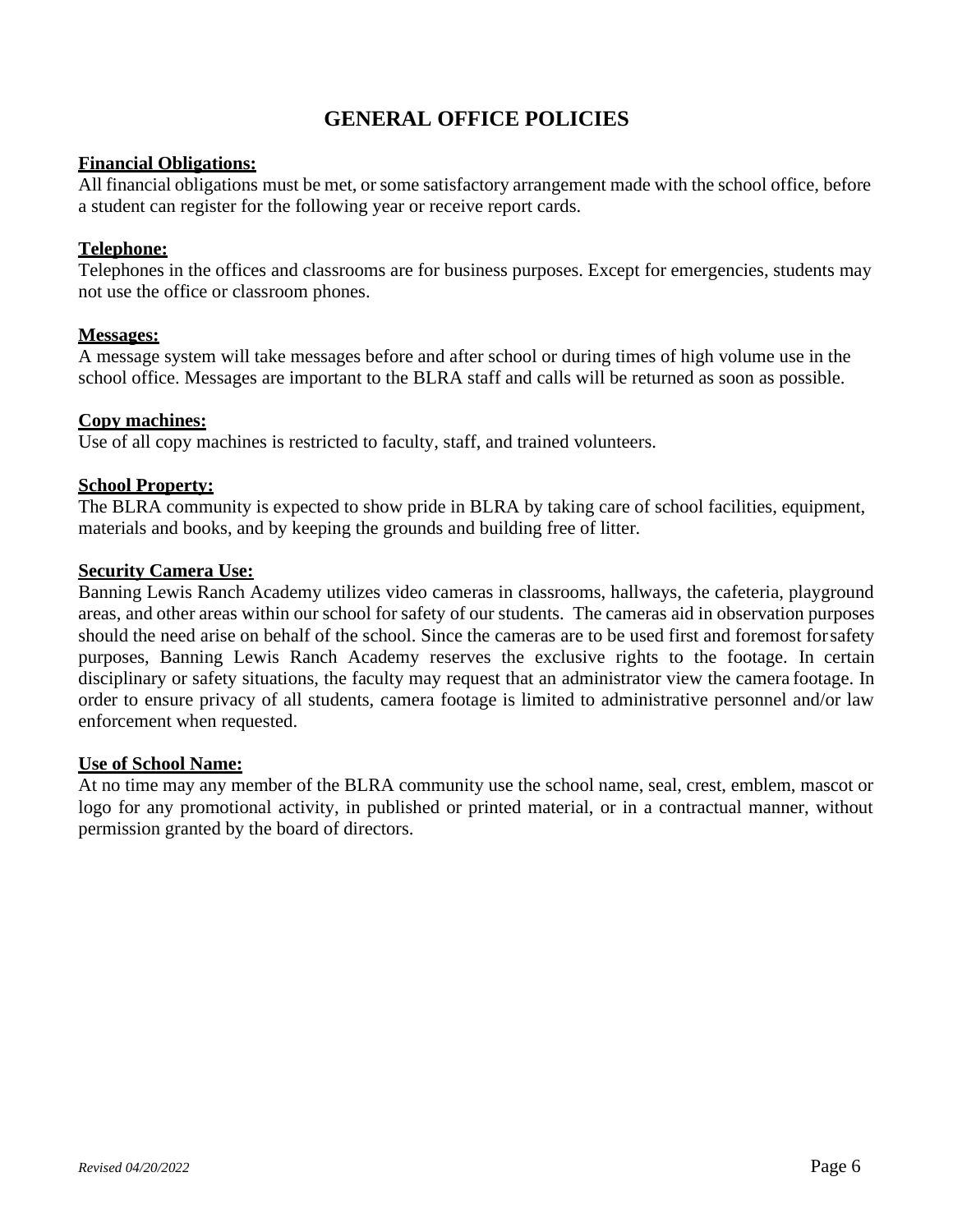# GENERAL OFFICE POLICIES

**Financial Obligations:**
All financial obligations must be met, or some satisfactory arrangement made with the school office, before a student can register for the following year or receive report cards.

**Telephone:**
Telephones in the offices and classrooms are for business purposes. Except for emergencies, students may not use the office or classroom phones.

**Messages:**
A message system will take messages before and after school or during times of high volume use in the school office. Messages are important to the BLRA staff and calls will be returned as soon as possible.

**Copy machines:**
Use of all copy machines is restricted to faculty, staff, and trained volunteers.

**School Property:**
The BLRA community is expected to show pride in BLRA by taking care of school facilities, equipment, materials and books, and by keeping the grounds and building free of litter.

**Security Camera Use:**
Banning Lewis Ranch Academy utilizes video cameras in classrooms, hallways, the cafeteria, playground areas, and other areas within our school for safety of our students. The cameras aid in observation purposes should the need arise on behalf of the school. Since the cameras are to be used first and foremost for safety purposes, Banning Lewis Ranch Academy reserves the exclusive rights to the footage. In certain disciplinary or safety situations, the faculty may request that an administrator view the camera footage. In order to ensure privacy of all students, camera footage is limited to administrative personnel and/or law enforcement when requested.

**Use of School Name:**
At no time may any member of the BLRA community use the school name, seal, crest, emblem, mascot or logo for any promotional activity, in published or printed material, or in a contractual manner, without permission granted by the board of directors.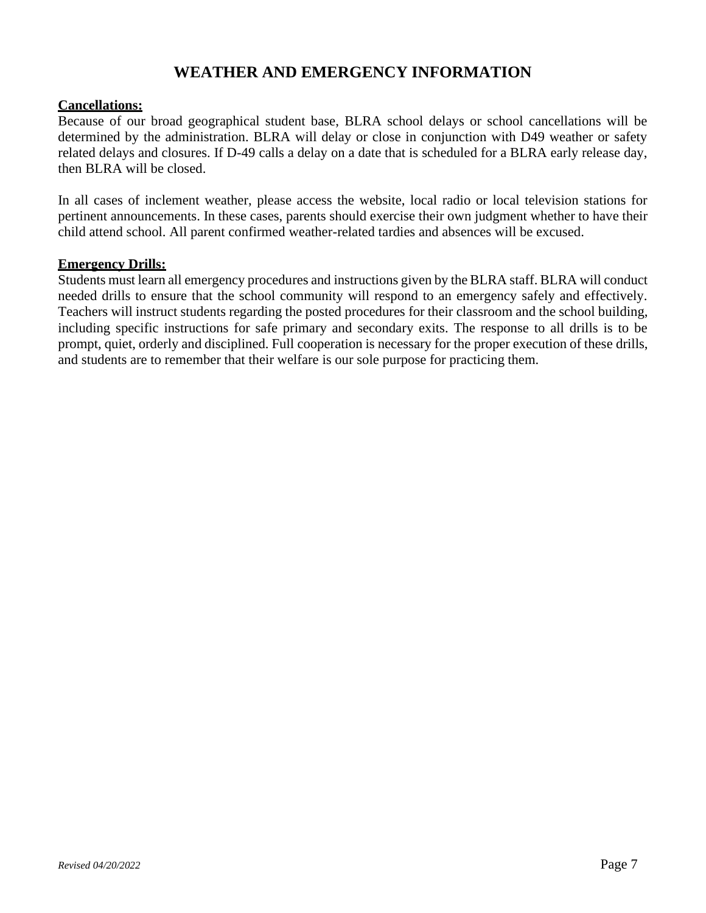# WEATHER AND EMERGENCY INFORMATION

**Cancellations:**

Because of our broad geographical student base, BLRA school delays or school cancellations will be determined by the administration. BLRA will delay or close in conjunction with D49 weather or safety related delays and closures. If D-49 calls a delay on a date that is scheduled for a BLRA early release day, then BLRA will be closed.

In all cases of inclement weather, please access the website, local radio or local television stations for pertinent announcements. In these cases, parents should exercise their own judgment whether to have their child attend school. All parent confirmed weather-related tardies and absences will be excused.

**Emergency Drills:**

Students must learn all emergency procedures and instructions given by the BLRA staff. BLRA will conduct needed drills to ensure that the school community will respond to an emergency safely and effectively. Teachers will instruct students regarding the posted procedures for their classroom and the school building, including specific instructions for safe primary and secondary exits. The response to all drills is to be prompt, quiet, orderly and disciplined. Full cooperation is necessary for the proper execution of these drills, and students are to remember that their welfare is our sole purpose for practicing them.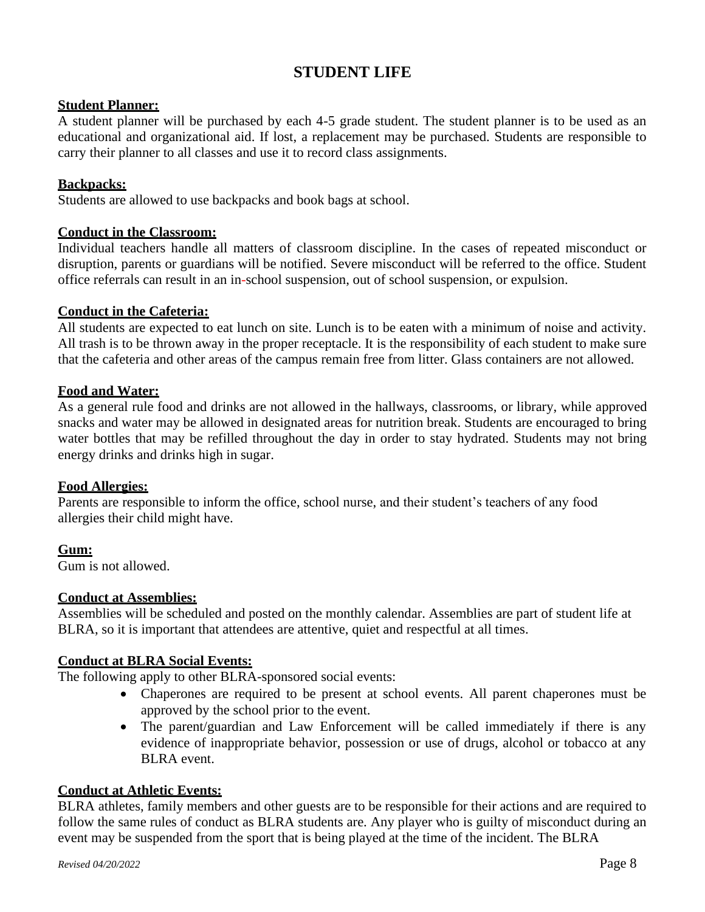# STUDENT LIFE

**Student Planner:**

A student planner will be purchased by each 4-5 grade student. The student planner is to be used as an educational and organizational aid. If lost, a replacement may be purchased. Students are responsible to carry their planner to all classes and use it to record class assignments.

**Backpacks:**

Students are allowed to use backpacks and book bags at school.

**Conduct in the Classroom:**

Individual teachers handle all matters of classroom discipline. In the cases of repeated misconduct or disruption, parents or guardians will be notified. Severe misconduct will be referred to the office. Student office referrals can result in an in-school suspension, out of school suspension, or expulsion.

**Conduct in the Cafeteria:**

All students are expected to eat lunch on site. Lunch is to be eaten with a minimum of noise and activity. All trash is to be thrown away in the proper receptacle. It is the responsibility of each student to make sure that the cafeteria and other areas of the campus remain free from litter. Glass containers are not allowed.

**Food and Water:**

As a general rule food and drinks are not allowed in the hallways, classrooms, or library, while approved snacks and water may be allowed in designated areas for nutrition break. Students are encouraged to bring water bottles that may be refilled throughout the day in order to stay hydrated. Students may not bring energy drinks and drinks high in sugar.

**Food Allergies:**

Parents are responsible to inform the office, school nurse, and their student's teachers of any food allergies their child might have.

**Gum:**

Gum is not allowed.

**Conduct at Assemblies:**

Assemblies will be scheduled and posted on the monthly calendar. Assemblies are part of student life at BLRA, so it is important that attendees are attentive, quiet and respectful at all times.

**Conduct at BLRA Social Events:**

The following apply to other BLRA-sponsored social events:

- Chaperones are required to be present at school events. All parent chaperones must be approved by the school prior to the event.
- The parent/guardian and Law Enforcement will be called immediately if there is any evidence of inappropriate behavior, possession or use of drugs, alcohol or tobacco at any BLRA event.

**Conduct at Athletic Events:**

BLRA athletes, family members and other guests are to be responsible for their actions and are required to follow the same rules of conduct as BLRA students are. Any player who is guilty of misconduct during an event may be suspended from the sport that is being played at the time of the incident. The BLRA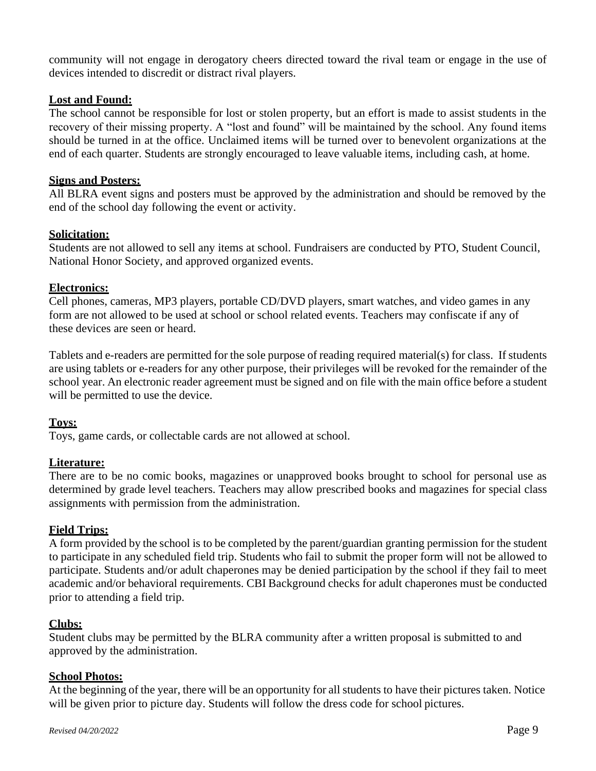community will not engage in derogatory cheers directed toward the rival team or engage in the use of devices intended to discredit or distract rival players.

**Lost and Found:**

The school cannot be responsible for lost or stolen property, but an effort is made to assist students in the recovery of their missing property. A "lost and found" will be maintained by the school. Any found items should be turned in at the office. Unclaimed items will be turned over to benevolent organizations at the end of each quarter. Students are strongly encouraged to leave valuable items, including cash, at home.

**Signs and Posters:**

All BLRA event signs and posters must be approved by the administration and should be removed by the end of the school day following the event or activity.

**Solicitation:**

Students are not allowed to sell any items at school. Fundraisers are conducted by PTO, Student Council, National Honor Society, and approved organized events.

**Electronics:**

Cell phones, cameras, MP3 players, portable CD/DVD players, smart watches, and video games in any form are not allowed to be used at school or school related events. Teachers may confiscate if any of these devices are seen or heard.

Tablets and e-readers are permitted for the sole purpose of reading required material(s) for class. If students are using tablets or e-readers for any other purpose, their privileges will be revoked for the remainder of the school year. An electronic reader agreement must be signed and on file with the main office before a student will be permitted to use the device.

**Toys:**

Toys, game cards, or collectable cards are not allowed at school.

**Literature:**

There are to be no comic books, magazines or unapproved books brought to school for personal use as determined by grade level teachers. Teachers may allow prescribed books and magazines for special class assignments with permission from the administration.

**Field Trips:**

A form provided by the school is to be completed by the parent/guardian granting permission for the student to participate in any scheduled field trip. Students who fail to submit the proper form will not be allowed to participate. Students and/or adult chaperones may be denied participation by the school if they fail to meet academic and/or behavioral requirements. CBI Background checks for adult chaperones must be conducted prior to attending a field trip.

**Clubs:**

Student clubs may be permitted by the BLRA community after a written proposal is submitted to and approved by the administration.

**School Photos:**

At the beginning of the year, there will be an opportunity for all students to have their pictures taken. Notice will be given prior to picture day. Students will follow the dress code for school pictures.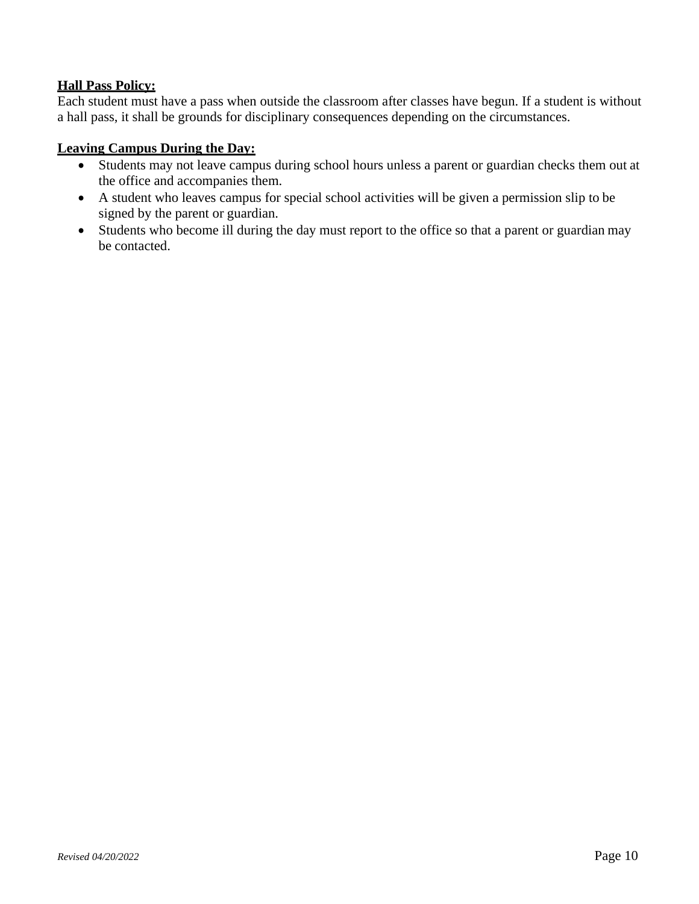**Hall Pass Policy:**

Each student must have a pass when outside the classroom after classes have begun. If a student is without a hall pass, it shall be grounds for disciplinary consequences depending on the circumstances.

**Leaving Campus During the Day:**

- Students may not leave campus during school hours unless a parent or guardian checks them out at the office and accompanies them.
- A student who leaves campus for special school activities will be given a permission slip to be signed by the parent or guardian.
- Students who become ill during the day must report to the office so that a parent or guardian may be contacted.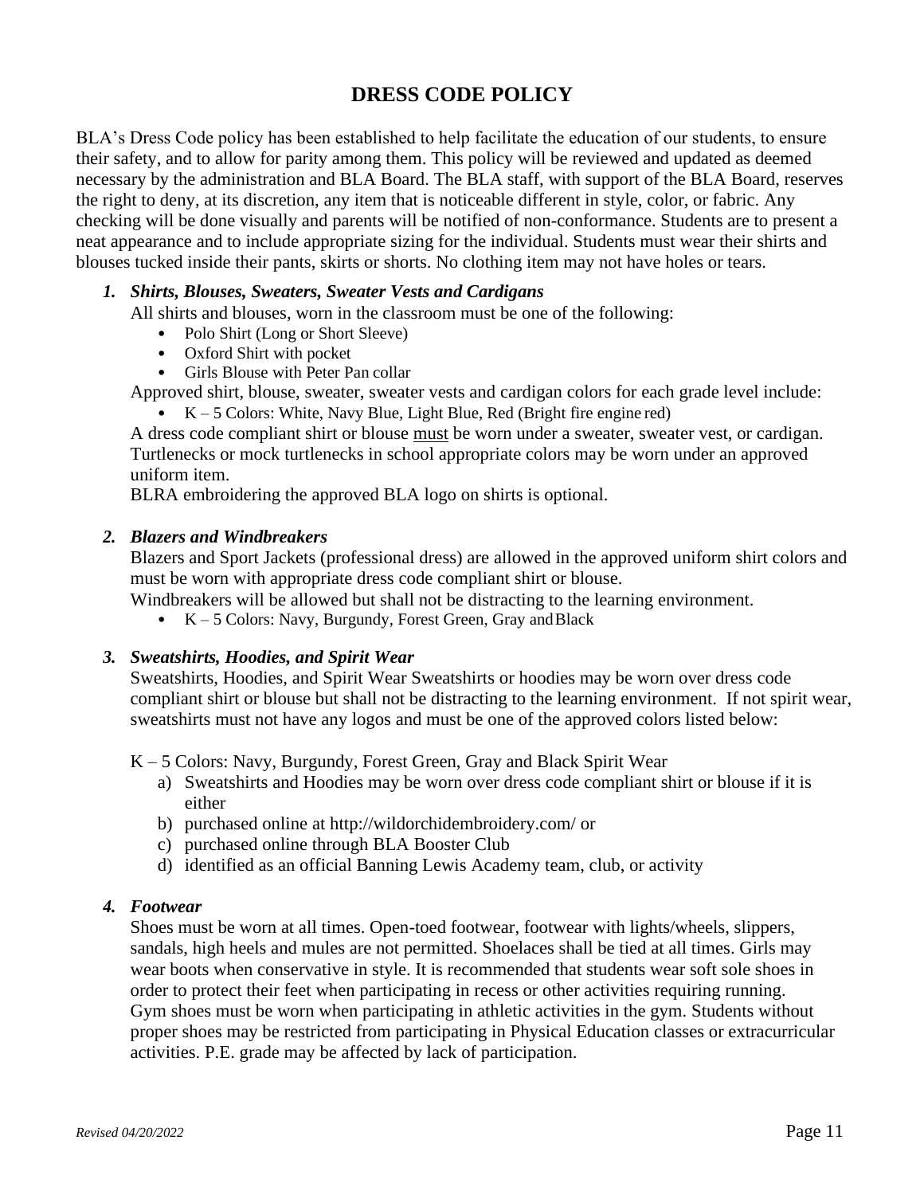# DRESS CODE POLICY

BLA's Dress Code policy has been established to help facilitate the education of our students, to ensure their safety, and to allow for parity among them. This policy will be reviewed and updated as deemed necessary by the administration and BLA Board. The BLA staff, with support of the BLA Board, reserves the right to deny, at its discretion, any item that is noticeable different in style, color, or fabric. Any checking will be done visually and parents will be notified of non-conformance. Students are to present a neat appearance and to include appropriate sizing for the individual. Students must wear their shirts and blouses tucked inside their pants, skirts or shorts. No clothing item may not have holes or tears.

### *1. Shirts, Blouses, Sweaters, Sweater Vests and Cardigans*

All shirts and blouses, worn in the classroom must be one of the following:

- Polo Shirt (Long or Short Sleeve)
- Oxford Shirt with pocket
- Girls Blouse with Peter Pan collar

Approved shirt, blouse, sweater, sweater vests and cardigan colors for each grade level include:

- K – 5 Colors: White, Navy Blue, Light Blue, Red (Bright fire engine red)

A dress code compliant shirt or blouse <u>must</u> be worn under a sweater, sweater vest, or cardigan. Turtlenecks or mock turtlenecks in school appropriate colors may be worn under an approved uniform item.

BLRA embroidering the approved BLA logo on shirts is optional.

### *2. Blazers and Windbreakers*

Blazers and Sport Jackets (professional dress) are allowed in the approved uniform shirt colors and must be worn with appropriate dress code compliant shirt or blouse.

Windbreakers will be allowed but shall not be distracting to the learning environment.

- K – 5 Colors: Navy, Burgundy, Forest Green, Gray and Black

### *3. Sweatshirts, Hoodies, and Spirit Wear*

Sweatshirts, Hoodies, and Spirit Wear Sweatshirts or hoodies may be worn over dress code compliant shirt or blouse but shall not be distracting to the learning environment. If not spirit wear, sweatshirts must not have any logos and must be one of the approved colors listed below:

K – 5 Colors: Navy, Burgundy, Forest Green, Gray and Black Spirit Wear

a) Sweatshirts and Hoodies may be worn over dress code compliant shirt or blouse if it is either
b) purchased online at http://wildorchidembroidery.com/ or
c) purchased online through BLA Booster Club
d) identified as an official Banning Lewis Academy team, club, or activity

### *4. Footwear*

Shoes must be worn at all times. Open-toed footwear, footwear with lights/wheels, slippers, sandals, high heels and mules are not permitted. Shoelaces shall be tied at all times. Girls may wear boots when conservative in style. It is recommended that students wear soft sole shoes in order to protect their feet when participating in recess or other activities requiring running. Gym shoes must be worn when participating in athletic activities in the gym. Students without proper shoes may be restricted from participating in Physical Education classes or extracurricular activities. P.E. grade may be affected by lack of participation.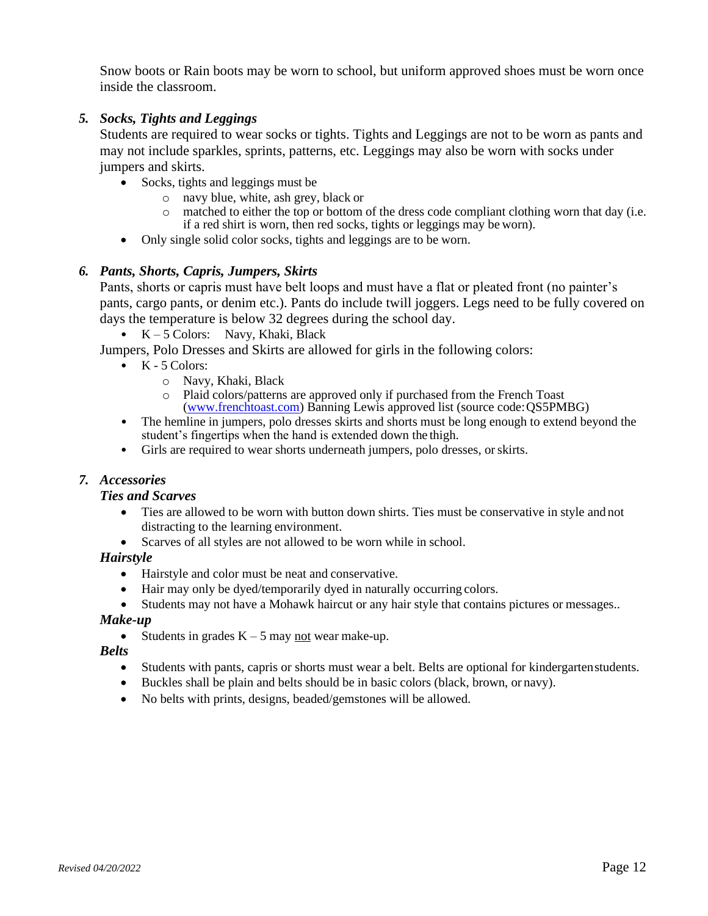Snow boots or Rain boots may be worn to school, but uniform approved shoes must be worn once inside the classroom.

5. ***Socks, Tights and Leggings***

Students are required to wear socks or tights. Tights and Leggings are not to be worn as pants and may not include sparkles, sprints, patterns, etc. Leggings may also be worn with socks under jumpers and skirts.

- Socks, tights and leggings must be
  - navy blue, white, ash grey, black or
  - matched to either the top or bottom of the dress code compliant clothing worn that day (i.e. if a red shirt is worn, then red socks, tights or leggings may be worn).
- Only single solid color socks, tights and leggings are to be worn.

6. ***Pants, Shorts, Capris, Jumpers, Skirts***

Pants, shorts or capris must have belt loops and must have a flat or pleated front (no painter's pants, cargo pants, or denim etc.). Pants do include twill joggers. Legs need to be fully covered on days the temperature is below 32 degrees during the school day.

- K – 5 Colors: Navy, Khaki, Black

Jumpers, Polo Dresses and Skirts are allowed for girls in the following colors:

- K - 5 Colors:
  - Navy, Khaki, Black
  - Plaid colors/patterns are approved only if purchased from the French Toast ([www.frenchtoast.com](www.frenchtoast.com)) Banning Lewis approved list (source code: QS5PMBG)
- The hemline in jumpers, polo dresses skirts and shorts must be long enough to extend beyond the student's fingertips when the hand is extended down the thigh.
- Girls are required to wear shorts underneath jumpers, polo dresses, or skirts.

7. ***Accessories***

***Ties and Scarves***

- Ties are allowed to be worn with button down shirts. Ties must be conservative in style and not distracting to the learning environment.
- Scarves of all styles are not allowed to be worn while in school.

***Hairstyle***

- Hairstyle and color must be neat and conservative.
- Hair may only be dyed/temporarily dyed in naturally occurring colors.
- Students may not have a Mohawk haircut or any hair style that contains pictures or messages..

***Make-up***

- Students in grades K – 5 may <u>not</u> wear make-up.

***Belts***

- Students with pants, capris or shorts must wear a belt. Belts are optional for kindergarten students.
- Buckles shall be plain and belts should be in basic colors (black, brown, or navy).
- No belts with prints, designs, beaded/gemstones will be allowed.

*Revised 04/20/2022*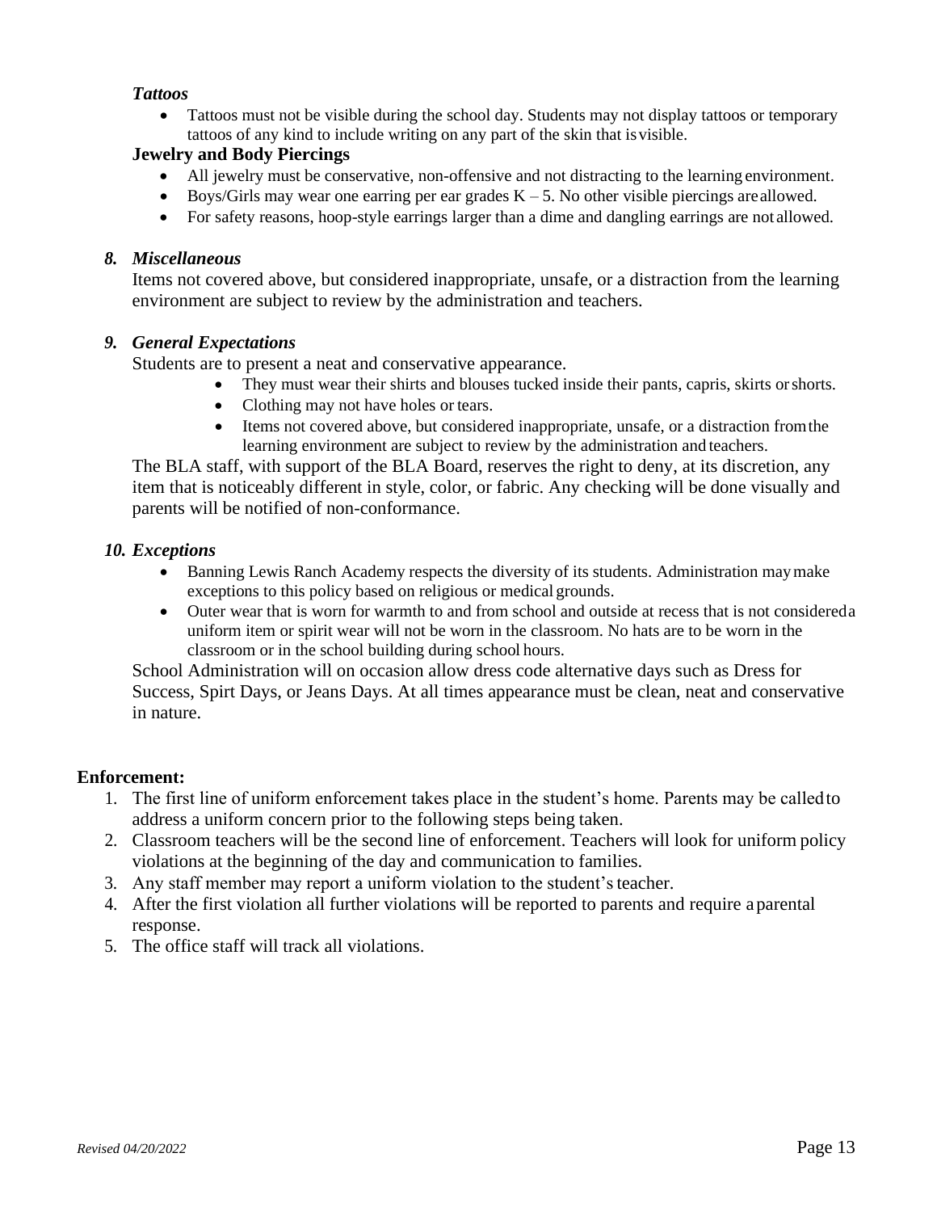*Tattoos*

- Tattoos must not be visible during the school day. Students may not display tattoos or temporary tattoos of any kind to include writing on any part of the skin that is visible.

**Jewelry and Body Piercings**

- All jewelry must be conservative, non-offensive and not distracting to the learning environment.
- Boys/Girls may wear one earring per ear grades K – 5. No other visible piercings are allowed.
- For safety reasons, hoop-style earrings larger than a dime and dangling earrings are not allowed.

### *8. Miscellaneous*

Items not covered above, but considered inappropriate, unsafe, or a distraction from the learning environment are subject to review by the administration and teachers.

### *9. General Expectations*

Students are to present a neat and conservative appearance.

- They must wear their shirts and blouses tucked inside their pants, capris, skirts or shorts.
- Clothing may not have holes or tears.
- Items not covered above, but considered inappropriate, unsafe, or a distraction from the learning environment are subject to review by the administration and teachers.

The BLA staff, with support of the BLA Board, reserves the right to deny, at its discretion, any item that is noticeably different in style, color, or fabric. Any checking will be done visually and parents will be notified of non-conformance.

### *10. Exceptions*

- Banning Lewis Ranch Academy respects the diversity of its students. Administration may make exceptions to this policy based on religious or medical grounds.
- Outer wear that is worn for warmth to and from school and outside at recess that is not considered a uniform item or spirit wear will not be worn in the classroom. No hats are to be worn in the classroom or in the school building during school hours.

School Administration will on occasion allow dress code alternative days such as Dress for Success, Spirt Days, or Jeans Days. At all times appearance must be clean, neat and conservative in nature.

**Enforcement:**

1. The first line of uniform enforcement takes place in the student's home. Parents may be called to address a uniform concern prior to the following steps being taken.
2. Classroom teachers will be the second line of enforcement. Teachers will look for uniform policy violations at the beginning of the day and communication to families.
3. Any staff member may report a uniform violation to the student's teacher.
4. After the first violation all further violations will be reported to parents and require a parental response.
5. The office staff will track all violations.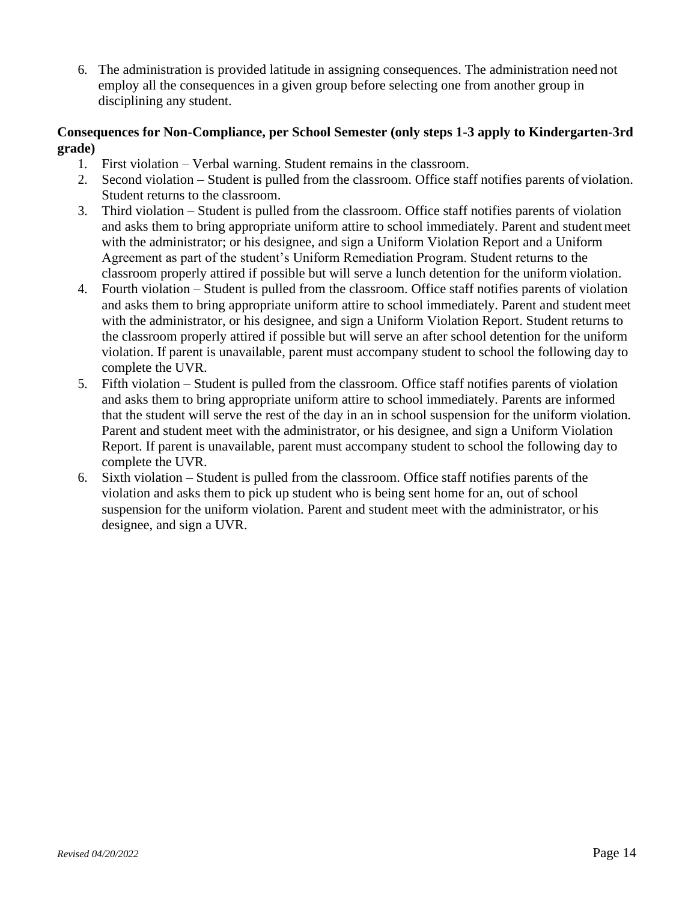6. The administration is provided latitude in assigning consequences. The administration need not employ all the consequences in a given group before selecting one from another group in disciplining any student.

**Consequences for Non-Compliance, per School Semester (only steps 1-3 apply to Kindergarten-3rd grade)**

1. First violation – Verbal warning. Student remains in the classroom.
2. Second violation – Student is pulled from the classroom. Office staff notifies parents of violation. Student returns to the classroom.
3. Third violation – Student is pulled from the classroom. Office staff notifies parents of violation and asks them to bring appropriate uniform attire to school immediately. Parent and student meet with the administrator; or his designee, and sign a Uniform Violation Report and a Uniform Agreement as part of the student's Uniform Remediation Program. Student returns to the classroom properly attired if possible but will serve a lunch detention for the uniform violation.
4. Fourth violation – Student is pulled from the classroom. Office staff notifies parents of violation and asks them to bring appropriate uniform attire to school immediately. Parent and student meet with the administrator, or his designee, and sign a Uniform Violation Report. Student returns to the classroom properly attired if possible but will serve an after school detention for the uniform violation. If parent is unavailable, parent must accompany student to school the following day to complete the UVR.
5. Fifth violation – Student is pulled from the classroom. Office staff notifies parents of violation and asks them to bring appropriate uniform attire to school immediately. Parents are informed that the student will serve the rest of the day in an in school suspension for the uniform violation. Parent and student meet with the administrator, or his designee, and sign a Uniform Violation Report. If parent is unavailable, parent must accompany student to school the following day to complete the UVR.
6. Sixth violation – Student is pulled from the classroom. Office staff notifies parents of the violation and asks them to pick up student who is being sent home for an, out of school suspension for the uniform violation. Parent and student meet with the administrator, or his designee, and sign a UVR.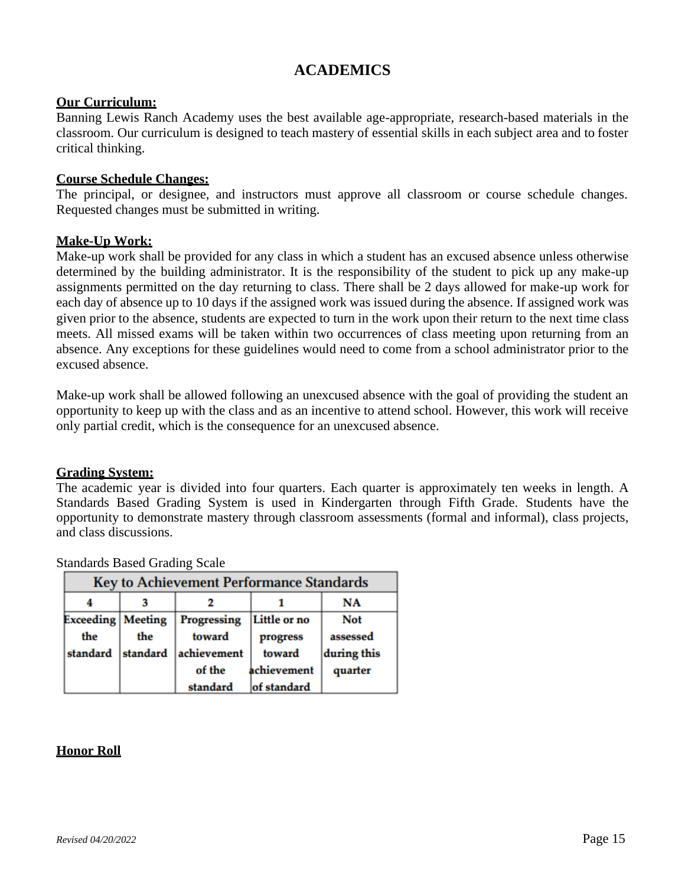# ACADEMICS

**Our Curriculum:**

Banning Lewis Ranch Academy uses the best available age-appropriate, research-based materials in the classroom. Our curriculum is designed to teach mastery of essential skills in each subject area and to foster critical thinking.

**Course Schedule Changes:**

The principal, or designee, and instructors must approve all classroom or course schedule changes. Requested changes must be submitted in writing.

**Make-Up Work:**

Make-up work shall be provided for any class in which a student has an excused absence unless otherwise determined by the building administrator. It is the responsibility of the student to pick up any make-up assignments permitted on the day returning to class. There shall be 2 days allowed for make-up work for each day of absence up to 10 days if the assigned work was issued during the absence. If assigned work was given prior to the absence, students are expected to turn in the work upon their return to the next time class meets. All missed exams will be taken within two occurrences of class meeting upon returning from an absence. Any exceptions for these guidelines would need to come from a school administrator prior to the excused absence.

Make-up work shall be allowed following an unexcused absence with the goal of providing the student an opportunity to keep up with the class and as an incentive to attend school. However, this work will receive only partial credit, which is the consequence for an unexcused absence.

**Grading System:**

The academic year is divided into four quarters. Each quarter is approximately ten weeks in length. A Standards Based Grading System is used in Kindergarten through Fifth Grade. Students have the opportunity to demonstrate mastery through classroom assessments (formal and informal), class projects, and class discussions.

Standards Based Grading Scale

| Key to Achievement Performance Standards | | | | |
|---|---|---|---|---|
| **4** | **3** | **2** | **1** | **NA** |
| **Exceeding the standard** | **Meeting the standard** | **Progressing toward achievement of the standard** | **Little or no progress toward achievement of standard** | **Not assessed during this quarter** |

**Honor Roll**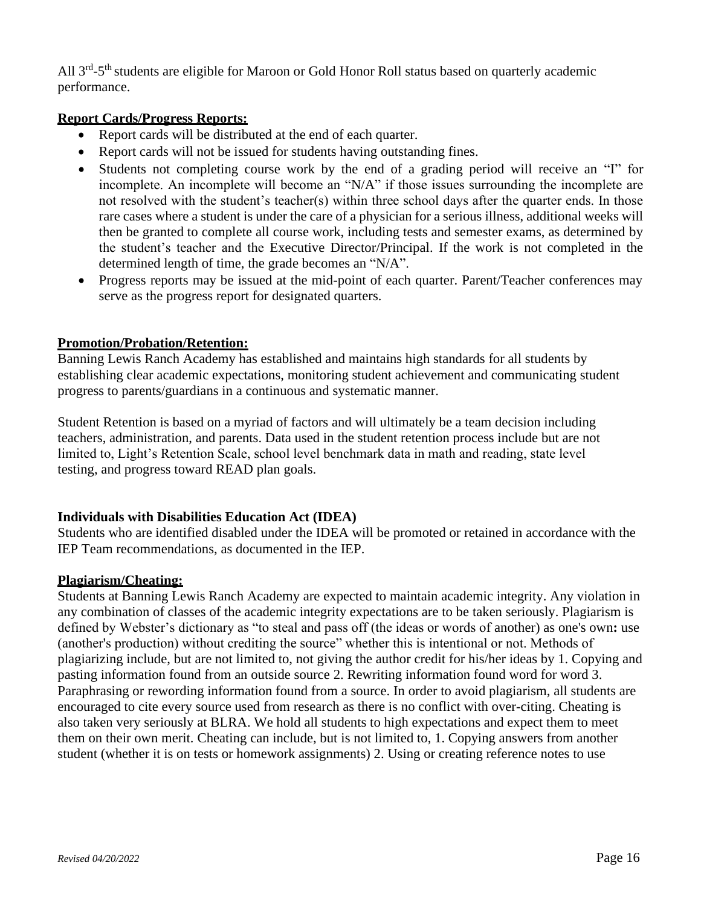All 3rd-5th students are eligible for Maroon or Gold Honor Roll status based on quarterly academic performance.

**Report Cards/Progress Reports:**

- Report cards will be distributed at the end of each quarter.
- Report cards will not be issued for students having outstanding fines.
- Students not completing course work by the end of a grading period will receive an "I" for incomplete. An incomplete will become an "N/A" if those issues surrounding the incomplete are not resolved with the student's teacher(s) within three school days after the quarter ends. In those rare cases where a student is under the care of a physician for a serious illness, additional weeks will then be granted to complete all course work, including tests and semester exams, as determined by the student's teacher and the Executive Director/Principal. If the work is not completed in the determined length of time, the grade becomes an "N/A".
- Progress reports may be issued at the mid-point of each quarter. Parent/Teacher conferences may serve as the progress report for designated quarters.

**Promotion/Probation/Retention:**

Banning Lewis Ranch Academy has established and maintains high standards for all students by establishing clear academic expectations, monitoring student achievement and communicating student progress to parents/guardians in a continuous and systematic manner.

Student Retention is based on a myriad of factors and will ultimately be a team decision including teachers, administration, and parents. Data used in the student retention process include but are not limited to, Light's Retention Scale, school level benchmark data in math and reading, state level testing, and progress toward READ plan goals.

**Individuals with Disabilities Education Act (IDEA)**

Students who are identified disabled under the IDEA will be promoted or retained in accordance with the IEP Team recommendations, as documented in the IEP.

**Plagiarism/Cheating:**

Students at Banning Lewis Ranch Academy are expected to maintain academic integrity. Any violation in any combination of classes of the academic integrity expectations are to be taken seriously. Plagiarism is defined by Webster's dictionary as "to steal and pass off (the ideas or words of another) as one's own**:** use (another's production) without crediting the source" whether this is intentional or not. Methods of plagiarizing include, but are not limited to, not giving the author credit for his/her ideas by 1. Copying and pasting information found from an outside source 2. Rewriting information found word for word 3. Paraphrasing or rewording information found from a source. In order to avoid plagiarism, all students are encouraged to cite every source used from research as there is no conflict with over-citing. Cheating is also taken very seriously at BLRA. We hold all students to high expectations and expect them to meet them on their own merit. Cheating can include, but is not limited to, 1. Copying answers from another student (whether it is on tests or homework assignments) 2. Using or creating reference notes to use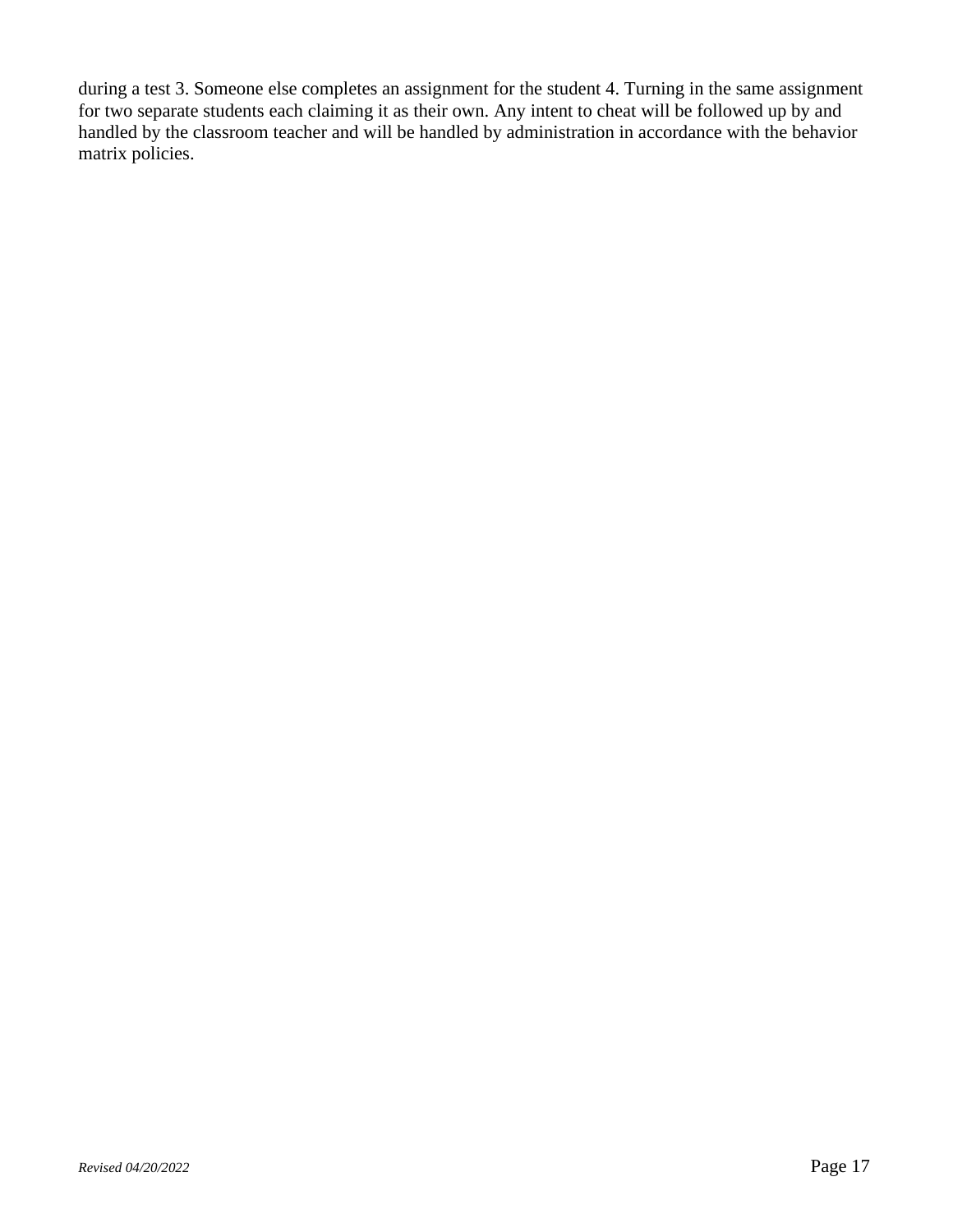during a test 3. Someone else completes an assignment for the student 4. Turning in the same assignment for two separate students each claiming it as their own. Any intent to cheat will be followed up by and handled by the classroom teacher and will be handled by administration in accordance with the behavior matrix policies.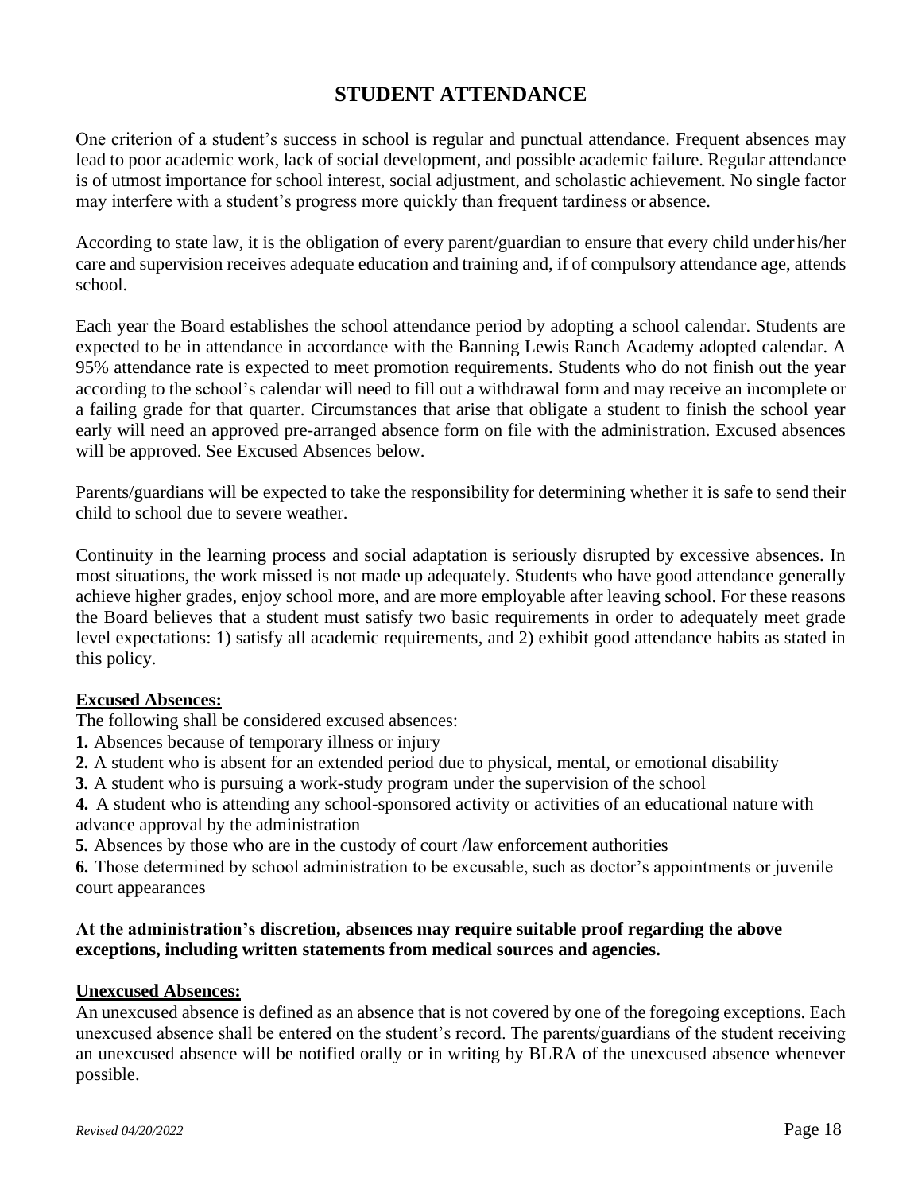# STUDENT ATTENDANCE

One criterion of a student's success in school is regular and punctual attendance. Frequent absences may lead to poor academic work, lack of social development, and possible academic failure. Regular attendance is of utmost importance for school interest, social adjustment, and scholastic achievement. No single factor may interfere with a student's progress more quickly than frequent tardiness or absence.

According to state law, it is the obligation of every parent/guardian to ensure that every child under his/her care and supervision receives adequate education and training and, if of compulsory attendance age, attends school.

Each year the Board establishes the school attendance period by adopting a school calendar. Students are expected to be in attendance in accordance with the Banning Lewis Ranch Academy adopted calendar. A 95% attendance rate is expected to meet promotion requirements. Students who do not finish out the year according to the school's calendar will need to fill out a withdrawal form and may receive an incomplete or a failing grade for that quarter. Circumstances that arise that obligate a student to finish the school year early will need an approved pre-arranged absence form on file with the administration. Excused absences will be approved. See Excused Absences below.

Parents/guardians will be expected to take the responsibility for determining whether it is safe to send their child to school due to severe weather.

Continuity in the learning process and social adaptation is seriously disrupted by excessive absences. In most situations, the work missed is not made up adequately. Students who have good attendance generally achieve higher grades, enjoy school more, and are more employable after leaving school. For these reasons the Board believes that a student must satisfy two basic requirements in order to adequately meet grade level expectations: 1) satisfy all academic requirements, and 2) exhibit good attendance habits as stated in this policy.

**Excused Absences:**

The following shall be considered excused absences:

**1.** Absences because of temporary illness or injury
**2.** A student who is absent for an extended period due to physical, mental, or emotional disability
**3.** A student who is pursuing a work-study program under the supervision of the school
**4.** A student who is attending any school-sponsored activity or activities of an educational nature with advance approval by the administration
**5.** Absences by those who are in the custody of court /law enforcement authorities
**6.** Those determined by school administration to be excusable, such as doctor's appointments or juvenile court appearances

**At the administration's discretion, absences may require suitable proof regarding the above exceptions, including written statements from medical sources and agencies.**

**Unexcused Absences:**

An unexcused absence is defined as an absence that is not covered by one of the foregoing exceptions. Each unexcused absence shall be entered on the student's record. The parents/guardians of the student receiving an unexcused absence will be notified orally or in writing by BLRA of the unexcused absence whenever possible.

*Revised 04/20/2022*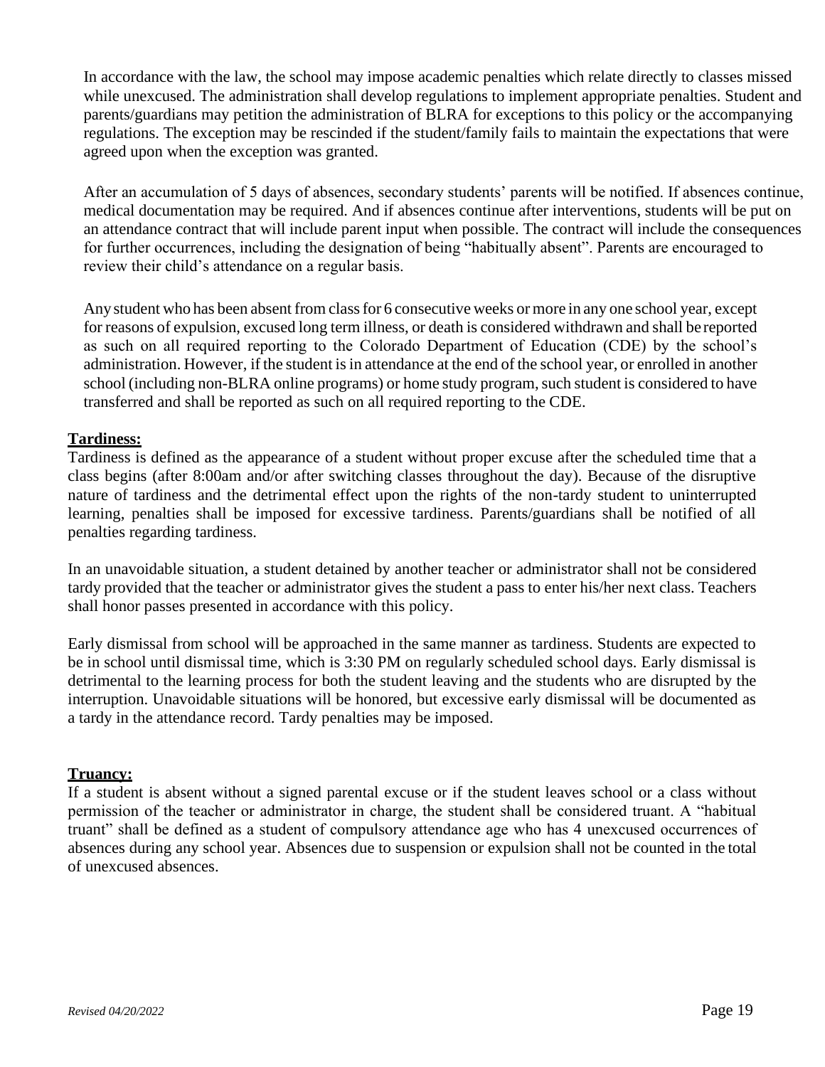In accordance with the law, the school may impose academic penalties which relate directly to classes missed while unexcused. The administration shall develop regulations to implement appropriate penalties. Student and parents/guardians may petition the administration of BLRA for exceptions to this policy or the accompanying regulations. The exception may be rescinded if the student/family fails to maintain the expectations that were agreed upon when the exception was granted.

After an accumulation of 5 days of absences, secondary students' parents will be notified. If absences continue, medical documentation may be required. And if absences continue after interventions, students will be put on an attendance contract that will include parent input when possible. The contract will include the consequences for further occurrences, including the designation of being "habitually absent". Parents are encouraged to review their child's attendance on a regular basis.

Any student who has been absent from class for 6 consecutive weeks or more in any one school year, except for reasons of expulsion, excused long term illness, or death is considered withdrawn and shall be reported as such on all required reporting to the Colorado Department of Education (CDE) by the school's administration. However, if the student is in attendance at the end of the school year, or enrolled in another school (including non-BLRA online programs) or home study program, such student is considered to have transferred and shall be reported as such on all required reporting to the CDE.

**Tardiness:**

Tardiness is defined as the appearance of a student without proper excuse after the scheduled time that a class begins (after 8:00am and/or after switching classes throughout the day). Because of the disruptive nature of tardiness and the detrimental effect upon the rights of the non-tardy student to uninterrupted learning, penalties shall be imposed for excessive tardiness. Parents/guardians shall be notified of all penalties regarding tardiness.

In an unavoidable situation, a student detained by another teacher or administrator shall not be considered tardy provided that the teacher or administrator gives the student a pass to enter his/her next class. Teachers shall honor passes presented in accordance with this policy.

Early dismissal from school will be approached in the same manner as tardiness. Students are expected to be in school until dismissal time, which is 3:30 PM on regularly scheduled school days. Early dismissal is detrimental to the learning process for both the student leaving and the students who are disrupted by the interruption. Unavoidable situations will be honored, but excessive early dismissal will be documented as a tardy in the attendance record. Tardy penalties may be imposed.

**Truancy:**

If a student is absent without a signed parental excuse or if the student leaves school or a class without permission of the teacher or administrator in charge, the student shall be considered truant. A "habitual truant" shall be defined as a student of compulsory attendance age who has 4 unexcused occurrences of absences during any school year. Absences due to suspension or expulsion shall not be counted in the total of unexcused absences.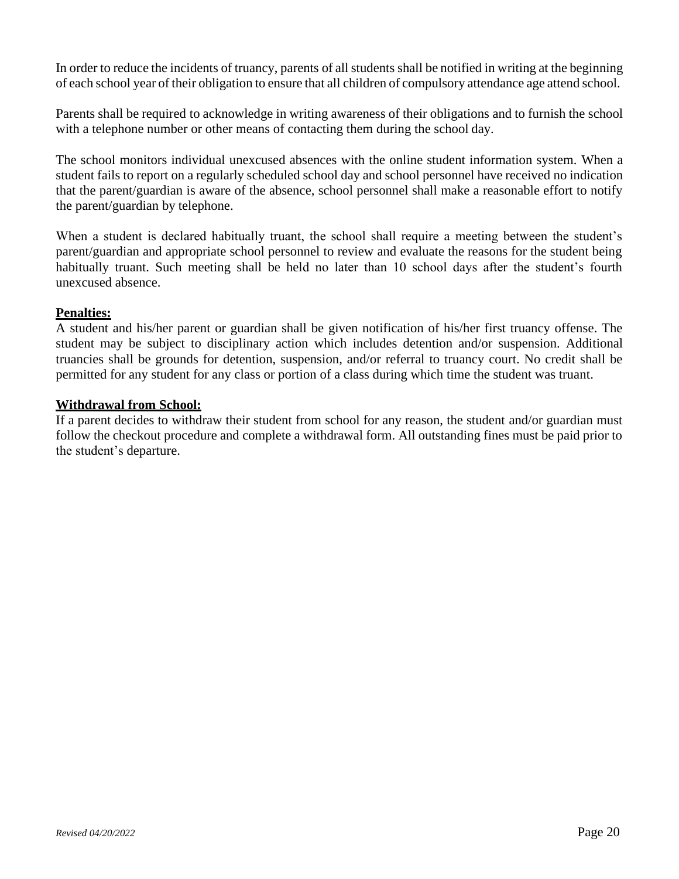In order to reduce the incidents of truancy, parents of all students shall be notified in writing at the beginning of each school year of their obligation to ensure that all children of compulsory attendance age attend school.

Parents shall be required to acknowledge in writing awareness of their obligations and to furnish the school with a telephone number or other means of contacting them during the school day.

The school monitors individual unexcused absences with the online student information system. When a student fails to report on a regularly scheduled school day and school personnel have received no indication that the parent/guardian is aware of the absence, school personnel shall make a reasonable effort to notify the parent/guardian by telephone.

When a student is declared habitually truant, the school shall require a meeting between the student's parent/guardian and appropriate school personnel to review and evaluate the reasons for the student being habitually truant. Such meeting shall be held no later than 10 school days after the student's fourth unexcused absence.

**Penalties:**

A student and his/her parent or guardian shall be given notification of his/her first truancy offense. The student may be subject to disciplinary action which includes detention and/or suspension. Additional truancies shall be grounds for detention, suspension, and/or referral to truancy court. No credit shall be permitted for any student for any class or portion of a class during which time the student was truant.

**Withdrawal from School:**

If a parent decides to withdraw their student from school for any reason, the student and/or guardian must follow the checkout procedure and complete a withdrawal form. All outstanding fines must be paid prior to the student's departure.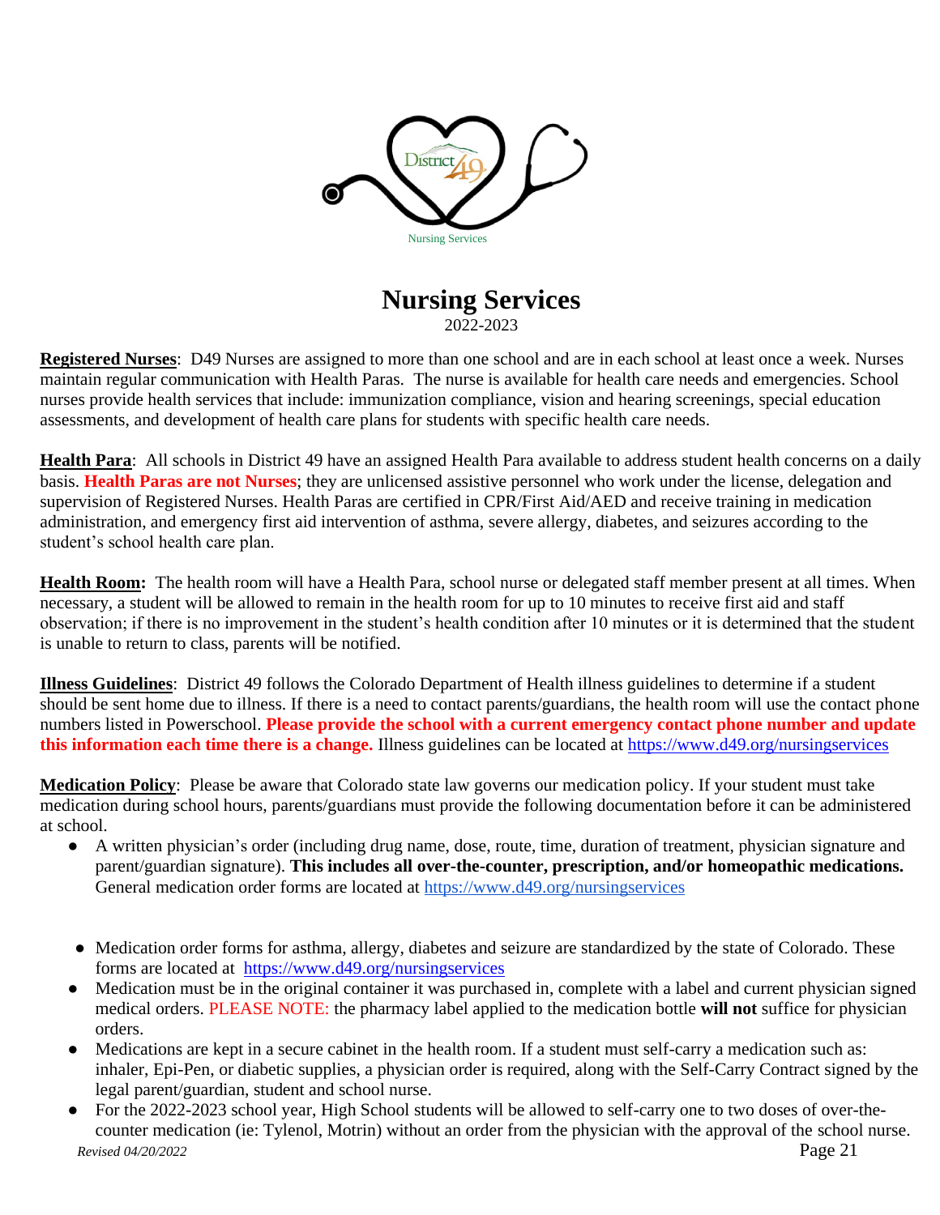Nursing Services

# Nursing Services

2022-2023

**Registered Nurses**: D49 Nurses are assigned to more than one school and are in each school at least once a week. Nurses maintain regular communication with Health Paras. The nurse is available for health care needs and emergencies. School nurses provide health services that include: immunization compliance, vision and hearing screenings, special education assessments, and development of health care plans for students with specific health care needs.

**Health Para**: All schools in District 49 have an assigned Health Para available to address student health concerns on a daily basis. **Health Paras are not Nurses**; they are unlicensed assistive personnel who work under the license, delegation and supervision of Registered Nurses. Health Paras are certified in CPR/First Aid/AED and receive training in medication administration, and emergency first aid intervention of asthma, severe allergy, diabetes, and seizures according to the student's school health care plan.

**Health Room:** The health room will have a Health Para, school nurse or delegated staff member present at all times. When necessary, a student will be allowed to remain in the health room for up to 10 minutes to receive first aid and staff observation; if there is no improvement in the student's health condition after 10 minutes or it is determined that the student is unable to return to class, parents will be notified.

**Illness Guidelines**: District 49 follows the Colorado Department of Health illness guidelines to determine if a student should be sent home due to illness. If there is a need to contact parents/guardians, the health room will use the contact phone numbers listed in Powerschool. **Please provide the school with a current emergency contact phone number and update this information each time there is a change.** Illness guidelines can be located at https://www.d49.org/nursingservices

**Medication Policy**: Please be aware that Colorado state law governs our medication policy. If your student must take medication during school hours, parents/guardians must provide the following documentation before it can be administered at school.

- A written physician's order (including drug name, dose, route, time, duration of treatment, physician signature and parent/guardian signature). **This includes all over-the-counter, prescription, and/or homeopathic medications.** General medication order forms are located at https://www.d49.org/nursingservices
- Medication order forms for asthma, allergy, diabetes and seizure are standardized by the state of Colorado. These forms are located at https://www.d49.org/nursingservices
- Medication must be in the original container it was purchased in, complete with a label and current physician signed medical orders. PLEASE NOTE: the pharmacy label applied to the medication bottle **will not** suffice for physician orders.
- Medications are kept in a secure cabinet in the health room. If a student must self-carry a medication such as: inhaler, Epi-Pen, or diabetic supplies, a physician order is required, along with the Self-Carry Contract signed by the legal parent/guardian, student and school nurse.
- For the 2022-2023 school year, High School students will be allowed to self-carry one to two doses of over-the-counter medication (ie: Tylenol, Motrin) without an order from the physician with the approval of the school nurse.

*Revised 04/20/2022*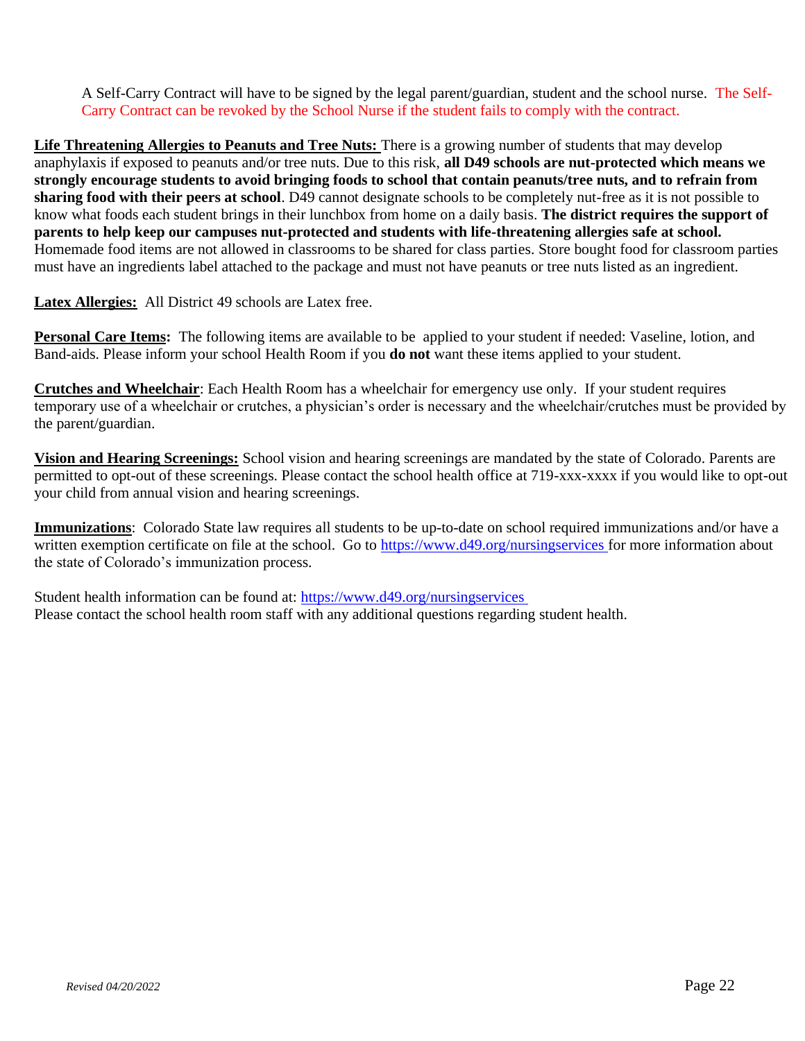A Self-Carry Contract will have to be signed by the legal parent/guardian, student and the school nurse. The Self-Carry Contract can be revoked by the School Nurse if the student fails to comply with the contract.

**Life Threatening Allergies to Peanuts and Tree Nuts:** There is a growing number of students that may develop anaphylaxis if exposed to peanuts and/or tree nuts. Due to this risk, **all D49 schools are nut-protected which means we strongly encourage students to avoid bringing foods to school that contain peanuts/tree nuts, and to refrain from sharing food with their peers at school**. D49 cannot designate schools to be completely nut-free as it is not possible to know what foods each student brings in their lunchbox from home on a daily basis. **The district requires the support of parents to help keep our campuses nut-protected and students with life-threatening allergies safe at school.** Homemade food items are not allowed in classrooms to be shared for class parties. Store bought food for classroom parties must have an ingredients label attached to the package and must not have peanuts or tree nuts listed as an ingredient.

**Latex Allergies:** All District 49 schools are Latex free.

**Personal Care Items:** The following items are available to be applied to your student if needed: Vaseline, lotion, and Band-aids. Please inform your school Health Room if you **do not** want these items applied to your student.

**Crutches and Wheelchair**: Each Health Room has a wheelchair for emergency use only. If your student requires temporary use of a wheelchair or crutches, a physician's order is necessary and the wheelchair/crutches must be provided by the parent/guardian.

**Vision and Hearing Screenings:** School vision and hearing screenings are mandated by the state of Colorado. Parents are permitted to opt-out of these screenings. Please contact the school health office at 719-xxx-xxxx if you would like to opt-out your child from annual vision and hearing screenings.

**Immunizations**: Colorado State law requires all students to be up-to-date on school required immunizations and/or have a written exemption certificate on file at the school. Go to https://www.d49.org/nursingservices for more information about the state of Colorado's immunization process.

Student health information can be found at: https://www.d49.org/nursingservices
Please contact the school health room staff with any additional questions regarding student health.

*Revised 04/20/2022*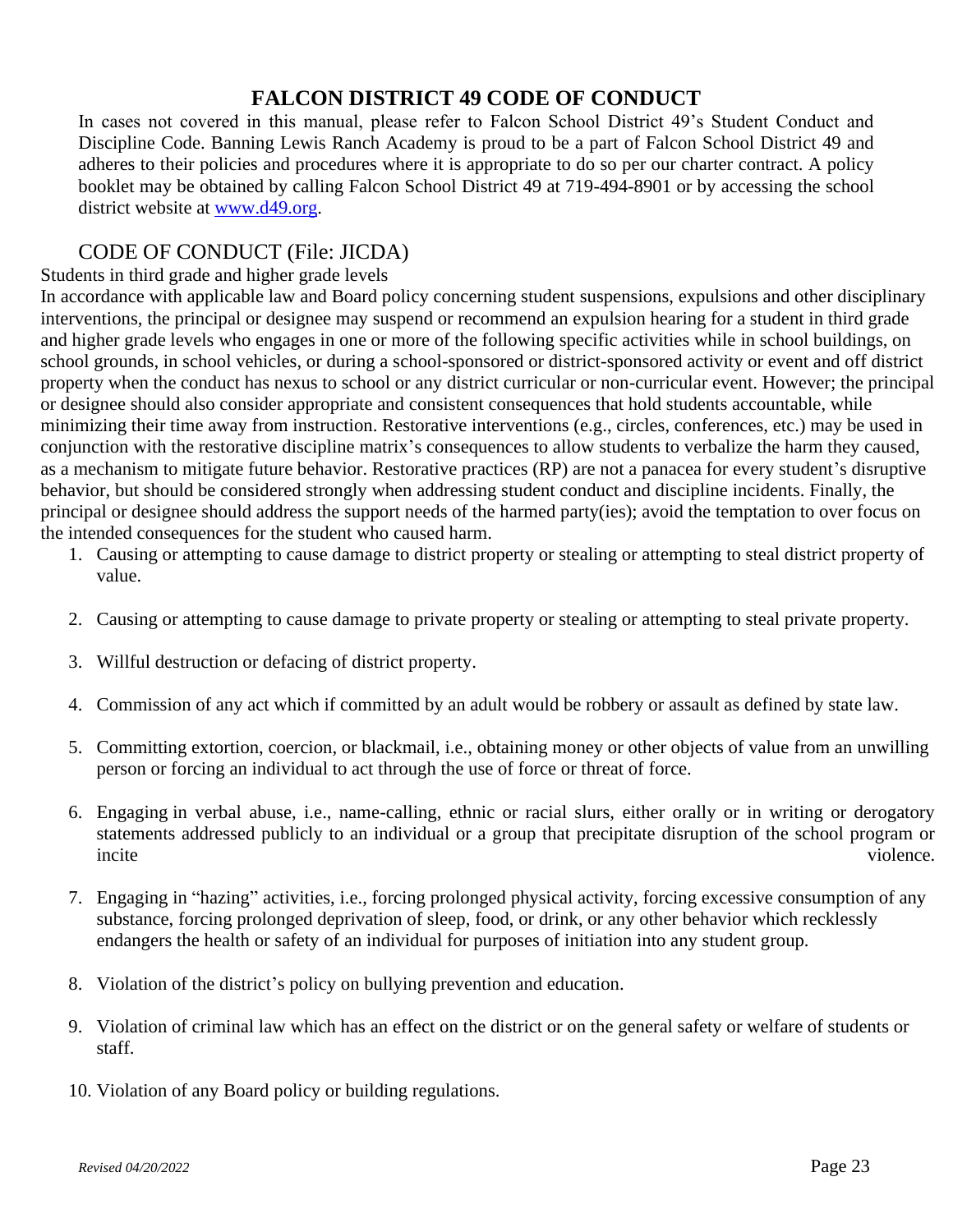# FALCON DISTRICT 49 CODE OF CONDUCT

In cases not covered in this manual, please refer to Falcon School District 49's Student Conduct and Discipline Code. Banning Lewis Ranch Academy is proud to be a part of Falcon School District 49 and adheres to their policies and procedures where it is appropriate to do so per our charter contract. A policy booklet may be obtained by calling Falcon School District 49 at 719-494-8901 or by accessing the school district website at [www.d49.org](http://www.d49.org).

## CODE OF CONDUCT (File: JICDA)

Students in third grade and higher grade levels

In accordance with applicable law and Board policy concerning student suspensions, expulsions and other disciplinary interventions, the principal or designee may suspend or recommend an expulsion hearing for a student in third grade and higher grade levels who engages in one or more of the following specific activities while in school buildings, on school grounds, in school vehicles, or during a school-sponsored or district-sponsored activity or event and off district property when the conduct has nexus to school or any district curricular or non-curricular event. However; the principal or designee should also consider appropriate and consistent consequences that hold students accountable, while minimizing their time away from instruction. Restorative interventions (e.g., circles, conferences, etc.) may be used in conjunction with the restorative discipline matrix's consequences to allow students to verbalize the harm they caused, as a mechanism to mitigate future behavior. Restorative practices (RP) are not a panacea for every student's disruptive behavior, but should be considered strongly when addressing student conduct and discipline incidents. Finally, the principal or designee should address the support needs of the harmed party(ies); avoid the temptation to over focus on the intended consequences for the student who caused harm.

1. Causing or attempting to cause damage to district property or stealing or attempting to steal district property of value.
2. Causing or attempting to cause damage to private property or stealing or attempting to steal private property.
3. Willful destruction or defacing of district property.
4. Commission of any act which if committed by an adult would be robbery or assault as defined by state law.
5. Committing extortion, coercion, or blackmail, i.e., obtaining money or other objects of value from an unwilling person or forcing an individual to act through the use of force or threat of force.
6. Engaging in verbal abuse, i.e., name-calling, ethnic or racial slurs, either orally or in writing or derogatory statements addressed publicly to an individual or a group that precipitate disruption of the school program or incite violence.
7. Engaging in "hazing" activities, i.e., forcing prolonged physical activity, forcing excessive consumption of any substance, forcing prolonged deprivation of sleep, food, or drink, or any other behavior which recklessly endangers the health or safety of an individual for purposes of initiation into any student group.
8. Violation of the district's policy on bullying prevention and education.
9. Violation of criminal law which has an effect on the district or on the general safety or welfare of students or staff.
10. Violation of any Board policy or building regulations.

*Revised 04/20/2022*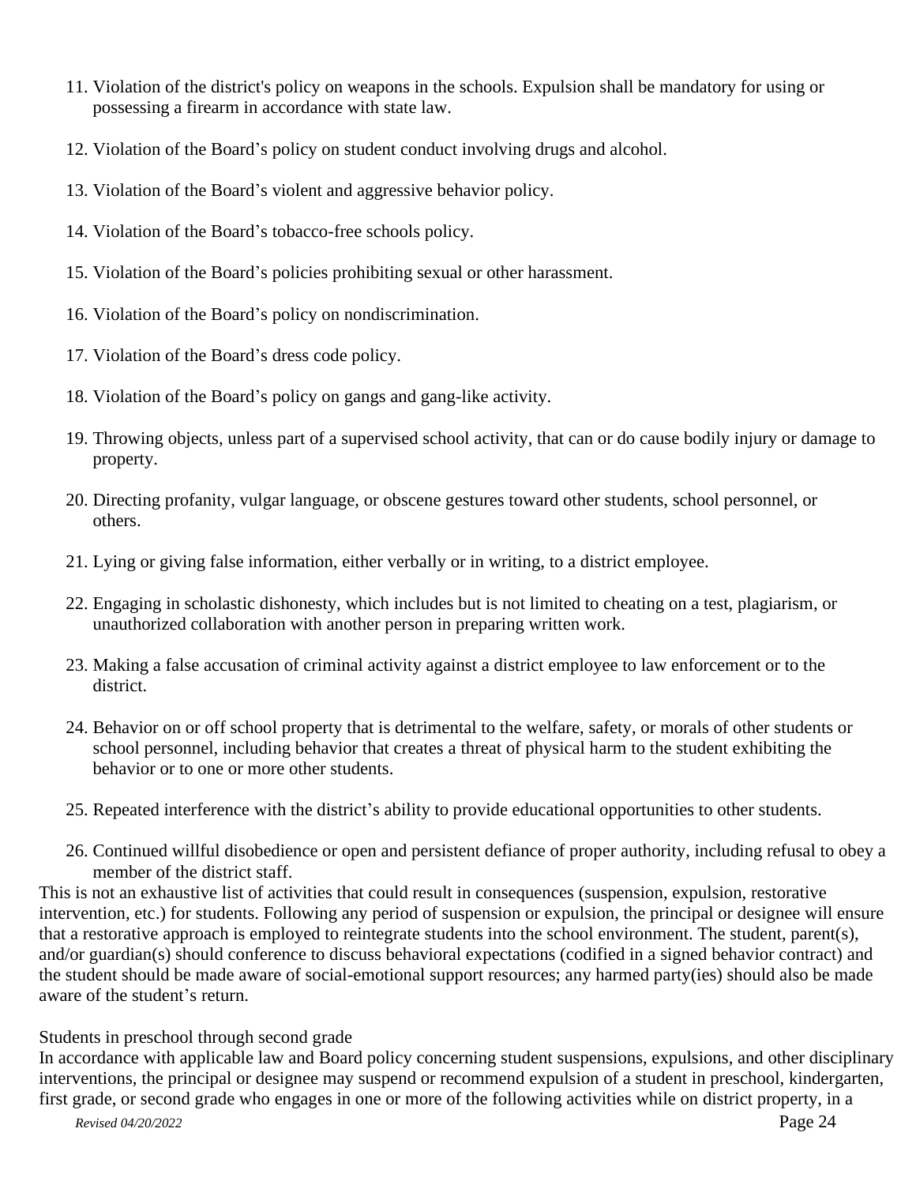11. Violation of the district's policy on weapons in the schools. Expulsion shall be mandatory for using or possessing a firearm in accordance with state law.

12. Violation of the Board's policy on student conduct involving drugs and alcohol.

13. Violation of the Board's violent and aggressive behavior policy.

14. Violation of the Board's tobacco-free schools policy.

15. Violation of the Board's policies prohibiting sexual or other harassment.

16. Violation of the Board's policy on nondiscrimination.

17. Violation of the Board's dress code policy.

18. Violation of the Board's policy on gangs and gang-like activity.

19. Throwing objects, unless part of a supervised school activity, that can or do cause bodily injury or damage to property.

20. Directing profanity, vulgar language, or obscene gestures toward other students, school personnel, or others.

21. Lying or giving false information, either verbally or in writing, to a district employee.

22. Engaging in scholastic dishonesty, which includes but is not limited to cheating on a test, plagiarism, or unauthorized collaboration with another person in preparing written work.

23. Making a false accusation of criminal activity against a district employee to law enforcement or to the district.

24. Behavior on or off school property that is detrimental to the welfare, safety, or morals of other students or school personnel, including behavior that creates a threat of physical harm to the student exhibiting the behavior or to one or more other students.

25. Repeated interference with the district's ability to provide educational opportunities to other students.

26. Continued willful disobedience or open and persistent defiance of proper authority, including refusal to obey a member of the district staff.

This is not an exhaustive list of activities that could result in consequences (suspension, expulsion, restorative intervention, etc.) for students. Following any period of suspension or expulsion, the principal or designee will ensure that a restorative approach is employed to reintegrate students into the school environment. The student, parent(s), and/or guardian(s) should conference to discuss behavioral expectations (codified in a signed behavior contract) and the student should be made aware of social-emotional support resources; any harmed party(ies) should also be made aware of the student's return.

Students in preschool through second grade

In accordance with applicable law and Board policy concerning student suspensions, expulsions, and other disciplinary interventions, the principal or designee may suspend or recommend expulsion of a student in preschool, kindergarten, first grade, or second grade who engages in one or more of the following activities while on district property, in a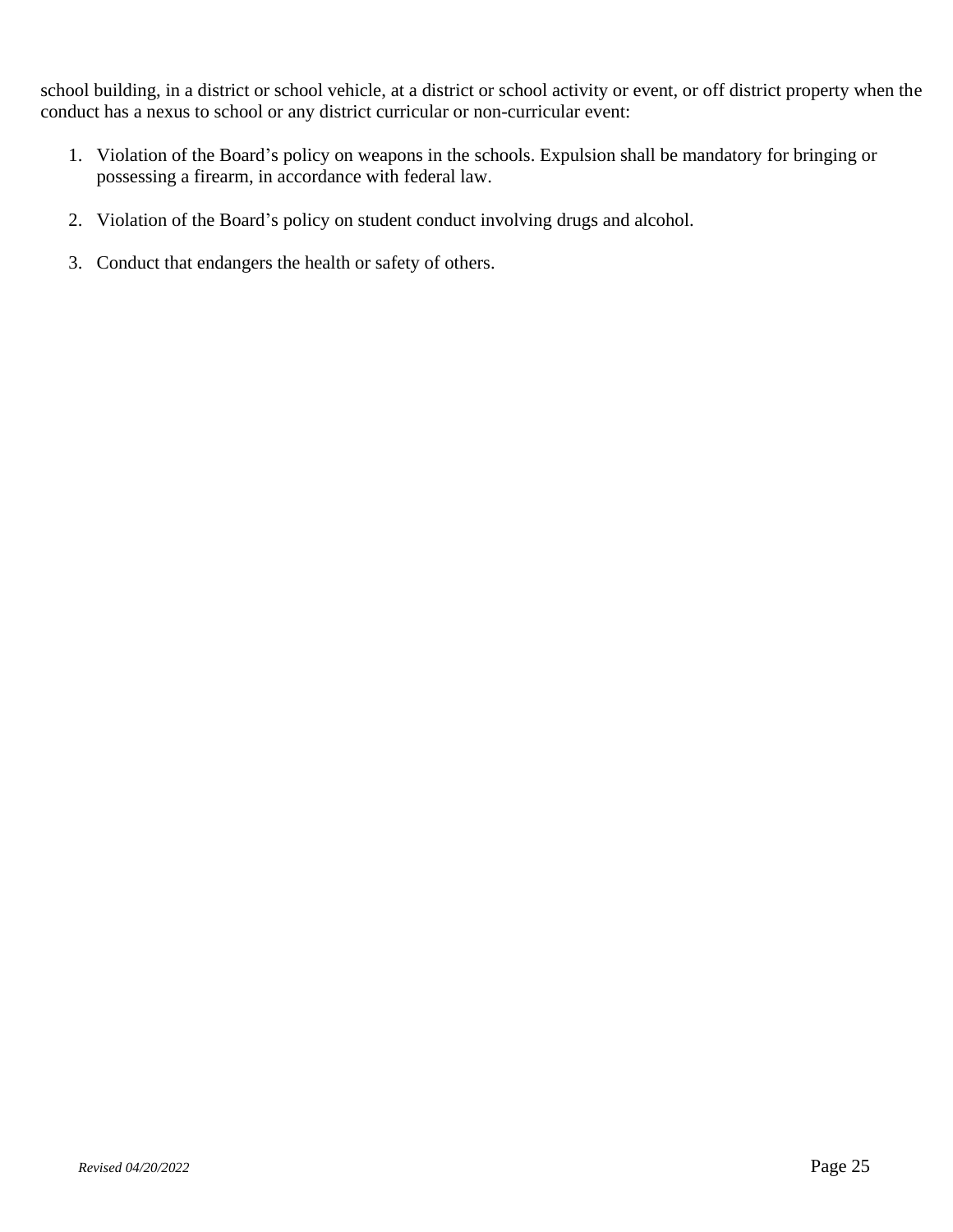school building, in a district or school vehicle, at a district or school activity or event, or off district property when the conduct has a nexus to school or any district curricular or non-curricular event:

1. Violation of the Board's policy on weapons in the schools. Expulsion shall be mandatory for bringing or possessing a firearm, in accordance with federal law.

2. Violation of the Board's policy on student conduct involving drugs and alcohol.

3. Conduct that endangers the health or safety of others.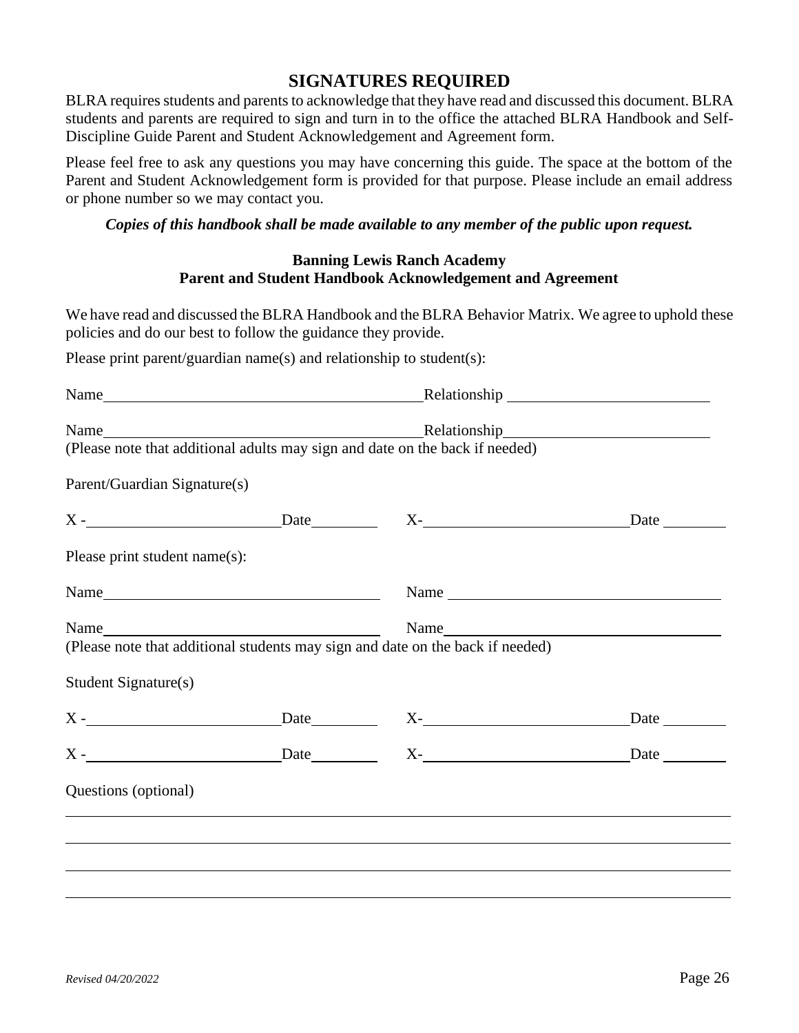## SIGNATURES REQUIRED

BLRA requires students and parents to acknowledge that they have read and discussed this document. BLRA students and parents are required to sign and turn in to the office the attached BLRA Handbook and Self-Discipline Guide Parent and Student Acknowledgement and Agreement form.

Please feel free to ask any questions you may have concerning this guide. The space at the bottom of the Parent and Student Acknowledgement form is provided for that purpose. Please include an email address or phone number so we may contact you.

***Copies of this handbook shall be made available to any member of the public upon request.***

**Banning Lewis Ranch Academy**
**Parent and Student Handbook Acknowledgement and Agreement**

We have read and discussed the BLRA Handbook and the BLRA Behavior Matrix. We agree to uphold these policies and do our best to follow the guidance they provide.

Please print parent/guardian name(s) and relationship to student(s):

Name______________________________________ Relationship ________________________

Name______________________________________ Relationship________________________
(Please note that additional adults may sign and date on the back if needed)

Parent/Guardian Signature(s)

X -________________________ Date_________ X-__________________________ Date ________

Please print student name(s):

Name__________________________________ Name __________________________________

Name__________________________________ Name__________________________________
(Please note that additional students may sign and date on the back if needed)

Student Signature(s)

X -________________________ Date_________ X-__________________________ Date ________

X -________________________ Date_________ X-__________________________ Date ________

Questions (optional)

_____________________________________________________________________________

_____________________________________________________________________________

_____________________________________________________________________________

_____________________________________________________________________________

*Revised 04/20/2022*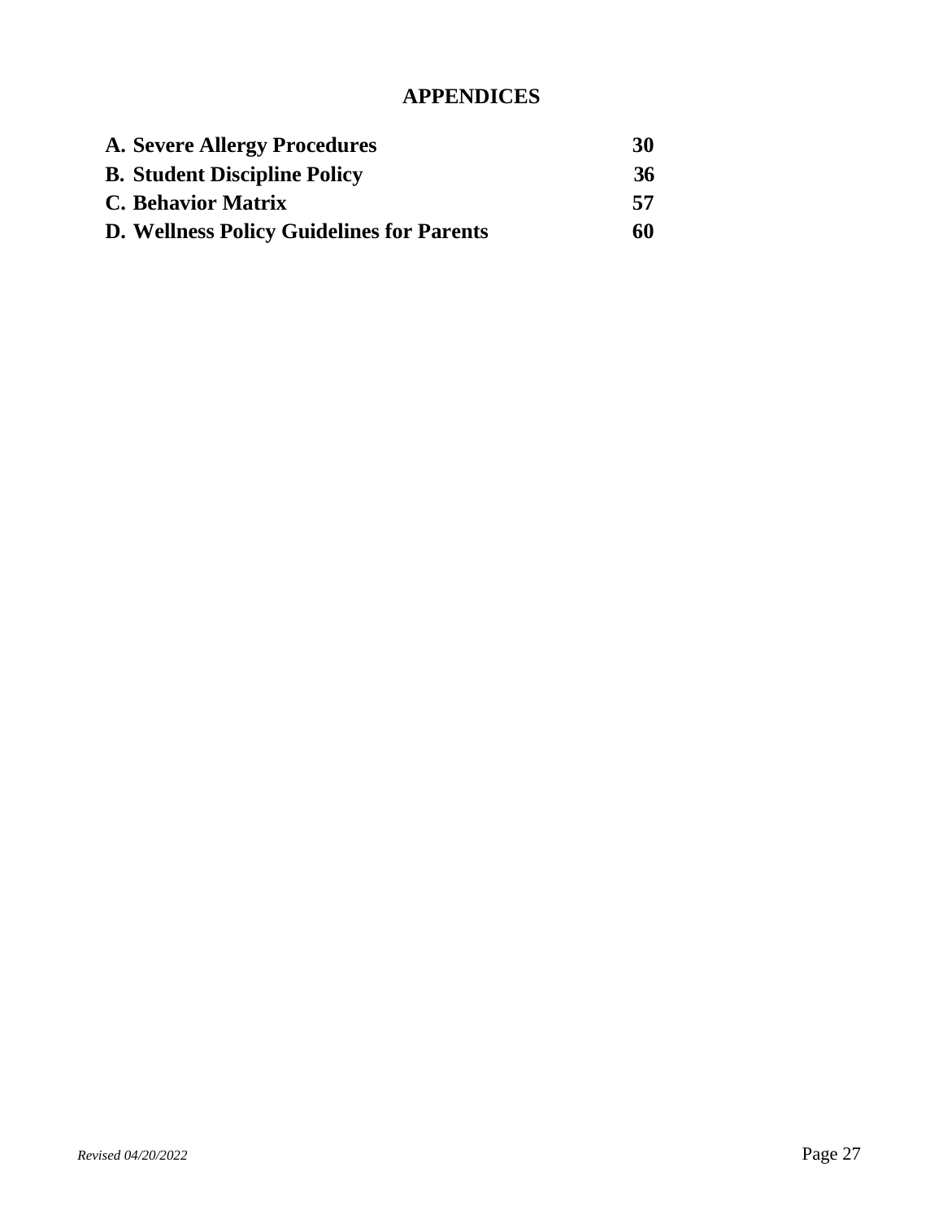# APPENDICES

| | |
|---|---|
| **A. Severe Allergy Procedures** | **30** |
| **B. Student Discipline Policy** | **36** |
| **C. Behavior Matrix** | **57** |
| **D. Wellness Policy Guidelines for Parents** | **60** |

*Revised 04/20/2022*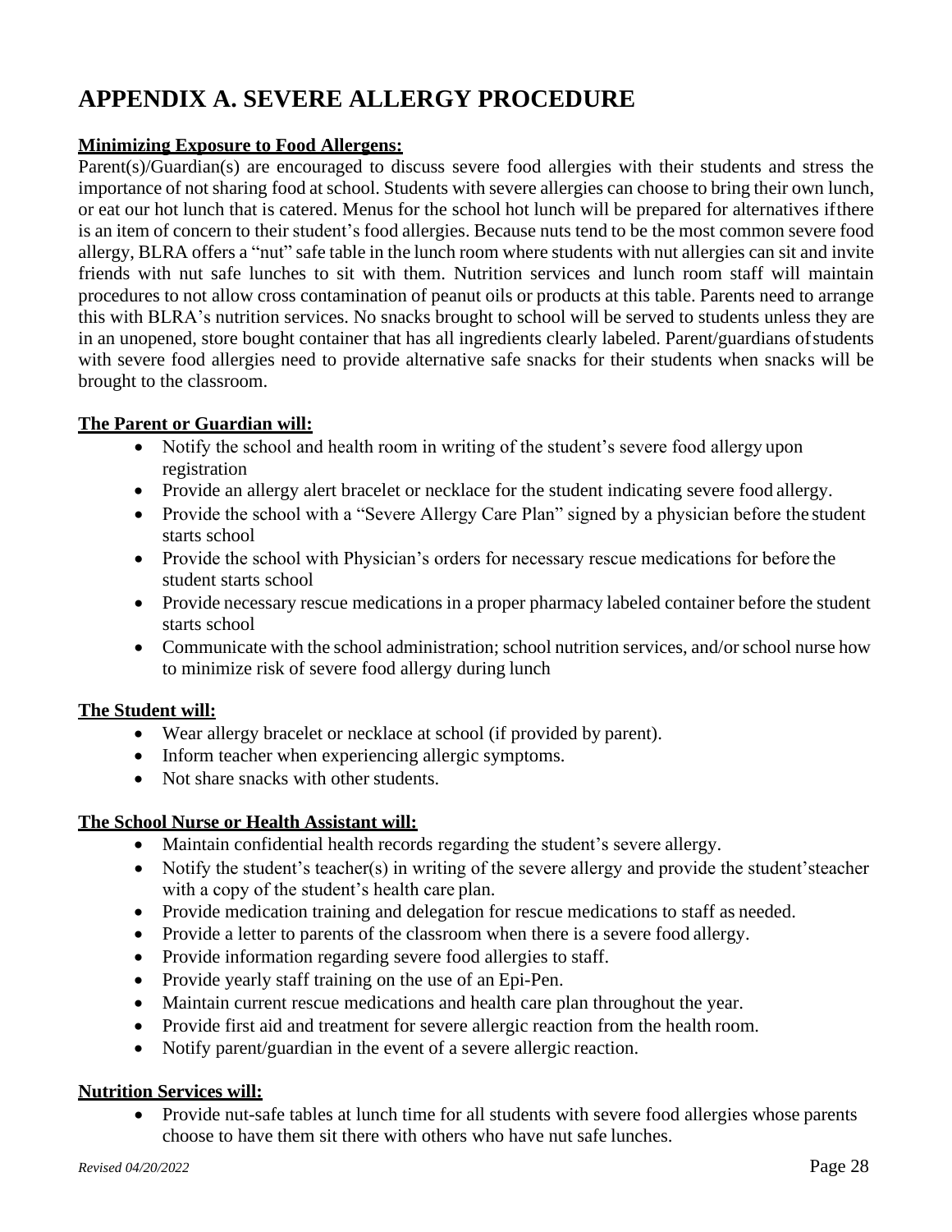# APPENDIX A. SEVERE ALLERGY PROCEDURE

**Minimizing Exposure to Food Allergens:**

Parent(s)/Guardian(s) are encouraged to discuss severe food allergies with their students and stress the importance of not sharing food at school. Students with severe allergies can choose to bring their own lunch, or eat our hot lunch that is catered. Menus for the school hot lunch will be prepared for alternatives if there is an item of concern to their student's food allergies. Because nuts tend to be the most common severe food allergy, BLRA offers a "nut" safe table in the lunch room where students with nut allergies can sit and invite friends with nut safe lunches to sit with them. Nutrition services and lunch room staff will maintain procedures to not allow cross contamination of peanut oils or products at this table. Parents need to arrange this with BLRA's nutrition services. No snacks brought to school will be served to students unless they are in an unopened, store bought container that has all ingredients clearly labeled. Parent/guardians of students with severe food allergies need to provide alternative safe snacks for their students when snacks will be brought to the classroom.

**The Parent or Guardian will:**

- Notify the school and health room in writing of the student's severe food allergy upon registration
- Provide an allergy alert bracelet or necklace for the student indicating severe food allergy.
- Provide the school with a "Severe Allergy Care Plan" signed by a physician before the student starts school
- Provide the school with Physician's orders for necessary rescue medications for before the student starts school
- Provide necessary rescue medications in a proper pharmacy labeled container before the student starts school
- Communicate with the school administration; school nutrition services, and/or school nurse how to minimize risk of severe food allergy during lunch

**The Student will:**

- Wear allergy bracelet or necklace at school (if provided by parent).
- Inform teacher when experiencing allergic symptoms.
- Not share snacks with other students.

**The School Nurse or Health Assistant will:**

- Maintain confidential health records regarding the student's severe allergy.
- Notify the student's teacher(s) in writing of the severe allergy and provide the student's teacher with a copy of the student's health care plan.
- Provide medication training and delegation for rescue medications to staff as needed.
- Provide a letter to parents of the classroom when there is a severe food allergy.
- Provide information regarding severe food allergies to staff.
- Provide yearly staff training on the use of an Epi-Pen.
- Maintain current rescue medications and health care plan throughout the year.
- Provide first aid and treatment for severe allergic reaction from the health room.
- Notify parent/guardian in the event of a severe allergic reaction.

**Nutrition Services will:**

- Provide nut-safe tables at lunch time for all students with severe food allergies whose parents choose to have them sit there with others who have nut safe lunches.

*Revised 04/20/2022*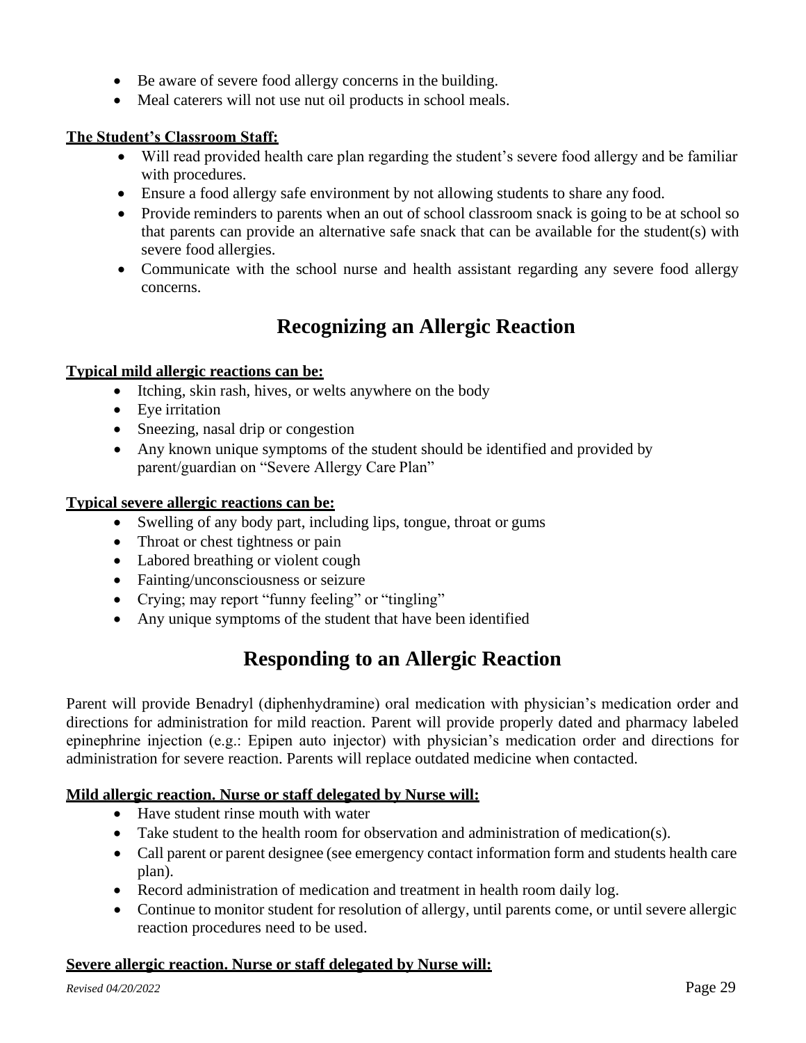- Be aware of severe food allergy concerns in the building.
- Meal caterers will not use nut oil products in school meals.

**The Student's Classroom Staff:**

- Will read provided health care plan regarding the student's severe food allergy and be familiar with procedures.
- Ensure a food allergy safe environment by not allowing students to share any food.
- Provide reminders to parents when an out of school classroom snack is going to be at school so that parents can provide an alternative safe snack that can be available for the student(s) with severe food allergies.
- Communicate with the school nurse and health assistant regarding any severe food allergy concerns.

## Recognizing an Allergic Reaction

**Typical mild allergic reactions can be:**

- Itching, skin rash, hives, or welts anywhere on the body
- Eye irritation
- Sneezing, nasal drip or congestion
- Any known unique symptoms of the student should be identified and provided by parent/guardian on "Severe Allergy Care Plan"

**Typical severe allergic reactions can be:**

- Swelling of any body part, including lips, tongue, throat or gums
- Throat or chest tightness or pain
- Labored breathing or violent cough
- Fainting/unconsciousness or seizure
- Crying; may report "funny feeling" or "tingling"
- Any unique symptoms of the student that have been identified

## Responding to an Allergic Reaction

Parent will provide Benadryl (diphenhydramine) oral medication with physician's medication order and directions for administration for mild reaction. Parent will provide properly dated and pharmacy labeled epinephrine injection (e.g.: Epipen auto injector) with physician's medication order and directions for administration for severe reaction. Parents will replace outdated medicine when contacted.

**Mild allergic reaction. Nurse or staff delegated by Nurse will:**

- Have student rinse mouth with water
- Take student to the health room for observation and administration of medication(s).
- Call parent or parent designee (see emergency contact information form and students health care plan).
- Record administration of medication and treatment in health room daily log.
- Continue to monitor student for resolution of allergy, until parents come, or until severe allergic reaction procedures need to be used.

**Severe allergic reaction. Nurse or staff delegated by Nurse will:**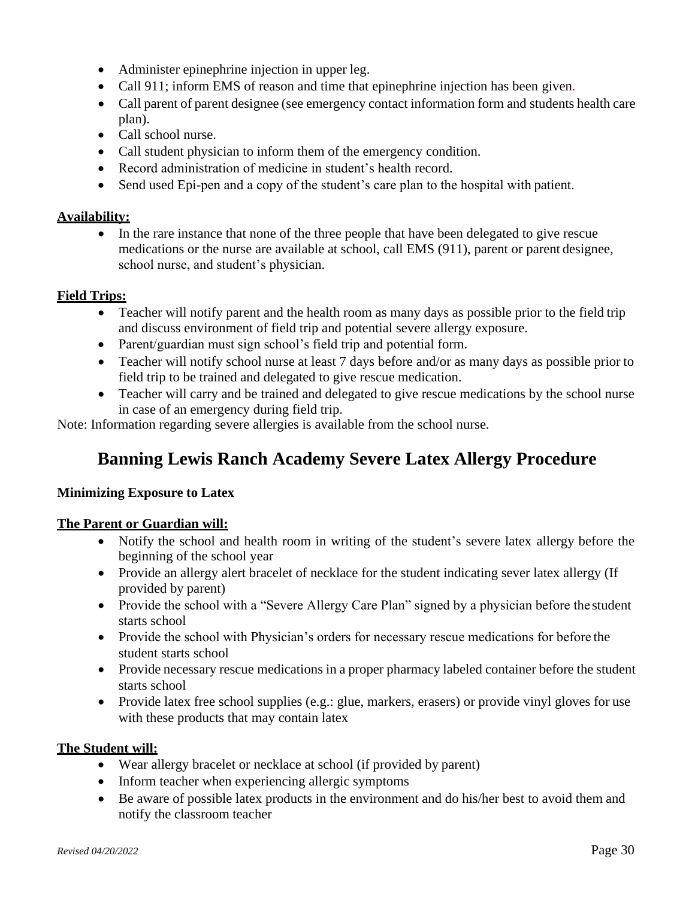- Administer epinephrine injection in upper leg.
- Call 911; inform EMS of reason and time that epinephrine injection has been given.
- Call parent of parent designee (see emergency contact information form and students health care plan).
- Call school nurse.
- Call student physician to inform them of the emergency condition.
- Record administration of medicine in student's health record.
- Send used Epi-pen and a copy of the student's care plan to the hospital with patient.

**Availability:**

- In the rare instance that none of the three people that have been delegated to give rescue medications or the nurse are available at school, call EMS (911), parent or parent designee, school nurse, and student's physician.

**Field Trips:**

- Teacher will notify parent and the health room as many days as possible prior to the field trip and discuss environment of field trip and potential severe allergy exposure.
- Parent/guardian must sign school's field trip and potential form.
- Teacher will notify school nurse at least 7 days before and/or as many days as possible prior to field trip to be trained and delegated to give rescue medication.
- Teacher will carry and be trained and delegated to give rescue medications by the school nurse in case of an emergency during field trip.

Note: Information regarding severe allergies is available from the school nurse.

## Banning Lewis Ranch Academy Severe Latex Allergy Procedure

**Minimizing Exposure to Latex**

**The Parent or Guardian will:**

- Notify the school and health room in writing of the student's severe latex allergy before the beginning of the school year
- Provide an allergy alert bracelet of necklace for the student indicating sever latex allergy (If provided by parent)
- Provide the school with a "Severe Allergy Care Plan" signed by a physician before the student starts school
- Provide the school with Physician's orders for necessary rescue medications for before the student starts school
- Provide necessary rescue medications in a proper pharmacy labeled container before the student starts school
- Provide latex free school supplies (e.g.: glue, markers, erasers) or provide vinyl gloves for use with these products that may contain latex

**The Student will:**

- Wear allergy bracelet or necklace at school (if provided by parent)
- Inform teacher when experiencing allergic symptoms
- Be aware of possible latex products in the environment and do his/her best to avoid them and notify the classroom teacher

*Revised 04/20/2022*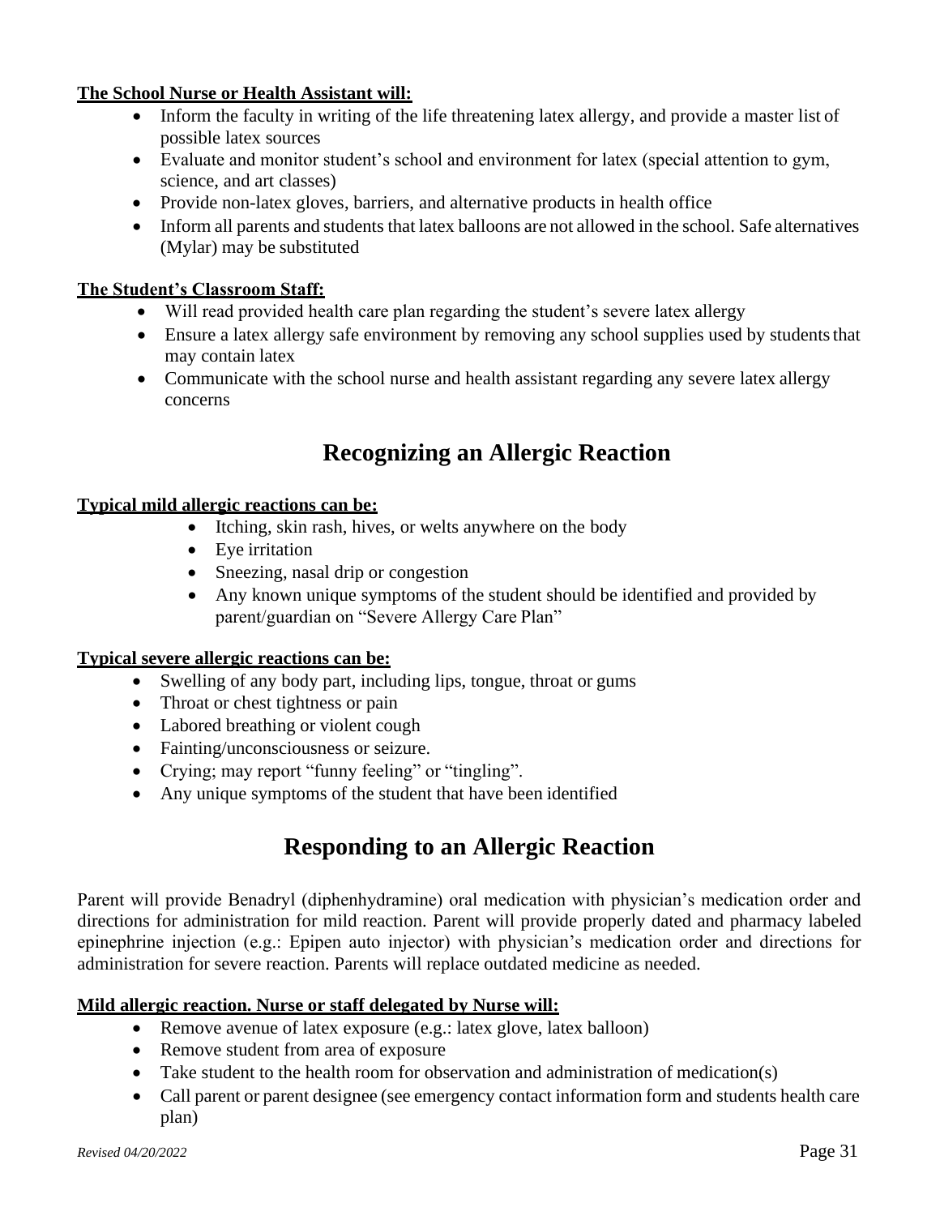**The School Nurse or Health Assistant will:**

- Inform the faculty in writing of the life threatening latex allergy, and provide a master list of possible latex sources
- Evaluate and monitor student's school and environment for latex (special attention to gym, science, and art classes)
- Provide non-latex gloves, barriers, and alternative products in health office
- Inform all parents and students that latex balloons are not allowed in the school. Safe alternatives (Mylar) may be substituted

**The Student's Classroom Staff:**

- Will read provided health care plan regarding the student's severe latex allergy
- Ensure a latex allergy safe environment by removing any school supplies used by students that may contain latex
- Communicate with the school nurse and health assistant regarding any severe latex allergy concerns

## Recognizing an Allergic Reaction

**Typical mild allergic reactions can be:**

- Itching, skin rash, hives, or welts anywhere on the body
- Eye irritation
- Sneezing, nasal drip or congestion
- Any known unique symptoms of the student should be identified and provided by parent/guardian on "Severe Allergy Care Plan"

**Typical severe allergic reactions can be:**

- Swelling of any body part, including lips, tongue, throat or gums
- Throat or chest tightness or pain
- Labored breathing or violent cough
- Fainting/unconsciousness or seizure.
- Crying; may report "funny feeling" or "tingling".
- Any unique symptoms of the student that have been identified

## Responding to an Allergic Reaction

Parent will provide Benadryl (diphenhydramine) oral medication with physician's medication order and directions for administration for mild reaction. Parent will provide properly dated and pharmacy labeled epinephrine injection (e.g.: Epipen auto injector) with physician's medication order and directions for administration for severe reaction. Parents will replace outdated medicine as needed.

**Mild allergic reaction. Nurse or staff delegated by Nurse will:**

- Remove avenue of latex exposure (e.g.: latex glove, latex balloon)
- Remove student from area of exposure
- Take student to the health room for observation and administration of medication(s)
- Call parent or parent designee (see emergency contact information form and students health care plan)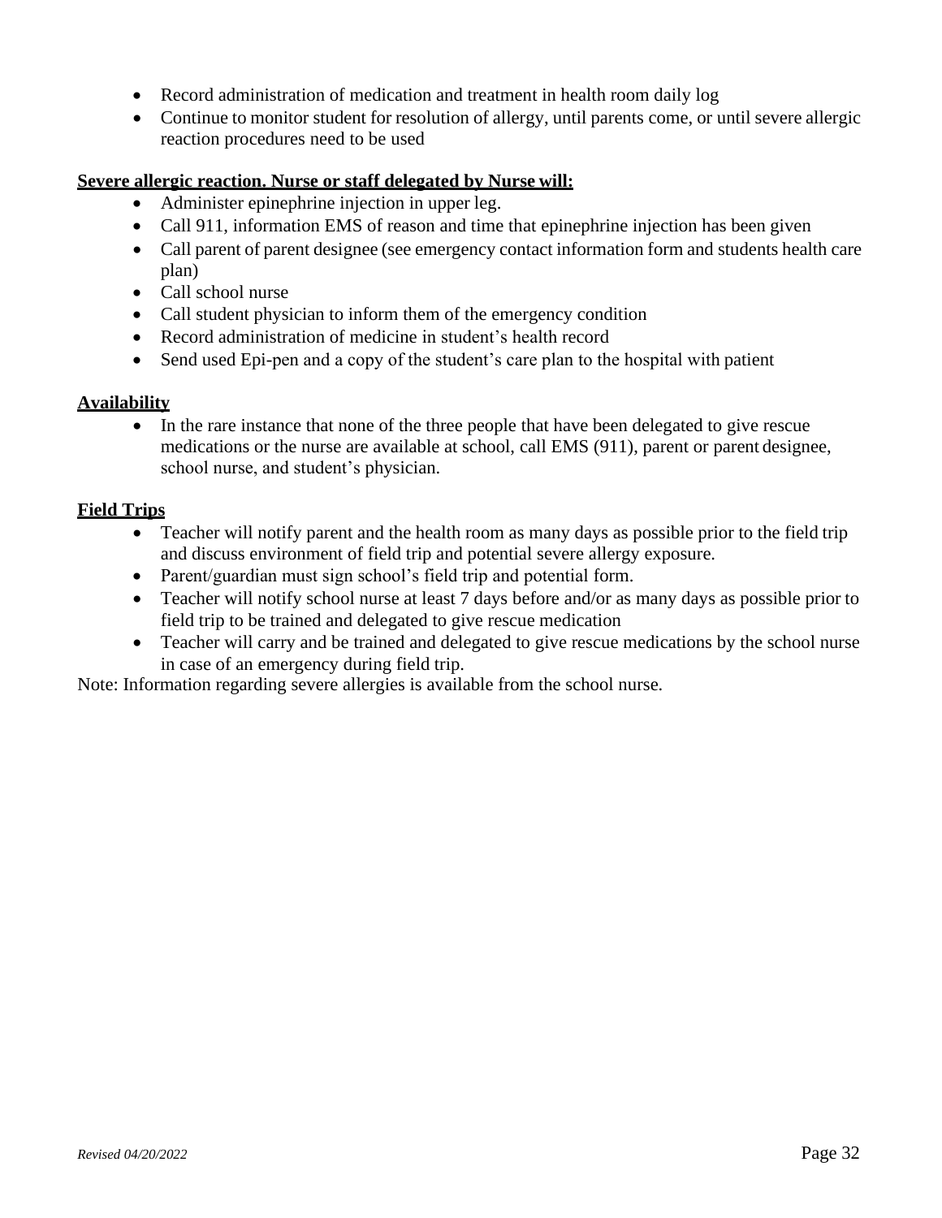- Record administration of medication and treatment in health room daily log
- Continue to monitor student for resolution of allergy, until parents come, or until severe allergic reaction procedures need to be used

**Severe allergic reaction. Nurse or staff delegated by Nurse will:**

- Administer epinephrine injection in upper leg.
- Call 911, information EMS of reason and time that epinephrine injection has been given
- Call parent of parent designee (see emergency contact information form and students health care plan)
- Call school nurse
- Call student physician to inform them of the emergency condition
- Record administration of medicine in student's health record
- Send used Epi-pen and a copy of the student's care plan to the hospital with patient

**Availability**

- In the rare instance that none of the three people that have been delegated to give rescue medications or the nurse are available at school, call EMS (911), parent or parent designee, school nurse, and student's physician.

**Field Trips**

- Teacher will notify parent and the health room as many days as possible prior to the field trip and discuss environment of field trip and potential severe allergy exposure.
- Parent/guardian must sign school's field trip and potential form.
- Teacher will notify school nurse at least 7 days before and/or as many days as possible prior to field trip to be trained and delegated to give rescue medication
- Teacher will carry and be trained and delegated to give rescue medications by the school nurse in case of an emergency during field trip.

Note: Information regarding severe allergies is available from the school nurse.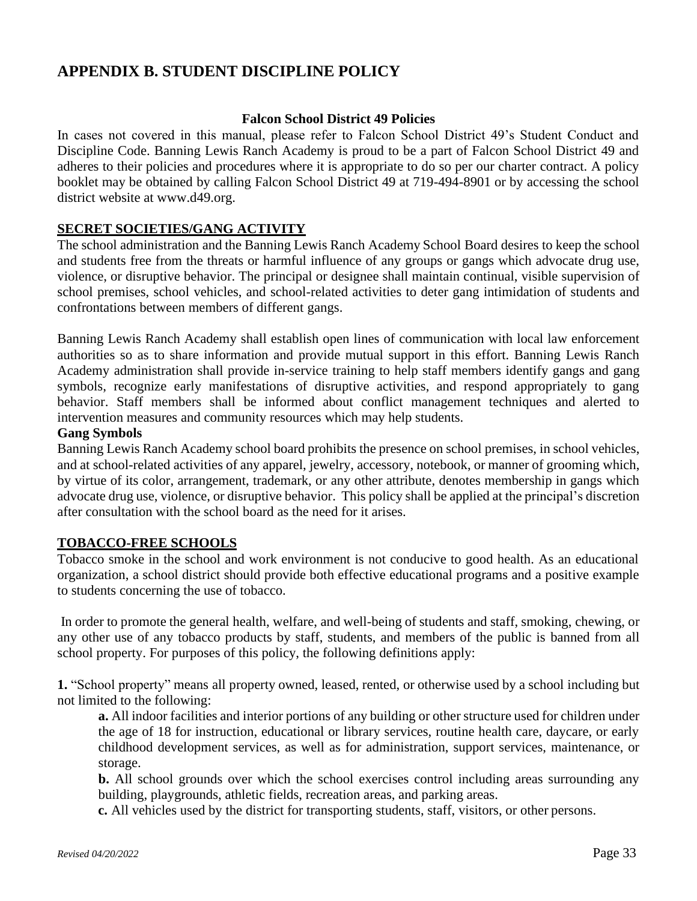# APPENDIX B. STUDENT DISCIPLINE POLICY

**Falcon School District 49 Policies**

In cases not covered in this manual, please refer to Falcon School District 49's Student Conduct and Discipline Code. Banning Lewis Ranch Academy is proud to be a part of Falcon School District 49 and adheres to their policies and procedures where it is appropriate to do so per our charter contract. A policy booklet may be obtained by calling Falcon School District 49 at 719-494-8901 or by accessing the school district website at www.d49.org.

## SECRET SOCIETIES/GANG ACTIVITY

The school administration and the Banning Lewis Ranch Academy School Board desires to keep the school and students free from the threats or harmful influence of any groups or gangs which advocate drug use, violence, or disruptive behavior. The principal or designee shall maintain continual, visible supervision of school premises, school vehicles, and school-related activities to deter gang intimidation of students and confrontations between members of different gangs.

Banning Lewis Ranch Academy shall establish open lines of communication with local law enforcement authorities so as to share information and provide mutual support in this effort. Banning Lewis Ranch Academy administration shall provide in-service training to help staff members identify gangs and gang symbols, recognize early manifestations of disruptive activities, and respond appropriately to gang behavior. Staff members shall be informed about conflict management techniques and alerted to intervention measures and community resources which may help students.

**Gang Symbols**

Banning Lewis Ranch Academy school board prohibits the presence on school premises, in school vehicles, and at school-related activities of any apparel, jewelry, accessory, notebook, or manner of grooming which, by virtue of its color, arrangement, trademark, or any other attribute, denotes membership in gangs which advocate drug use, violence, or disruptive behavior. This policy shall be applied at the principal's discretion after consultation with the school board as the need for it arises.

## TOBACCO-FREE SCHOOLS

Tobacco smoke in the school and work environment is not conducive to good health. As an educational organization, a school district should provide both effective educational programs and a positive example to students concerning the use of tobacco.

In order to promote the general health, welfare, and well-being of students and staff, smoking, chewing, or any other use of any tobacco products by staff, students, and members of the public is banned from all school property. For purposes of this policy, the following definitions apply:

**1.** "School property" means all property owned, leased, rented, or otherwise used by a school including but not limited to the following:

- **a.** All indoor facilities and interior portions of any building or other structure used for children under the age of 18 for instruction, educational or library services, routine health care, daycare, or early childhood development services, as well as for administration, support services, maintenance, or storage.
- **b.** All school grounds over which the school exercises control including areas surrounding any building, playgrounds, athletic fields, recreation areas, and parking areas.
- **c.** All vehicles used by the district for transporting students, staff, visitors, or other persons.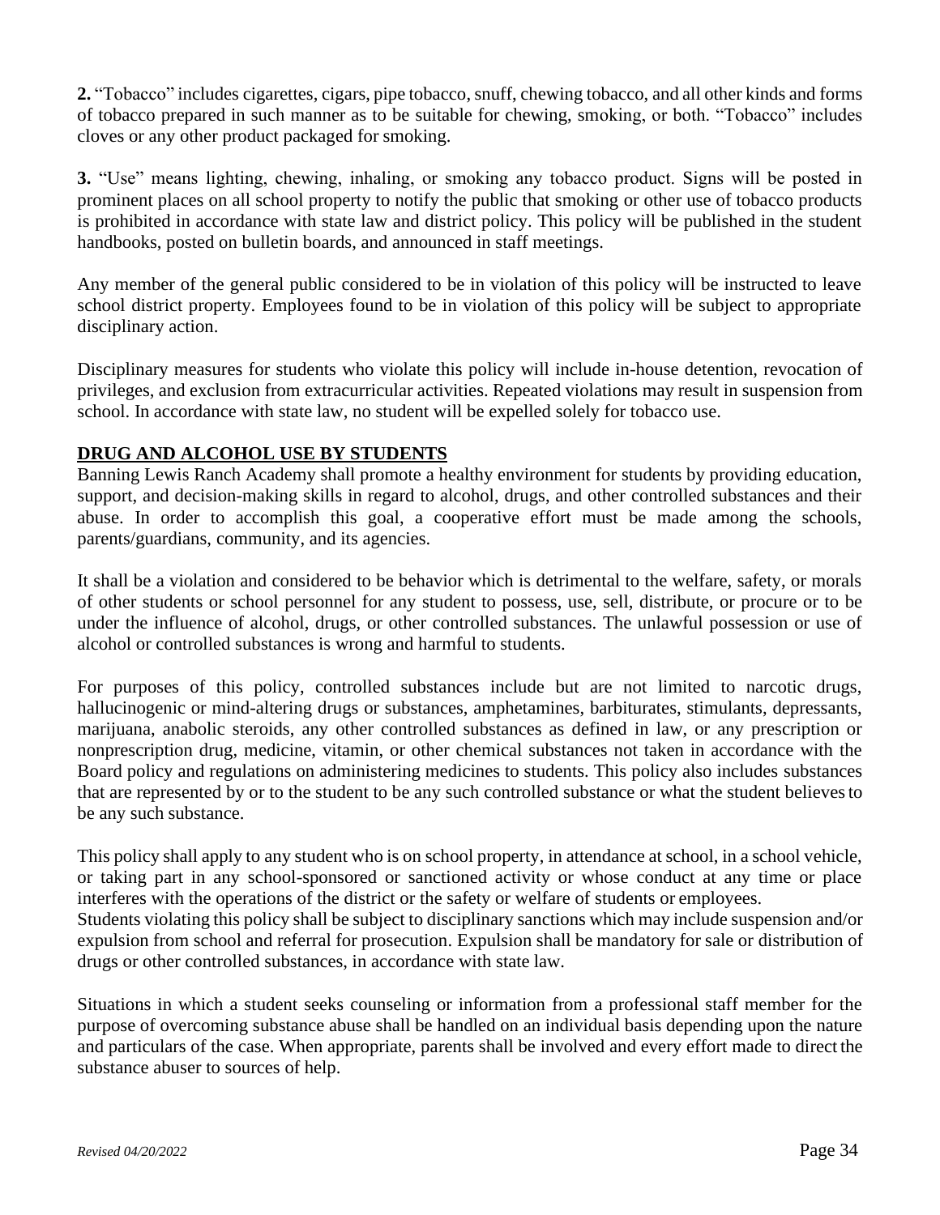**2.** "Tobacco" includes cigarettes, cigars, pipe tobacco, snuff, chewing tobacco, and all other kinds and forms of tobacco prepared in such manner as to be suitable for chewing, smoking, or both. "Tobacco" includes cloves or any other product packaged for smoking.

**3.** "Use" means lighting, chewing, inhaling, or smoking any tobacco product. Signs will be posted in prominent places on all school property to notify the public that smoking or other use of tobacco products is prohibited in accordance with state law and district policy. This policy will be published in the student handbooks, posted on bulletin boards, and announced in staff meetings.

Any member of the general public considered to be in violation of this policy will be instructed to leave school district property. Employees found to be in violation of this policy will be subject to appropriate disciplinary action.

Disciplinary measures for students who violate this policy will include in-house detention, revocation of privileges, and exclusion from extracurricular activities. Repeated violations may result in suspension from school. In accordance with state law, no student will be expelled solely for tobacco use.

## DRUG AND ALCOHOL USE BY STUDENTS

Banning Lewis Ranch Academy shall promote a healthy environment for students by providing education, support, and decision-making skills in regard to alcohol, drugs, and other controlled substances and their abuse. In order to accomplish this goal, a cooperative effort must be made among the schools, parents/guardians, community, and its agencies.

It shall be a violation and considered to be behavior which is detrimental to the welfare, safety, or morals of other students or school personnel for any student to possess, use, sell, distribute, or procure or to be under the influence of alcohol, drugs, or other controlled substances. The unlawful possession or use of alcohol or controlled substances is wrong and harmful to students.

For purposes of this policy, controlled substances include but are not limited to narcotic drugs, hallucinogenic or mind-altering drugs or substances, amphetamines, barbiturates, stimulants, depressants, marijuana, anabolic steroids, any other controlled substances as defined in law, or any prescription or nonprescription drug, medicine, vitamin, or other chemical substances not taken in accordance with the Board policy and regulations on administering medicines to students. This policy also includes substances that are represented by or to the student to be any such controlled substance or what the student believes to be any such substance.

This policy shall apply to any student who is on school property, in attendance at school, in a school vehicle, or taking part in any school-sponsored or sanctioned activity or whose conduct at any time or place interferes with the operations of the district or the safety or welfare of students or employees.
Students violating this policy shall be subject to disciplinary sanctions which may include suspension and/or expulsion from school and referral for prosecution. Expulsion shall be mandatory for sale or distribution of drugs or other controlled substances, in accordance with state law.

Situations in which a student seeks counseling or information from a professional staff member for the purpose of overcoming substance abuse shall be handled on an individual basis depending upon the nature and particulars of the case. When appropriate, parents shall be involved and every effort made to direct the substance abuser to sources of help.

*Revised 04/20/2022*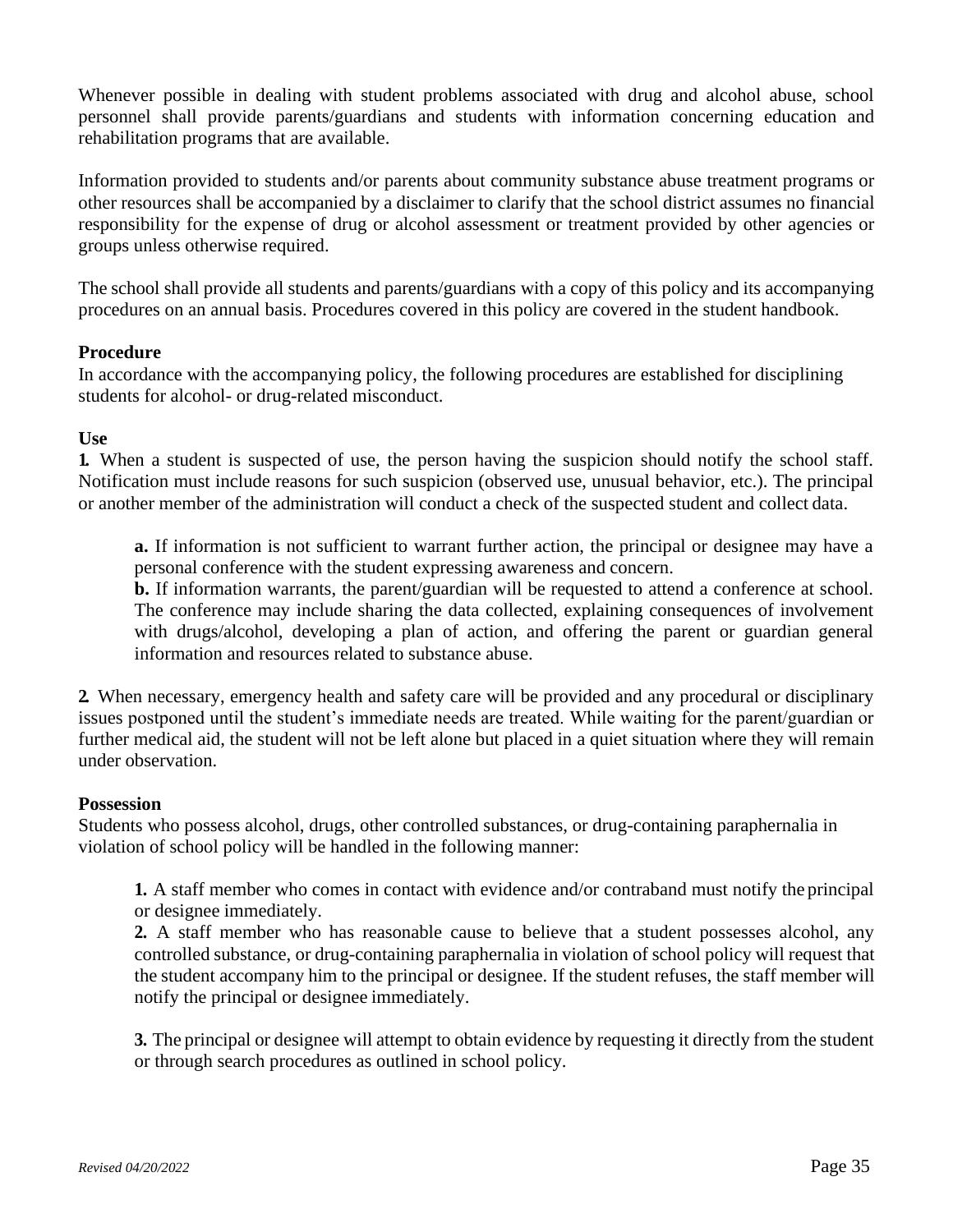Whenever possible in dealing with student problems associated with drug and alcohol abuse, school personnel shall provide parents/guardians and students with information concerning education and rehabilitation programs that are available.

Information provided to students and/or parents about community substance abuse treatment programs or other resources shall be accompanied by a disclaimer to clarify that the school district assumes no financial responsibility for the expense of drug or alcohol assessment or treatment provided by other agencies or groups unless otherwise required.

The school shall provide all students and parents/guardians with a copy of this policy and its accompanying procedures on an annual basis. Procedures covered in this policy are covered in the student handbook.

**Procedure**

In accordance with the accompanying policy, the following procedures are established for disciplining students for alcohol- or drug-related misconduct.

**Use**

**1.** When a student is suspected of use, the person having the suspicion should notify the school staff. Notification must include reasons for such suspicion (observed use, unusual behavior, etc.). The principal or another member of the administration will conduct a check of the suspected student and collect data.

> **a.** If information is not sufficient to warrant further action, the principal or designee may have a personal conference with the student expressing awareness and concern.
>
> **b.** If information warrants, the parent/guardian will be requested to attend a conference at school. The conference may include sharing the data collected, explaining consequences of involvement with drugs/alcohol, developing a plan of action, and offering the parent or guardian general information and resources related to substance abuse.

**2.** When necessary, emergency health and safety care will be provided and any procedural or disciplinary issues postponed until the student's immediate needs are treated. While waiting for the parent/guardian or further medical aid, the student will not be left alone but placed in a quiet situation where they will remain under observation.

**Possession**

Students who possess alcohol, drugs, other controlled substances, or drug-containing paraphernalia in violation of school policy will be handled in the following manner:

> **1.** A staff member who comes in contact with evidence and/or contraband must notify the principal or designee immediately.
>
> **2.** A staff member who has reasonable cause to believe that a student possesses alcohol, any controlled substance, or drug-containing paraphernalia in violation of school policy will request that the student accompany him to the principal or designee. If the student refuses, the staff member will notify the principal or designee immediately.
>
> **3.** The principal or designee will attempt to obtain evidence by requesting it directly from the student or through search procedures as outlined in school policy.

*Revised 04/20/2022*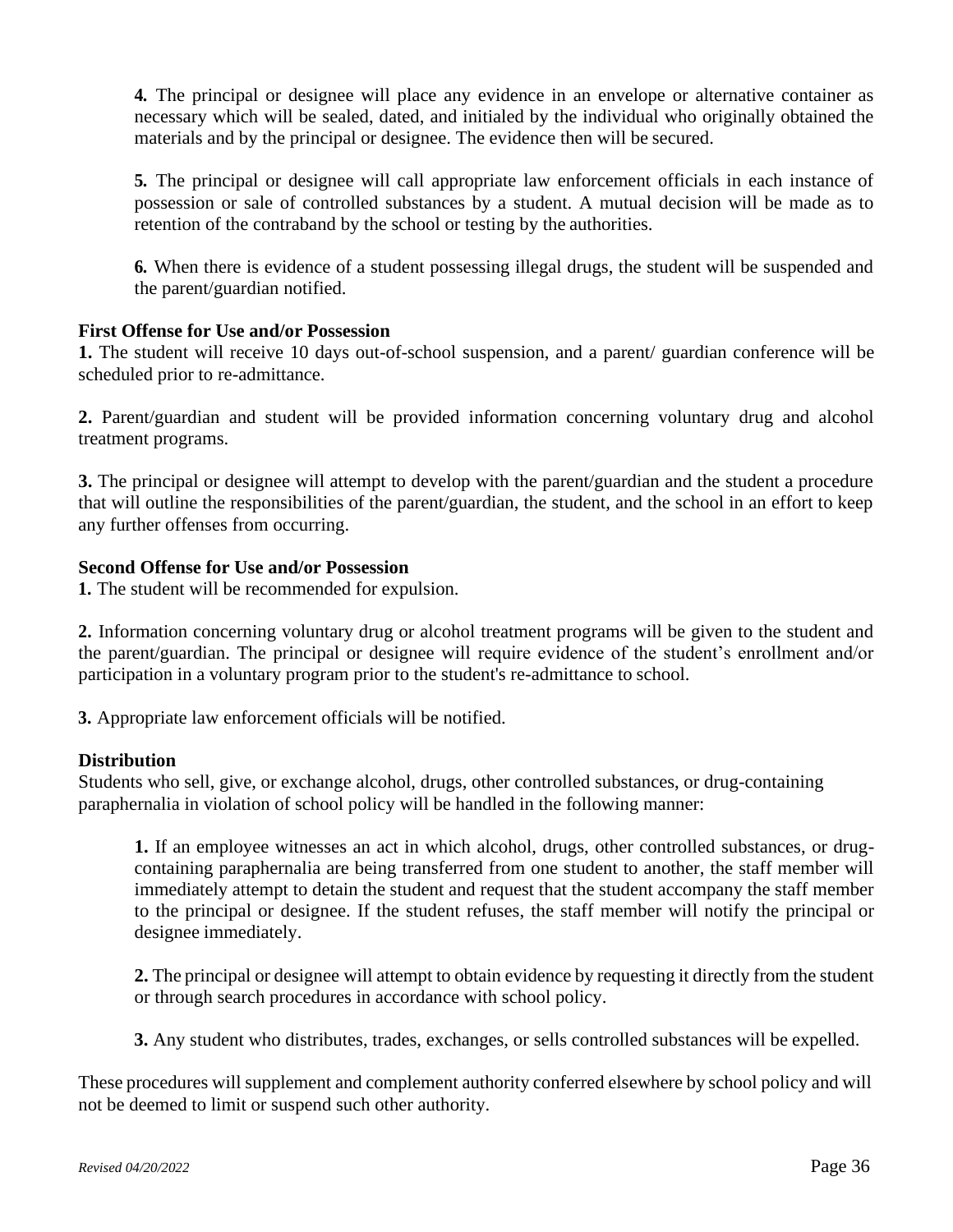4. The principal or designee will place any evidence in an envelope or alternative container as necessary which will be sealed, dated, and initialed by the individual who originally obtained the materials and by the principal or designee. The evidence then will be secured.

5. The principal or designee will call appropriate law enforcement officials in each instance of possession or sale of controlled substances by a student. A mutual decision will be made as to retention of the contraband by the school or testing by the authorities.

6. When there is evidence of a student possessing illegal drugs, the student will be suspended and the parent/guardian notified.

**First Offense for Use and/or Possession**

**1.** The student will receive 10 days out-of-school suspension, and a parent/ guardian conference will be scheduled prior to re-admittance.

**2.** Parent/guardian and student will be provided information concerning voluntary drug and alcohol treatment programs.

**3.** The principal or designee will attempt to develop with the parent/guardian and the student a procedure that will outline the responsibilities of the parent/guardian, the student, and the school in an effort to keep any further offenses from occurring.

**Second Offense for Use and/or Possession**

**1.** The student will be recommended for expulsion.

**2.** Information concerning voluntary drug or alcohol treatment programs will be given to the student and the parent/guardian. The principal or designee will require evidence of the student's enrollment and/or participation in a voluntary program prior to the student's re-admittance to school.

**3.** Appropriate law enforcement officials will be notified.

**Distribution**

Students who sell, give, or exchange alcohol, drugs, other controlled substances, or drug-containing paraphernalia in violation of school policy will be handled in the following manner:

**1.** If an employee witnesses an act in which alcohol, drugs, other controlled substances, or drug-containing paraphernalia are being transferred from one student to another, the staff member will immediately attempt to detain the student and request that the student accompany the staff member to the principal or designee. If the student refuses, the staff member will notify the principal or designee immediately.

**2.** The principal or designee will attempt to obtain evidence by requesting it directly from the student or through search procedures in accordance with school policy.

**3.** Any student who distributes, trades, exchanges, or sells controlled substances will be expelled.

These procedures will supplement and complement authority conferred elsewhere by school policy and will not be deemed to limit or suspend such other authority.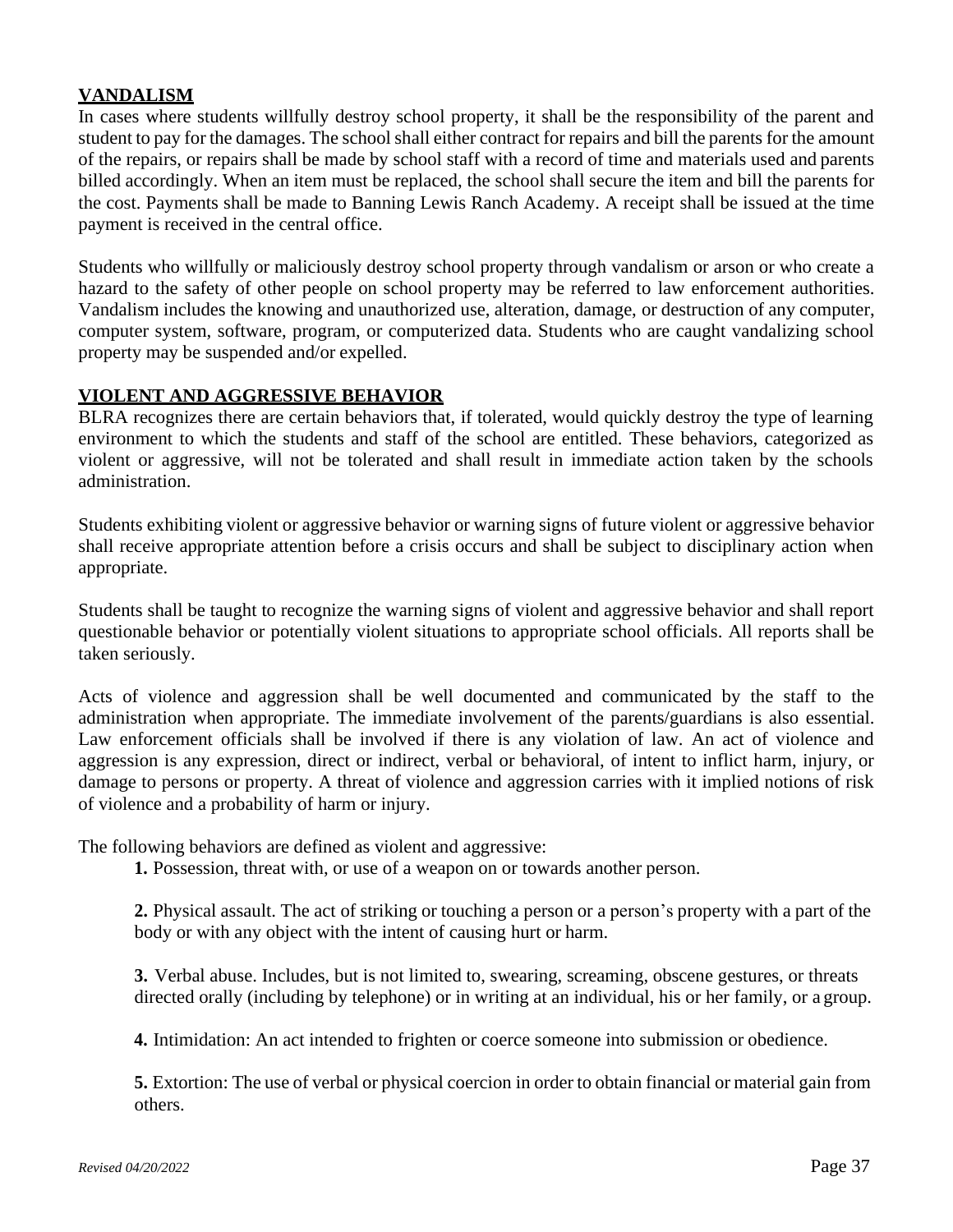## VANDALISM

In cases where students willfully destroy school property, it shall be the responsibility of the parent and student to pay for the damages. The school shall either contract for repairs and bill the parents for the amount of the repairs, or repairs shall be made by school staff with a record of time and materials used and parents billed accordingly. When an item must be replaced, the school shall secure the item and bill the parents for the cost. Payments shall be made to Banning Lewis Ranch Academy. A receipt shall be issued at the time payment is received in the central office.

Students who willfully or maliciously destroy school property through vandalism or arson or who create a hazard to the safety of other people on school property may be referred to law enforcement authorities. Vandalism includes the knowing and unauthorized use, alteration, damage, or destruction of any computer, computer system, software, program, or computerized data. Students who are caught vandalizing school property may be suspended and/or expelled.

## VIOLENT AND AGGRESSIVE BEHAVIOR

BLRA recognizes there are certain behaviors that, if tolerated, would quickly destroy the type of learning environment to which the students and staff of the school are entitled. These behaviors, categorized as violent or aggressive, will not be tolerated and shall result in immediate action taken by the schools administration.

Students exhibiting violent or aggressive behavior or warning signs of future violent or aggressive behavior shall receive appropriate attention before a crisis occurs and shall be subject to disciplinary action when appropriate.

Students shall be taught to recognize the warning signs of violent and aggressive behavior and shall report questionable behavior or potentially violent situations to appropriate school officials. All reports shall be taken seriously.

Acts of violence and aggression shall be well documented and communicated by the staff to the administration when appropriate. The immediate involvement of the parents/guardians is also essential. Law enforcement officials shall be involved if there is any violation of law. An act of violence and aggression is any expression, direct or indirect, verbal or behavioral, of intent to inflict harm, injury, or damage to persons or property. A threat of violence and aggression carries with it implied notions of risk of violence and a probability of harm or injury.

The following behaviors are defined as violent and aggressive:

**1.** Possession, threat with, or use of a weapon on or towards another person.

**2.** Physical assault. The act of striking or touching a person or a person's property with a part of the body or with any object with the intent of causing hurt or harm.

**3.** Verbal abuse. Includes, but is not limited to, swearing, screaming, obscene gestures, or threats directed orally (including by telephone) or in writing at an individual, his or her family, or a group.

**4.** Intimidation: An act intended to frighten or coerce someone into submission or obedience.

**5.** Extortion: The use of verbal or physical coercion in order to obtain financial or material gain from others.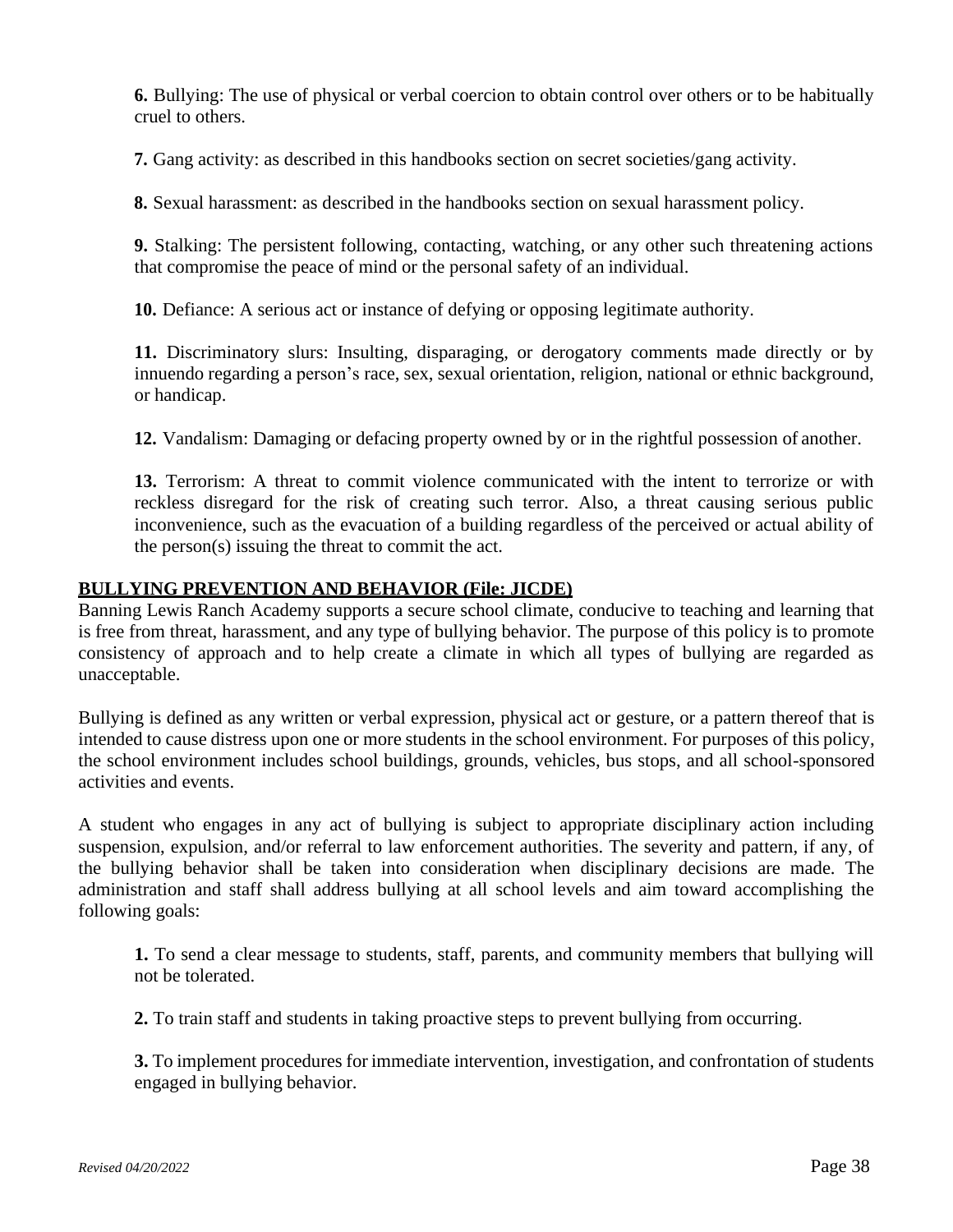**6.** Bullying: The use of physical or verbal coercion to obtain control over others or to be habitually cruel to others.

**7.** Gang activity: as described in this handbooks section on secret societies/gang activity.

**8.** Sexual harassment: as described in the handbooks section on sexual harassment policy.

**9.** Stalking: The persistent following, contacting, watching, or any other such threatening actions that compromise the peace of mind or the personal safety of an individual.

**10.** Defiance: A serious act or instance of defying or opposing legitimate authority.

**11.** Discriminatory slurs: Insulting, disparaging, or derogatory comments made directly or by innuendo regarding a person's race, sex, sexual orientation, religion, national or ethnic background, or handicap.

**12.** Vandalism: Damaging or defacing property owned by or in the rightful possession of another.

**13.** Terrorism: A threat to commit violence communicated with the intent to terrorize or with reckless disregard for the risk of creating such terror. Also, a threat causing serious public inconvenience, such as the evacuation of a building regardless of the perceived or actual ability of the person(s) issuing the threat to commit the act.

## BULLYING PREVENTION AND BEHAVIOR (File: JICDE)

Banning Lewis Ranch Academy supports a secure school climate, conducive to teaching and learning that is free from threat, harassment, and any type of bullying behavior. The purpose of this policy is to promote consistency of approach and to help create a climate in which all types of bullying are regarded as unacceptable.

Bullying is defined as any written or verbal expression, physical act or gesture, or a pattern thereof that is intended to cause distress upon one or more students in the school environment. For purposes of this policy, the school environment includes school buildings, grounds, vehicles, bus stops, and all school-sponsored activities and events.

A student who engages in any act of bullying is subject to appropriate disciplinary action including suspension, expulsion, and/or referral to law enforcement authorities. The severity and pattern, if any, of the bullying behavior shall be taken into consideration when disciplinary decisions are made. The administration and staff shall address bullying at all school levels and aim toward accomplishing the following goals:

**1.** To send a clear message to students, staff, parents, and community members that bullying will not be tolerated.

**2.** To train staff and students in taking proactive steps to prevent bullying from occurring.

**3.** To implement procedures for immediate intervention, investigation, and confrontation of students engaged in bullying behavior.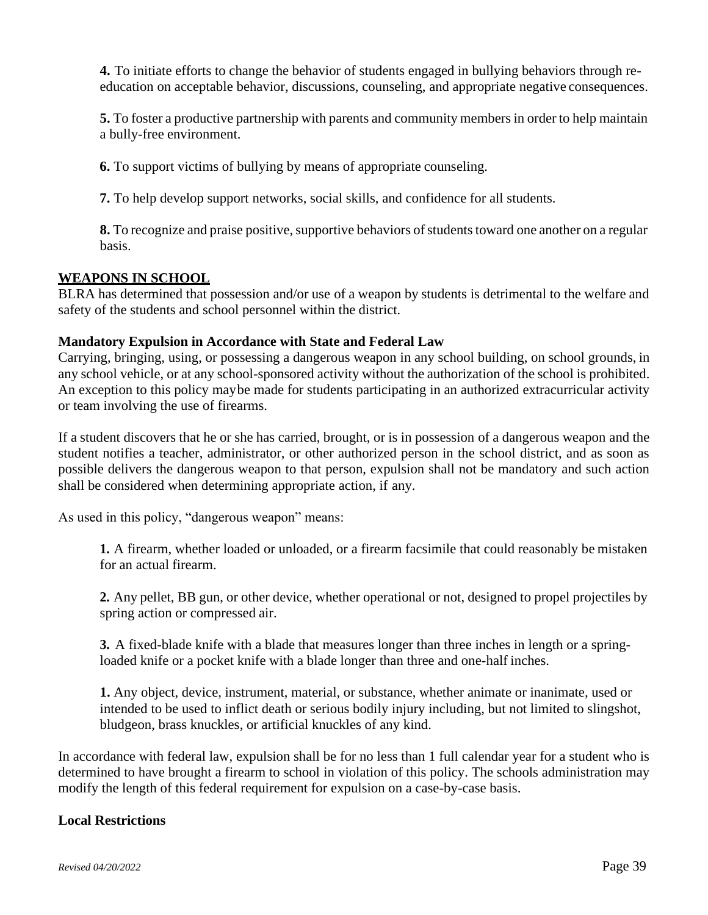**4.** To initiate efforts to change the behavior of students engaged in bullying behaviors through re-education on acceptable behavior, discussions, counseling, and appropriate negative consequences.

**5.** To foster a productive partnership with parents and community members in order to help maintain a bully-free environment.

**6.** To support victims of bullying by means of appropriate counseling.

**7.** To help develop support networks, social skills, and confidence for all students.

**8.** To recognize and praise positive, supportive behaviors of students toward one another on a regular basis.

## WEAPONS IN SCHOOL

BLRA has determined that possession and/or use of a weapon by students is detrimental to the welfare and safety of the students and school personnel within the district.

### Mandatory Expulsion in Accordance with State and Federal Law

Carrying, bringing, using, or possessing a dangerous weapon in any school building, on school grounds, in any school vehicle, or at any school-sponsored activity without the authorization of the school is prohibited. An exception to this policy maybe made for students participating in an authorized extracurricular activity or team involving the use of firearms.

If a student discovers that he or she has carried, brought, or is in possession of a dangerous weapon and the student notifies a teacher, administrator, or other authorized person in the school district, and as soon as possible delivers the dangerous weapon to that person, expulsion shall not be mandatory and such action shall be considered when determining appropriate action, if any.

As used in this policy, "dangerous weapon" means:

**1.** A firearm, whether loaded or unloaded, or a firearm facsimile that could reasonably be mistaken for an actual firearm.

**2.** Any pellet, BB gun, or other device, whether operational or not, designed to propel projectiles by spring action or compressed air.

**3.** A fixed-blade knife with a blade that measures longer than three inches in length or a spring-loaded knife or a pocket knife with a blade longer than three and one-half inches.

**1.** Any object, device, instrument, material, or substance, whether animate or inanimate, used or intended to be used to inflict death or serious bodily injury including, but not limited to slingshot, bludgeon, brass knuckles, or artificial knuckles of any kind.

In accordance with federal law, expulsion shall be for no less than 1 full calendar year for a student who is determined to have brought a firearm to school in violation of this policy. The schools administration may modify the length of this federal requirement for expulsion on a case-by-case basis.

### Local Restrictions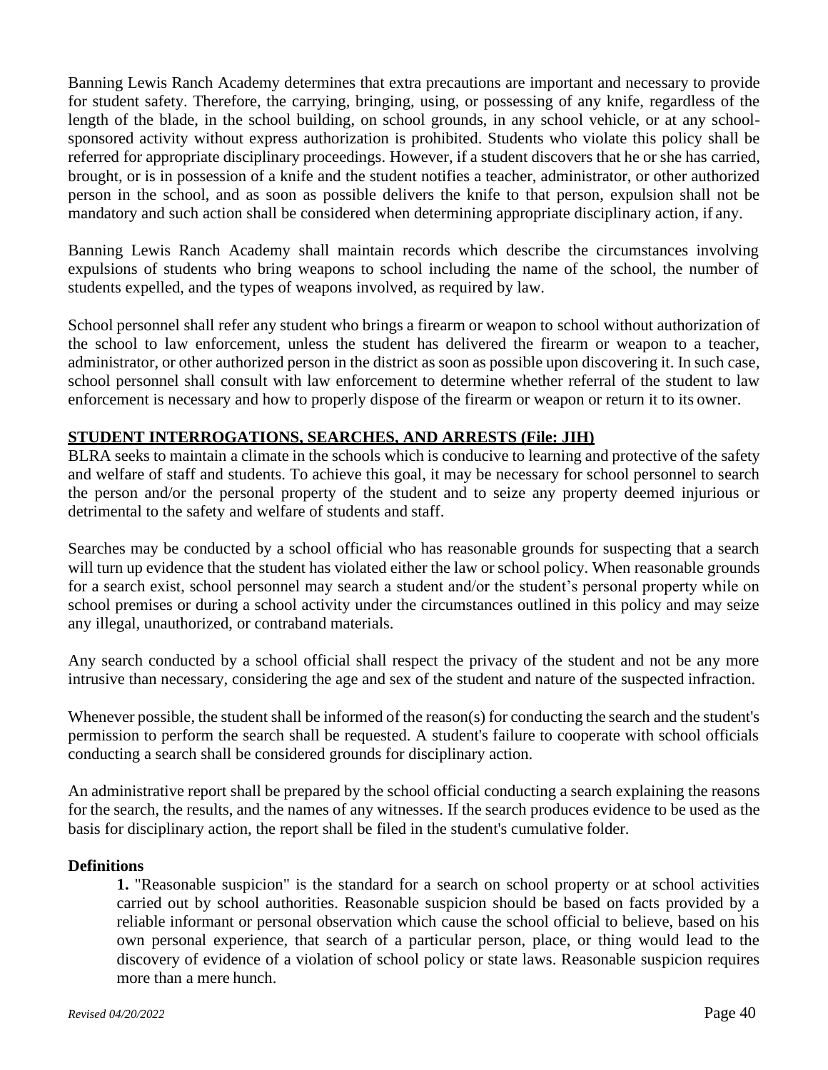Banning Lewis Ranch Academy determines that extra precautions are important and necessary to provide for student safety. Therefore, the carrying, bringing, using, or possessing of any knife, regardless of the length of the blade, in the school building, on school grounds, in any school vehicle, or at any school-sponsored activity without express authorization is prohibited. Students who violate this policy shall be referred for appropriate disciplinary proceedings. However, if a student discovers that he or she has carried, brought, or is in possession of a knife and the student notifies a teacher, administrator, or other authorized person in the school, and as soon as possible delivers the knife to that person, expulsion shall not be mandatory and such action shall be considered when determining appropriate disciplinary action, if any.

Banning Lewis Ranch Academy shall maintain records which describe the circumstances involving expulsions of students who bring weapons to school including the name of the school, the number of students expelled, and the types of weapons involved, as required by law.

School personnel shall refer any student who brings a firearm or weapon to school without authorization of the school to law enforcement, unless the student has delivered the firearm or weapon to a teacher, administrator, or other authorized person in the district as soon as possible upon discovering it. In such case, school personnel shall consult with law enforcement to determine whether referral of the student to law enforcement is necessary and how to properly dispose of the firearm or weapon or return it to its owner.

## STUDENT INTERROGATIONS, SEARCHES, AND ARRESTS (File: JIH)

BLRA seeks to maintain a climate in the schools which is conducive to learning and protective of the safety and welfare of staff and students. To achieve this goal, it may be necessary for school personnel to search the person and/or the personal property of the student and to seize any property deemed injurious or detrimental to the safety and welfare of students and staff.

Searches may be conducted by a school official who has reasonable grounds for suspecting that a search will turn up evidence that the student has violated either the law or school policy. When reasonable grounds for a search exist, school personnel may search a student and/or the student's personal property while on school premises or during a school activity under the circumstances outlined in this policy and may seize any illegal, unauthorized, or contraband materials.

Any search conducted by a school official shall respect the privacy of the student and not be any more intrusive than necessary, considering the age and sex of the student and nature of the suspected infraction.

Whenever possible, the student shall be informed of the reason(s) for conducting the search and the student's permission to perform the search shall be requested. A student's failure to cooperate with school officials conducting a search shall be considered grounds for disciplinary action.

An administrative report shall be prepared by the school official conducting a search explaining the reasons for the search, the results, and the names of any witnesses. If the search produces evidence to be used as the basis for disciplinary action, the report shall be filed in the student's cumulative folder.

### Definitions

**1.** "Reasonable suspicion" is the standard for a search on school property or at school activities carried out by school authorities. Reasonable suspicion should be based on facts provided by a reliable informant or personal observation which cause the school official to believe, based on his own personal experience, that search of a particular person, place, or thing would lead to the discovery of evidence of a violation of school policy or state laws. Reasonable suspicion requires more than a mere hunch.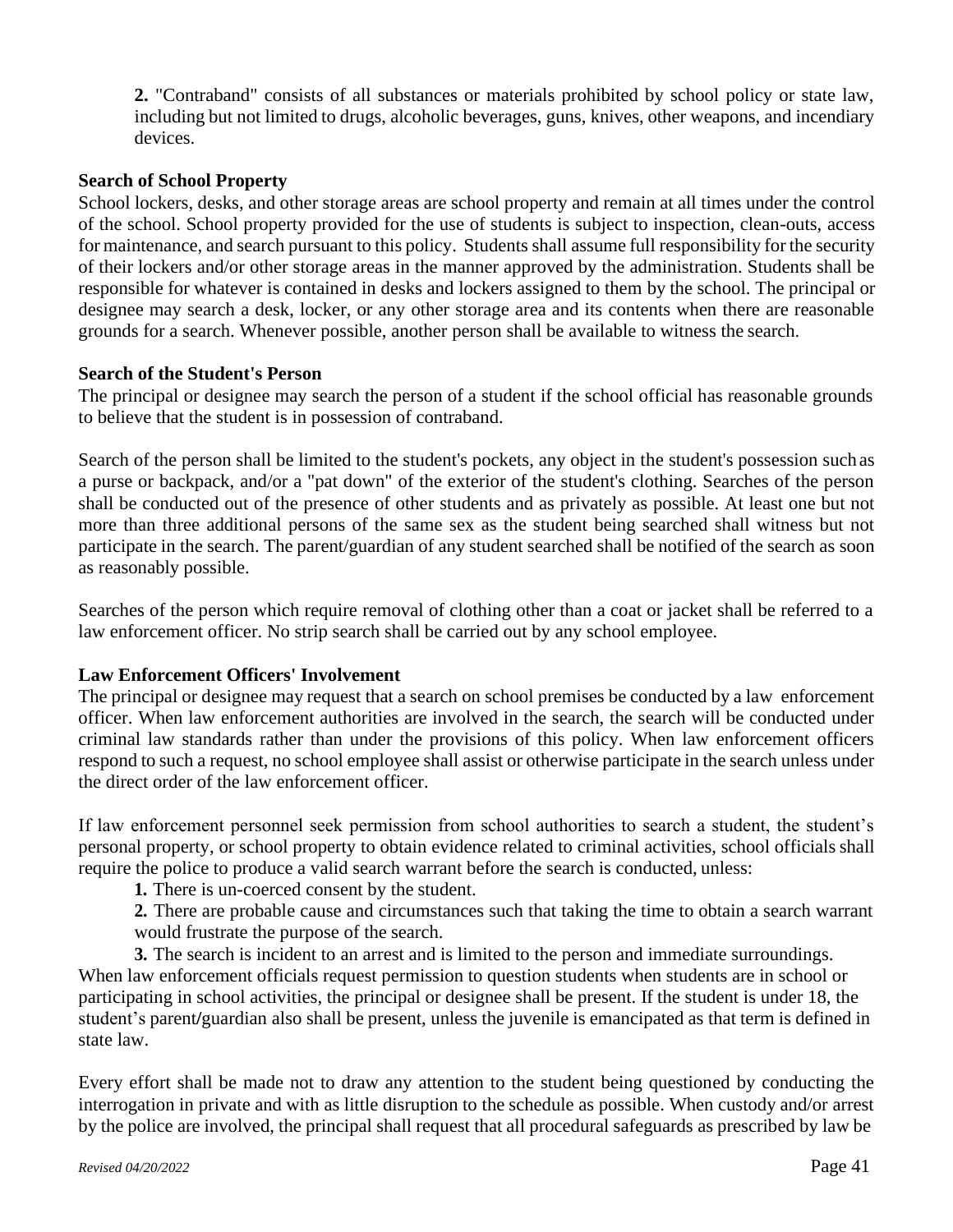**2.** "Contraband" consists of all substances or materials prohibited by school policy or state law, including but not limited to drugs, alcoholic beverages, guns, knives, other weapons, and incendiary devices.

**Search of School Property**

School lockers, desks, and other storage areas are school property and remain at all times under the control of the school. School property provided for the use of students is subject to inspection, clean-outs, access for maintenance, and search pursuant to this policy. Students shall assume full responsibility for the security of their lockers and/or other storage areas in the manner approved by the administration. Students shall be responsible for whatever is contained in desks and lockers assigned to them by the school. The principal or designee may search a desk, locker, or any other storage area and its contents when there are reasonable grounds for a search. Whenever possible, another person shall be available to witness the search.

**Search of the Student's Person**

The principal or designee may search the person of a student if the school official has reasonable grounds to believe that the student is in possession of contraband.

Search of the person shall be limited to the student's pockets, any object in the student's possession such as a purse or backpack, and/or a "pat down" of the exterior of the student's clothing. Searches of the person shall be conducted out of the presence of other students and as privately as possible. At least one but not more than three additional persons of the same sex as the student being searched shall witness but not participate in the search. The parent/guardian of any student searched shall be notified of the search as soon as reasonably possible.

Searches of the person which require removal of clothing other than a coat or jacket shall be referred to a law enforcement officer. No strip search shall be carried out by any school employee.

**Law Enforcement Officers' Involvement**

The principal or designee may request that a search on school premises be conducted by a law enforcement officer. When law enforcement authorities are involved in the search, the search will be conducted under criminal law standards rather than under the provisions of this policy. When law enforcement officers respond to such a request, no school employee shall assist or otherwise participate in the search unless under the direct order of the law enforcement officer.

If law enforcement personnel seek permission from school authorities to search a student, the student's personal property, or school property to obtain evidence related to criminal activities, school officials shall require the police to produce a valid search warrant before the search is conducted, unless:

**1.** There is un-coerced consent by the student.

**2.** There are probable cause and circumstances such that taking the time to obtain a search warrant would frustrate the purpose of the search.

**3.** The search is incident to an arrest and is limited to the person and immediate surroundings.

When law enforcement officials request permission to question students when students are in school or participating in school activities, the principal or designee shall be present. If the student is under 18, the student's parent/guardian also shall be present, unless the juvenile is emancipated as that term is defined in state law.

Every effort shall be made not to draw any attention to the student being questioned by conducting the interrogation in private and with as little disruption to the schedule as possible. When custody and/or arrest by the police are involved, the principal shall request that all procedural safeguards as prescribed by law be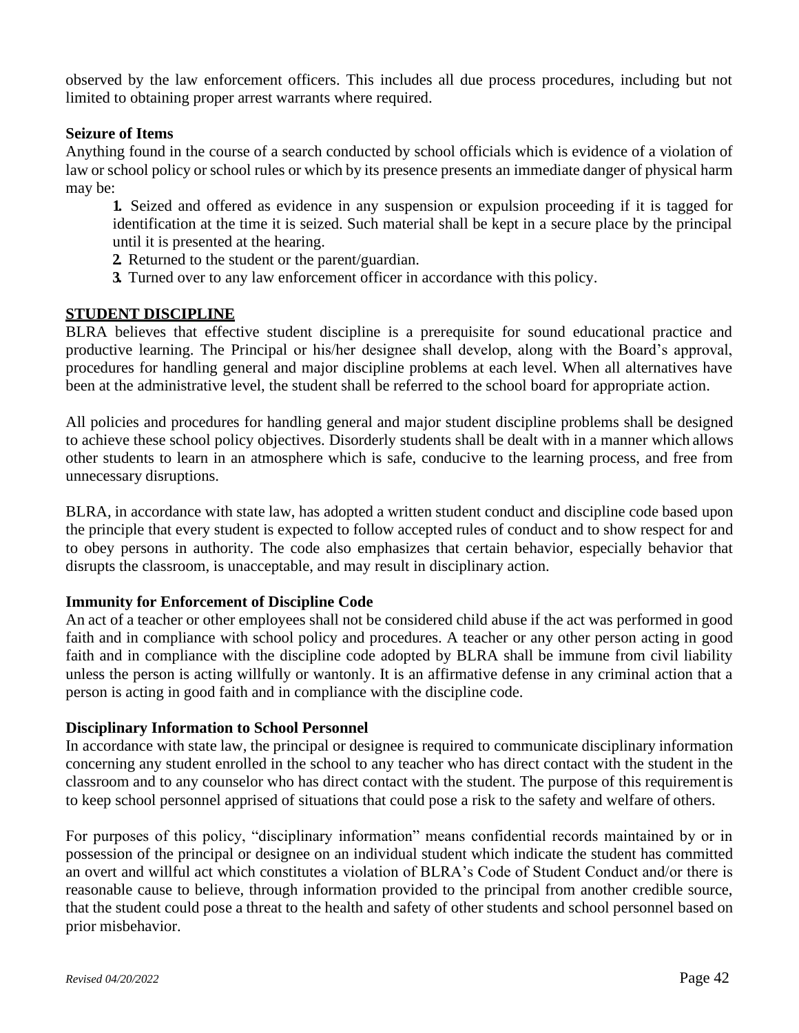observed by the law enforcement officers. This includes all due process procedures, including but not limited to obtaining proper arrest warrants where required.

**Seizure of Items**

Anything found in the course of a search conducted by school officials which is evidence of a violation of law or school policy or school rules or which by its presence presents an immediate danger of physical harm may be:

1. Seized and offered as evidence in any suspension or expulsion proceeding if it is tagged for identification at the time it is seized. Such material shall be kept in a secure place by the principal until it is presented at the hearing.
2. Returned to the student or the parent/guardian.
3. Turned over to any law enforcement officer in accordance with this policy.

## STUDENT DISCIPLINE

BLRA believes that effective student discipline is a prerequisite for sound educational practice and productive learning. The Principal or his/her designee shall develop, along with the Board's approval, procedures for handling general and major discipline problems at each level. When all alternatives have been at the administrative level, the student shall be referred to the school board for appropriate action.

All policies and procedures for handling general and major student discipline problems shall be designed to achieve these school policy objectives. Disorderly students shall be dealt with in a manner which allows other students to learn in an atmosphere which is safe, conducive to the learning process, and free from unnecessary disruptions.

BLRA, in accordance with state law, has adopted a written student conduct and discipline code based upon the principle that every student is expected to follow accepted rules of conduct and to show respect for and to obey persons in authority. The code also emphasizes that certain behavior, especially behavior that disrupts the classroom, is unacceptable, and may result in disciplinary action.

**Immunity for Enforcement of Discipline Code**

An act of a teacher or other employees shall not be considered child abuse if the act was performed in good faith and in compliance with school policy and procedures. A teacher or any other person acting in good faith and in compliance with the discipline code adopted by BLRA shall be immune from civil liability unless the person is acting willfully or wantonly. It is an affirmative defense in any criminal action that a person is acting in good faith and in compliance with the discipline code.

**Disciplinary Information to School Personnel**

In accordance with state law, the principal or designee is required to communicate disciplinary information concerning any student enrolled in the school to any teacher who has direct contact with the student in the classroom and to any counselor who has direct contact with the student. The purpose of this requirement is to keep school personnel apprised of situations that could pose a risk to the safety and welfare of others.

For purposes of this policy, "disciplinary information" means confidential records maintained by or in possession of the principal or designee on an individual student which indicate the student has committed an overt and willful act which constitutes a violation of BLRA's Code of Student Conduct and/or there is reasonable cause to believe, through information provided to the principal from another credible source, that the student could pose a threat to the health and safety of other students and school personnel based on prior misbehavior.

*Revised 04/20/2022*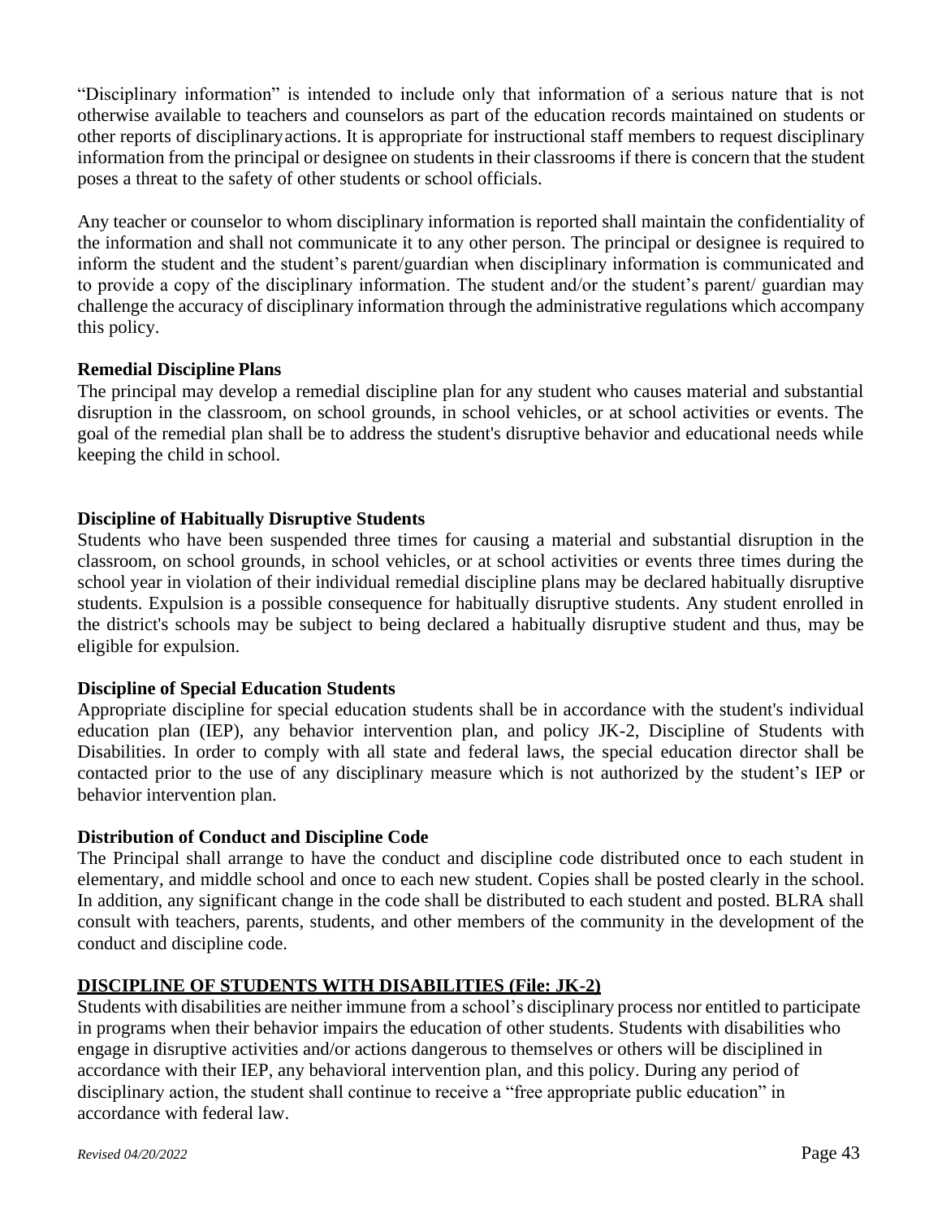"Disciplinary information" is intended to include only that information of a serious nature that is not otherwise available to teachers and counselors as part of the education records maintained on students or other reports of disciplinary actions. It is appropriate for instructional staff members to request disciplinary information from the principal or designee on students in their classrooms if there is concern that the student poses a threat to the safety of other students or school officials.

Any teacher or counselor to whom disciplinary information is reported shall maintain the confidentiality of the information and shall not communicate it to any other person. The principal or designee is required to inform the student and the student's parent/guardian when disciplinary information is communicated and to provide a copy of the disciplinary information. The student and/or the student's parent/ guardian may challenge the accuracy of disciplinary information through the administrative regulations which accompany this policy.

**Remedial Discipline Plans**

The principal may develop a remedial discipline plan for any student who causes material and substantial disruption in the classroom, on school grounds, in school vehicles, or at school activities or events. The goal of the remedial plan shall be to address the student's disruptive behavior and educational needs while keeping the child in school.

**Discipline of Habitually Disruptive Students**

Students who have been suspended three times for causing a material and substantial disruption in the classroom, on school grounds, in school vehicles, or at school activities or events three times during the school year in violation of their individual remedial discipline plans may be declared habitually disruptive students. Expulsion is a possible consequence for habitually disruptive students. Any student enrolled in the district's schools may be subject to being declared a habitually disruptive student and thus, may be eligible for expulsion.

**Discipline of Special Education Students**

Appropriate discipline for special education students shall be in accordance with the student's individual education plan (IEP), any behavior intervention plan, and policy JK-2, Discipline of Students with Disabilities. In order to comply with all state and federal laws, the special education director shall be contacted prior to the use of any disciplinary measure which is not authorized by the student's IEP or behavior intervention plan.

**Distribution of Conduct and Discipline Code**

The Principal shall arrange to have the conduct and discipline code distributed once to each student in elementary, and middle school and once to each new student. Copies shall be posted clearly in the school. In addition, any significant change in the code shall be distributed to each student and posted. BLRA shall consult with teachers, parents, students, and other members of the community in the development of the conduct and discipline code.

## DISCIPLINE OF STUDENTS WITH DISABILITIES (File: JK-2)

Students with disabilities are neither immune from a school's disciplinary process nor entitled to participate in programs when their behavior impairs the education of other students. Students with disabilities who engage in disruptive activities and/or actions dangerous to themselves or others will be disciplined in accordance with their IEP, any behavioral intervention plan, and this policy. During any period of disciplinary action, the student shall continue to receive a "free appropriate public education" in accordance with federal law.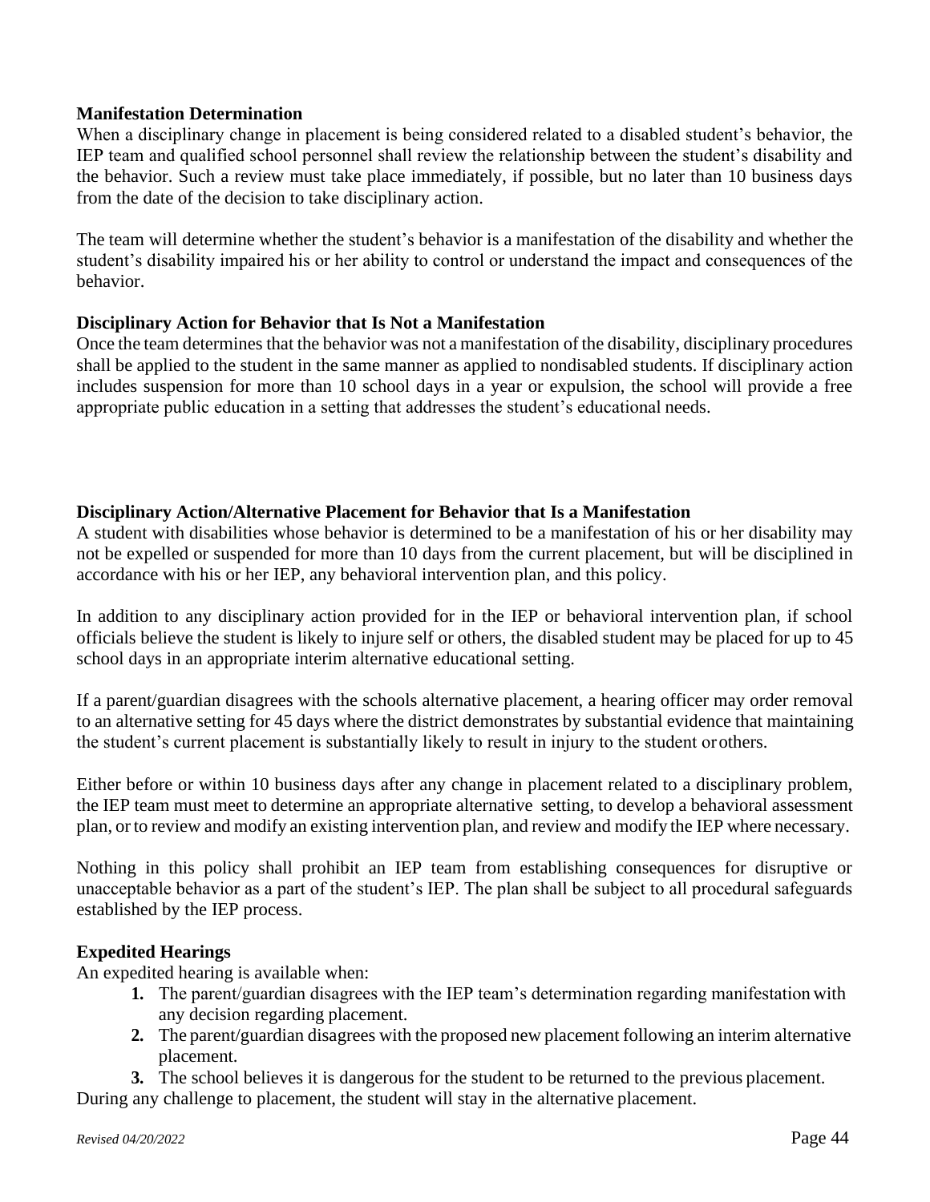**Manifestation Determination**

When a disciplinary change in placement is being considered related to a disabled student's behavior, the IEP team and qualified school personnel shall review the relationship between the student's disability and the behavior. Such a review must take place immediately, if possible, but no later than 10 business days from the date of the decision to take disciplinary action.

The team will determine whether the student's behavior is a manifestation of the disability and whether the student's disability impaired his or her ability to control or understand the impact and consequences of the behavior.

**Disciplinary Action for Behavior that Is Not a Manifestation**

Once the team determines that the behavior was not a manifestation of the disability, disciplinary procedures shall be applied to the student in the same manner as applied to nondisabled students. If disciplinary action includes suspension for more than 10 school days in a year or expulsion, the school will provide a free appropriate public education in a setting that addresses the student's educational needs.

**Disciplinary Action/Alternative Placement for Behavior that Is a Manifestation**

A student with disabilities whose behavior is determined to be a manifestation of his or her disability may not be expelled or suspended for more than 10 days from the current placement, but will be disciplined in accordance with his or her IEP, any behavioral intervention plan, and this policy.

In addition to any disciplinary action provided for in the IEP or behavioral intervention plan, if school officials believe the student is likely to injure self or others, the disabled student may be placed for up to 45 school days in an appropriate interim alternative educational setting.

If a parent/guardian disagrees with the schools alternative placement, a hearing officer may order removal to an alternative setting for 45 days where the district demonstrates by substantial evidence that maintaining the student's current placement is substantially likely to result in injury to the student or others.

Either before or within 10 business days after any change in placement related to a disciplinary problem, the IEP team must meet to determine an appropriate alternative setting, to develop a behavioral assessment plan, or to review and modify an existing intervention plan, and review and modify the IEP where necessary.

Nothing in this policy shall prohibit an IEP team from establishing consequences for disruptive or unacceptable behavior as a part of the student's IEP. The plan shall be subject to all procedural safeguards established by the IEP process.

**Expedited Hearings**

An expedited hearing is available when:

1. The parent/guardian disagrees with the IEP team's determination regarding manifestation with any decision regarding placement.
2. The parent/guardian disagrees with the proposed new placement following an interim alternative placement.
3. The school believes it is dangerous for the student to be returned to the previous placement.

During any challenge to placement, the student will stay in the alternative placement.

*Revised 04/20/2022*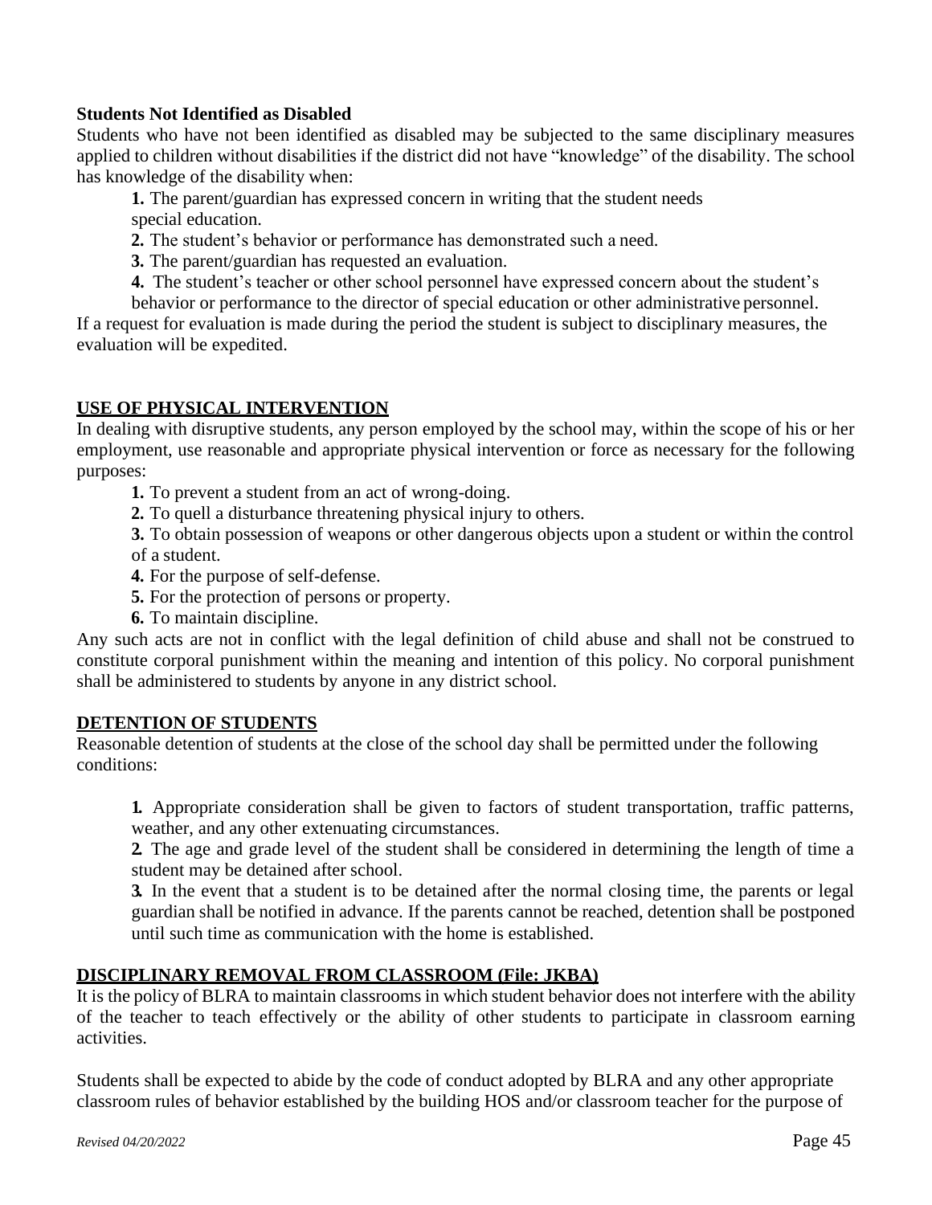**Students Not Identified as Disabled**

Students who have not been identified as disabled may be subjected to the same disciplinary measures applied to children without disabilities if the district did not have "knowledge" of the disability. The school has knowledge of the disability when:

**1.** The parent/guardian has expressed concern in writing that the student needs special education.

**2.** The student's behavior or performance has demonstrated such a need.

**3.** The parent/guardian has requested an evaluation.

**4.** The student's teacher or other school personnel have expressed concern about the student's behavior or performance to the director of special education or other administrative personnel.

If a request for evaluation is made during the period the student is subject to disciplinary measures, the evaluation will be expedited.

## USE OF PHYSICAL INTERVENTION

In dealing with disruptive students, any person employed by the school may, within the scope of his or her employment, use reasonable and appropriate physical intervention or force as necessary for the following purposes:

**1.** To prevent a student from an act of wrong-doing.

**2.** To quell a disturbance threatening physical injury to others.

**3.** To obtain possession of weapons or other dangerous objects upon a student or within the control of a student.

**4.** For the purpose of self-defense.

**5.** For the protection of persons or property.

**6.** To maintain discipline.

Any such acts are not in conflict with the legal definition of child abuse and shall not be construed to constitute corporal punishment within the meaning and intention of this policy. No corporal punishment shall be administered to students by anyone in any district school.

## DETENTION OF STUDENTS

Reasonable detention of students at the close of the school day shall be permitted under the following conditions:

**1.** Appropriate consideration shall be given to factors of student transportation, traffic patterns, weather, and any other extenuating circumstances.

**2.** The age and grade level of the student shall be considered in determining the length of time a student may be detained after school.

**3.** In the event that a student is to be detained after the normal closing time, the parents or legal guardian shall be notified in advance. If the parents cannot be reached, detention shall be postponed until such time as communication with the home is established.

## DISCIPLINARY REMOVAL FROM CLASSROOM (File: JKBA)

It is the policy of BLRA to maintain classrooms in which student behavior does not interfere with the ability of the teacher to teach effectively or the ability of other students to participate in classroom earning activities.

Students shall be expected to abide by the code of conduct adopted by BLRA and any other appropriate classroom rules of behavior established by the building HOS and/or classroom teacher for the purpose of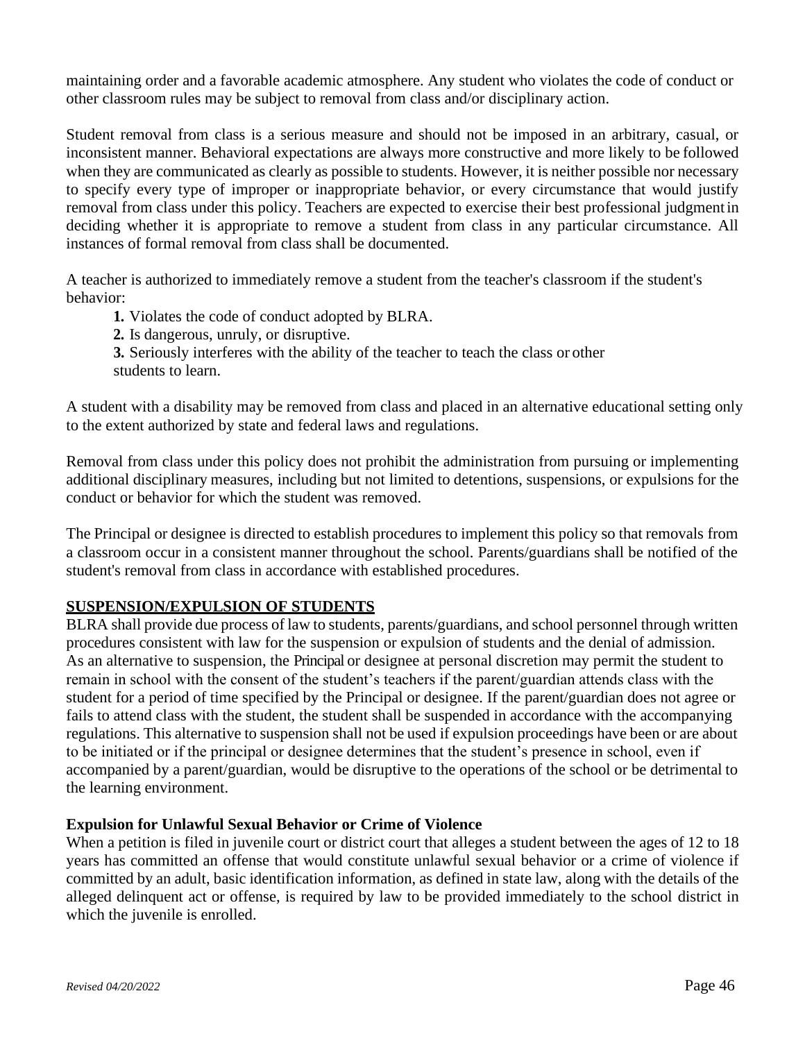maintaining order and a favorable academic atmosphere. Any student who violates the code of conduct or other classroom rules may be subject to removal from class and/or disciplinary action.

Student removal from class is a serious measure and should not be imposed in an arbitrary, casual, or inconsistent manner. Behavioral expectations are always more constructive and more likely to be followed when they are communicated as clearly as possible to students. However, it is neither possible nor necessary to specify every type of improper or inappropriate behavior, or every circumstance that would justify removal from class under this policy. Teachers are expected to exercise their best professional judgment in deciding whether it is appropriate to remove a student from class in any particular circumstance. All instances of formal removal from class shall be documented.

A teacher is authorized to immediately remove a student from the teacher's classroom if the student's behavior:

1. Violates the code of conduct adopted by BLRA.
2. Is dangerous, unruly, or disruptive.
3. Seriously interferes with the ability of the teacher to teach the class or other students to learn.

A student with a disability may be removed from class and placed in an alternative educational setting only to the extent authorized by state and federal laws and regulations.

Removal from class under this policy does not prohibit the administration from pursuing or implementing additional disciplinary measures, including but not limited to detentions, suspensions, or expulsions for the conduct or behavior for which the student was removed.

The Principal or designee is directed to establish procedures to implement this policy so that removals from a classroom occur in a consistent manner throughout the school. Parents/guardians shall be notified of the student's removal from class in accordance with established procedures.

## SUSPENSION/EXPULSION OF STUDENTS

BLRA shall provide due process of law to students, parents/guardians, and school personnel through written procedures consistent with law for the suspension or expulsion of students and the denial of admission. As an alternative to suspension, the Principal or designee at personal discretion may permit the student to remain in school with the consent of the student's teachers if the parent/guardian attends class with the student for a period of time specified by the Principal or designee. If the parent/guardian does not agree or fails to attend class with the student, the student shall be suspended in accordance with the accompanying regulations. This alternative to suspension shall not be used if expulsion proceedings have been or are about to be initiated or if the principal or designee determines that the student's presence in school, even if accompanied by a parent/guardian, would be disruptive to the operations of the school or be detrimental to the learning environment.

### Expulsion for Unlawful Sexual Behavior or Crime of Violence

When a petition is filed in juvenile court or district court that alleges a student between the ages of 12 to 18 years has committed an offense that would constitute unlawful sexual behavior or a crime of violence if committed by an adult, basic identification information, as defined in state law, along with the details of the alleged delinquent act or offense, is required by law to be provided immediately to the school district in which the juvenile is enrolled.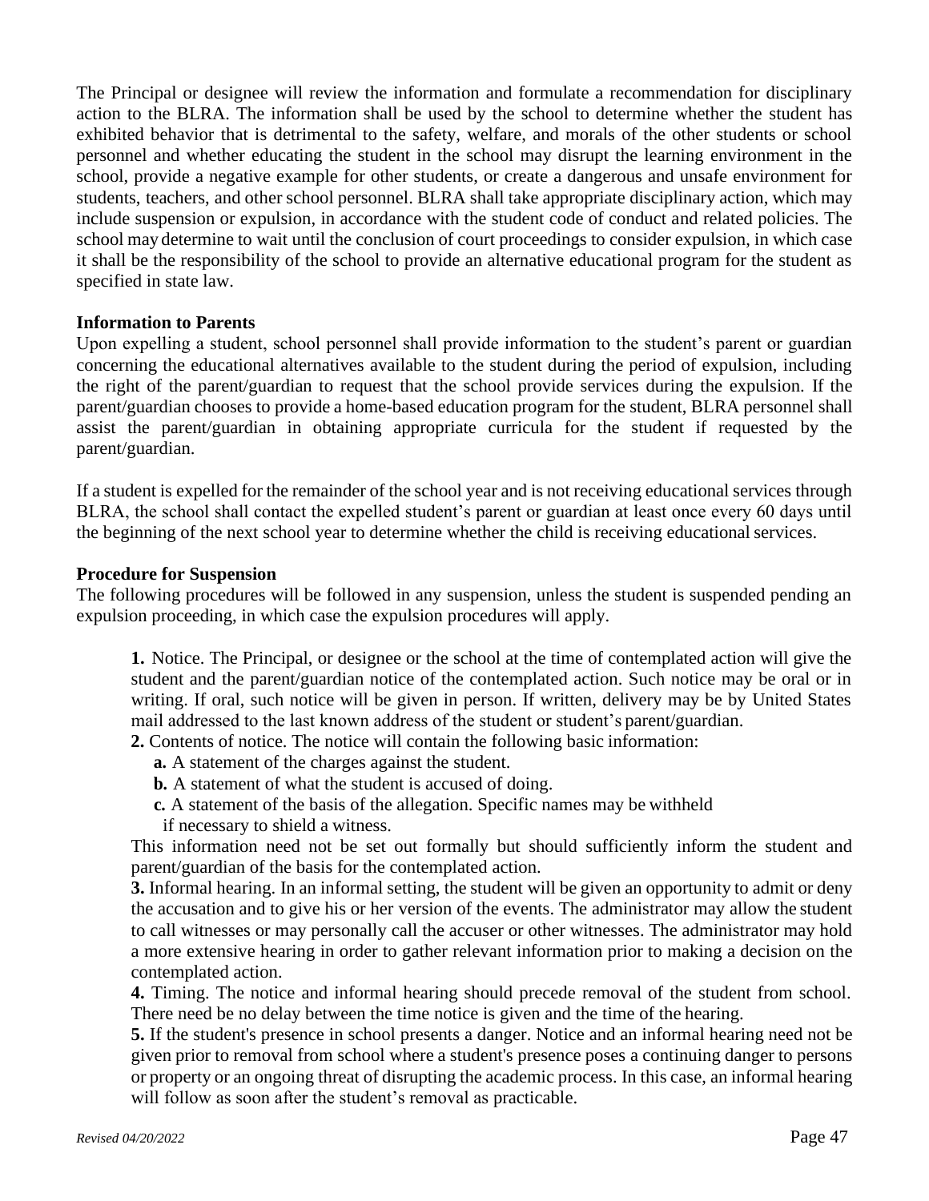The Principal or designee will review the information and formulate a recommendation for disciplinary action to the BLRA. The information shall be used by the school to determine whether the student has exhibited behavior that is detrimental to the safety, welfare, and morals of the other students or school personnel and whether educating the student in the school may disrupt the learning environment in the school, provide a negative example for other students, or create a dangerous and unsafe environment for students, teachers, and other school personnel. BLRA shall take appropriate disciplinary action, which may include suspension or expulsion, in accordance with the student code of conduct and related policies. The school may determine to wait until the conclusion of court proceedings to consider expulsion, in which case it shall be the responsibility of the school to provide an alternative educational program for the student as specified in state law.

**Information to Parents**

Upon expelling a student, school personnel shall provide information to the student's parent or guardian concerning the educational alternatives available to the student during the period of expulsion, including the right of the parent/guardian to request that the school provide services during the expulsion. If the parent/guardian chooses to provide a home-based education program for the student, BLRA personnel shall assist the parent/guardian in obtaining appropriate curricula for the student if requested by the parent/guardian.

If a student is expelled for the remainder of the school year and is not receiving educational services through BLRA, the school shall contact the expelled student's parent or guardian at least once every 60 days until the beginning of the next school year to determine whether the child is receiving educational services.

**Procedure for Suspension**

The following procedures will be followed in any suspension, unless the student is suspended pending an expulsion proceeding, in which case the expulsion procedures will apply.

**1.** Notice. The Principal, or designee or the school at the time of contemplated action will give the student and the parent/guardian notice of the contemplated action. Such notice may be oral or in writing. If oral, such notice will be given in person. If written, delivery may be by United States mail addressed to the last known address of the student or student's parent/guardian.

**2.** Contents of notice. The notice will contain the following basic information:

- **a.** A statement of the charges against the student.
- **b.** A statement of what the student is accused of doing.
- **c.** A statement of the basis of the allegation. Specific names may be withheld if necessary to shield a witness.

This information need not be set out formally but should sufficiently inform the student and parent/guardian of the basis for the contemplated action.

**3.** Informal hearing. In an informal setting, the student will be given an opportunity to admit or deny the accusation and to give his or her version of the events. The administrator may allow the student to call witnesses or may personally call the accuser or other witnesses. The administrator may hold a more extensive hearing in order to gather relevant information prior to making a decision on the contemplated action.

**4.** Timing. The notice and informal hearing should precede removal of the student from school. There need be no delay between the time notice is given and the time of the hearing.

**5.** If the student's presence in school presents a danger. Notice and an informal hearing need not be given prior to removal from school where a student's presence poses a continuing danger to persons or property or an ongoing threat of disrupting the academic process. In this case, an informal hearing will follow as soon after the student's removal as practicable.

*Revised 04/20/2022*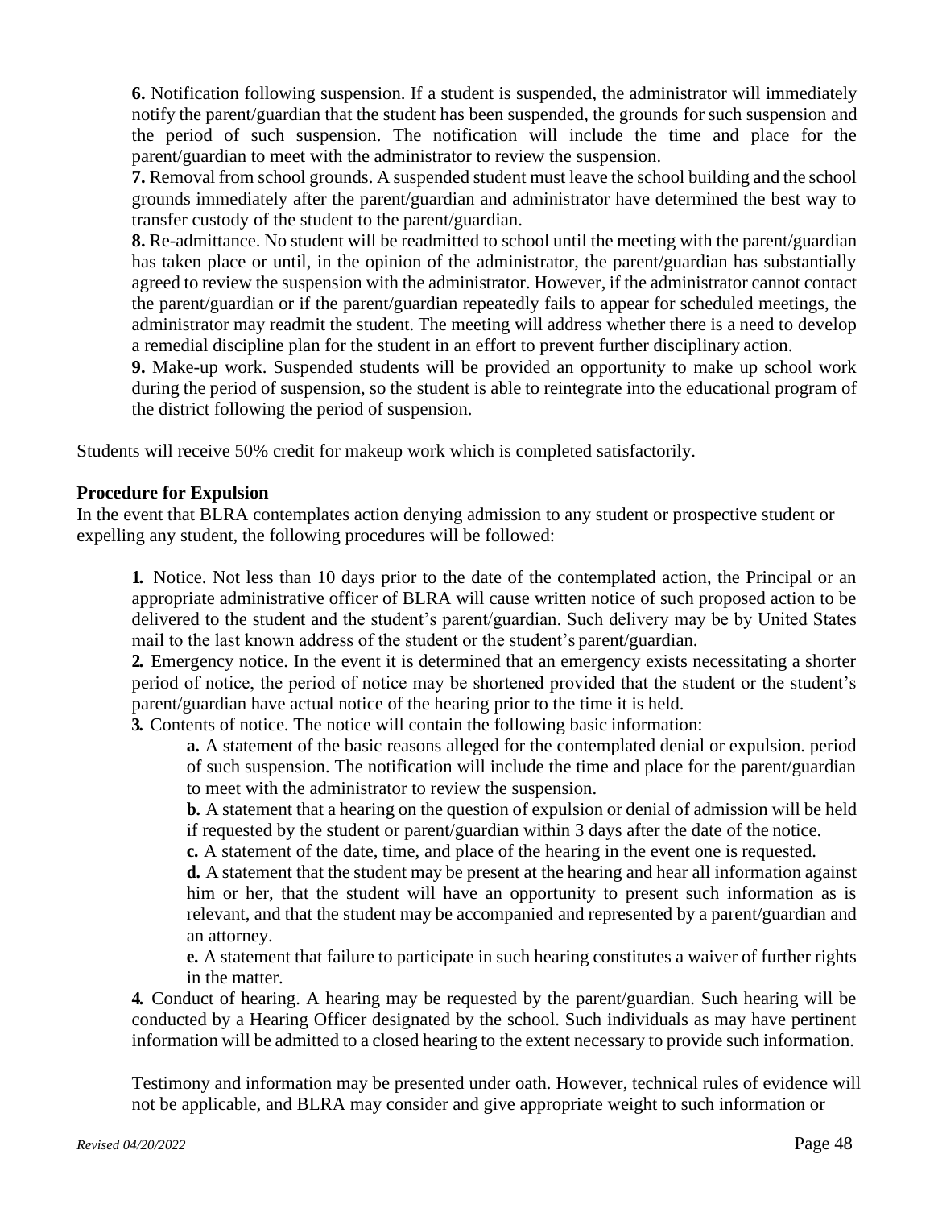**6.** Notification following suspension. If a student is suspended, the administrator will immediately notify the parent/guardian that the student has been suspended, the grounds for such suspension and the period of such suspension. The notification will include the time and place for the parent/guardian to meet with the administrator to review the suspension.

**7.** Removal from school grounds. A suspended student must leave the school building and the school grounds immediately after the parent/guardian and administrator have determined the best way to transfer custody of the student to the parent/guardian.

**8.** Re-admittance. No student will be readmitted to school until the meeting with the parent/guardian has taken place or until, in the opinion of the administrator, the parent/guardian has substantially agreed to review the suspension with the administrator. However, if the administrator cannot contact the parent/guardian or if the parent/guardian repeatedly fails to appear for scheduled meetings, the administrator may readmit the student. The meeting will address whether there is a need to develop a remedial discipline plan for the student in an effort to prevent further disciplinary action.

**9.** Make-up work. Suspended students will be provided an opportunity to make up school work during the period of suspension, so the student is able to reintegrate into the educational program of the district following the period of suspension.

Students will receive 50% credit for makeup work which is completed satisfactorily.

**Procedure for Expulsion**

In the event that BLRA contemplates action denying admission to any student or prospective student or expelling any student, the following procedures will be followed:

**1.** Notice. Not less than 10 days prior to the date of the contemplated action, the Principal or an appropriate administrative officer of BLRA will cause written notice of such proposed action to be delivered to the student and the student's parent/guardian. Such delivery may be by United States mail to the last known address of the student or the student's parent/guardian.

**2.** Emergency notice. In the event it is determined that an emergency exists necessitating a shorter period of notice, the period of notice may be shortened provided that the student or the student's parent/guardian have actual notice of the hearing prior to the time it is held.

**3.** Contents of notice. The notice will contain the following basic information:

- **a.** A statement of the basic reasons alleged for the contemplated denial or expulsion. period of such suspension. The notification will include the time and place for the parent/guardian to meet with the administrator to review the suspension.
- **b.** A statement that a hearing on the question of expulsion or denial of admission will be held if requested by the student or parent/guardian within 3 days after the date of the notice.
- **c.** A statement of the date, time, and place of the hearing in the event one is requested.
- **d.** A statement that the student may be present at the hearing and hear all information against him or her, that the student will have an opportunity to present such information as is relevant, and that the student may be accompanied and represented by a parent/guardian and an attorney.
- **e.** A statement that failure to participate in such hearing constitutes a waiver of further rights in the matter.

**4.** Conduct of hearing. A hearing may be requested by the parent/guardian. Such hearing will be conducted by a Hearing Officer designated by the school. Such individuals as may have pertinent information will be admitted to a closed hearing to the extent necessary to provide such information.

Testimony and information may be presented under oath. However, technical rules of evidence will not be applicable, and BLRA may consider and give appropriate weight to such information or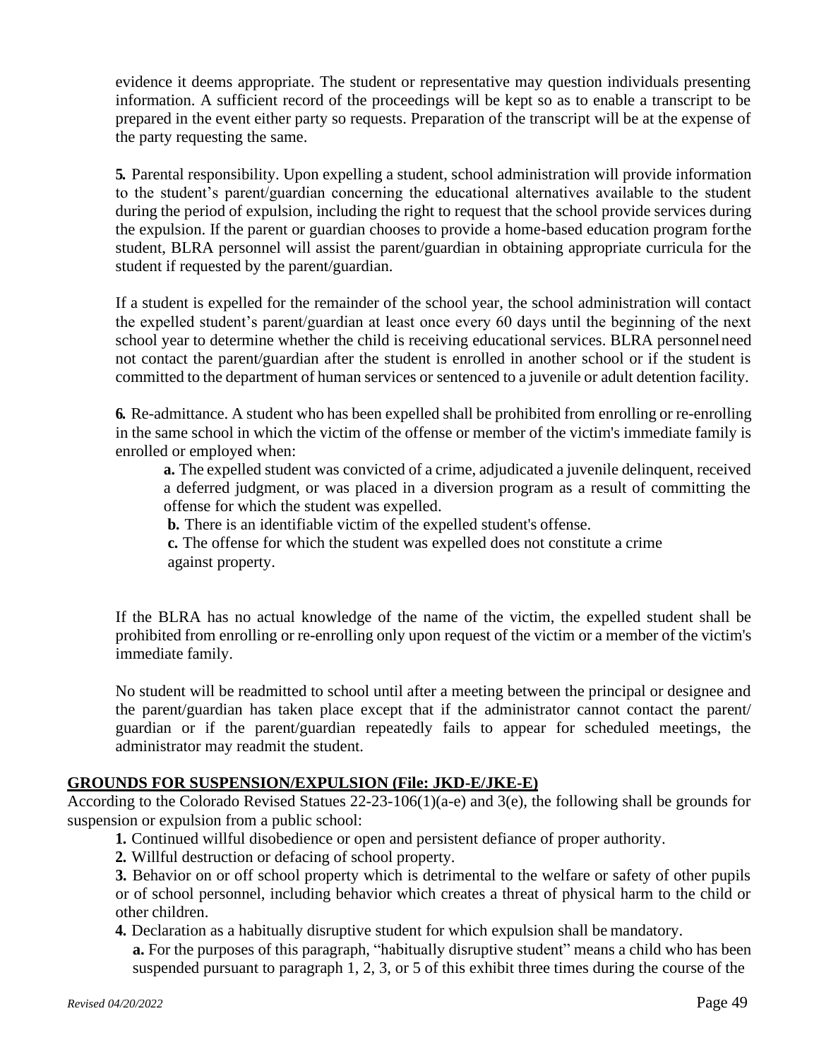evidence it deems appropriate. The student or representative may question individuals presenting information. A sufficient record of the proceedings will be kept so as to enable a transcript to be prepared in the event either party so requests. Preparation of the transcript will be at the expense of the party requesting the same.

**5.** Parental responsibility. Upon expelling a student, school administration will provide information to the student's parent/guardian concerning the educational alternatives available to the student during the period of expulsion, including the right to request that the school provide services during the expulsion. If the parent or guardian chooses to provide a home-based education program for the student, BLRA personnel will assist the parent/guardian in obtaining appropriate curricula for the student if requested by the parent/guardian.

If a student is expelled for the remainder of the school year, the school administration will contact the expelled student's parent/guardian at least once every 60 days until the beginning of the next school year to determine whether the child is receiving educational services. BLRA personnel need not contact the parent/guardian after the student is enrolled in another school or if the student is committed to the department of human services or sentenced to a juvenile or adult detention facility.

**6.** Re-admittance. A student who has been expelled shall be prohibited from enrolling or re-enrolling in the same school in which the victim of the offense or member of the victim's immediate family is enrolled or employed when:

- **a.** The expelled student was convicted of a crime, adjudicated a juvenile delinquent, received a deferred judgment, or was placed in a diversion program as a result of committing the offense for which the student was expelled.
- **b.** There is an identifiable victim of the expelled student's offense.
- **c.** The offense for which the student was expelled does not constitute a crime against property.

If the BLRA has no actual knowledge of the name of the victim, the expelled student shall be prohibited from enrolling or re-enrolling only upon request of the victim or a member of the victim's immediate family.

No student will be readmitted to school until after a meeting between the principal or designee and the parent/guardian has taken place except that if the administrator cannot contact the parent/ guardian or if the parent/guardian repeatedly fails to appear for scheduled meetings, the administrator may readmit the student.

## GROUNDS FOR SUSPENSION/EXPULSION (File: JKD-E/JKE-E)

According to the Colorado Revised Statues 22-23-106(1)(a-e) and 3(e), the following shall be grounds for suspension or expulsion from a public school:

**1.** Continued willful disobedience or open and persistent defiance of proper authority.

**2.** Willful destruction or defacing of school property.

**3.** Behavior on or off school property which is detrimental to the welfare or safety of other pupils or of school personnel, including behavior which creates a threat of physical harm to the child or other children.

**4.** Declaration as a habitually disruptive student for which expulsion shall be mandatory.

- **a.** For the purposes of this paragraph, "habitually disruptive student" means a child who has been suspended pursuant to paragraph 1, 2, 3, or 5 of this exhibit three times during the course of the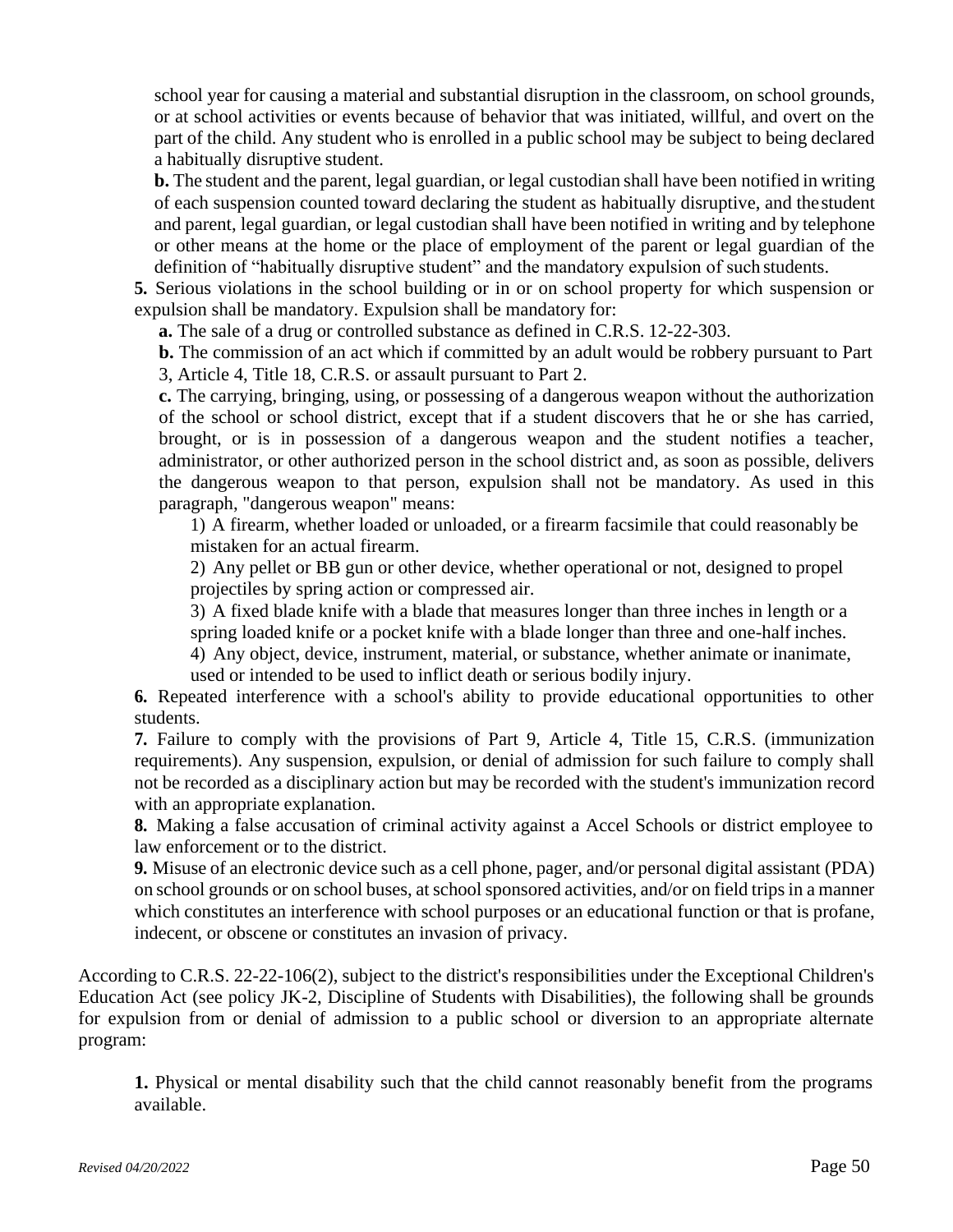school year for causing a material and substantial disruption in the classroom, on school grounds, or at school activities or events because of behavior that was initiated, willful, and overt on the part of the child. Any student who is enrolled in a public school may be subject to being declared a habitually disruptive student.

**b.** The student and the parent, legal guardian, or legal custodian shall have been notified in writing of each suspension counted toward declaring the student as habitually disruptive, and the student and parent, legal guardian, or legal custodian shall have been notified in writing and by telephone or other means at the home or the place of employment of the parent or legal guardian of the definition of "habitually disruptive student" and the mandatory expulsion of such students.

**5.** Serious violations in the school building or in or on school property for which suspension or expulsion shall be mandatory. Expulsion shall be mandatory for:

**a.** The sale of a drug or controlled substance as defined in C.R.S. 12-22-303.

**b.** The commission of an act which if committed by an adult would be robbery pursuant to Part 3, Article 4, Title 18, C.R.S. or assault pursuant to Part 2.

**c.** The carrying, bringing, using, or possessing of a dangerous weapon without the authorization of the school or school district, except that if a student discovers that he or she has carried, brought, or is in possession of a dangerous weapon and the student notifies a teacher, administrator, or other authorized person in the school district and, as soon as possible, delivers the dangerous weapon to that person, expulsion shall not be mandatory. As used in this paragraph, "dangerous weapon" means:

1) A firearm, whether loaded or unloaded, or a firearm facsimile that could reasonably be mistaken for an actual firearm.

2) Any pellet or BB gun or other device, whether operational or not, designed to propel projectiles by spring action or compressed air.

3) A fixed blade knife with a blade that measures longer than three inches in length or a spring loaded knife or a pocket knife with a blade longer than three and one-half inches.

4) Any object, device, instrument, material, or substance, whether animate or inanimate, used or intended to be used to inflict death or serious bodily injury.

**6.** Repeated interference with a school's ability to provide educational opportunities to other students.

**7.** Failure to comply with the provisions of Part 9, Article 4, Title 15, C.R.S. (immunization requirements). Any suspension, expulsion, or denial of admission for such failure to comply shall not be recorded as a disciplinary action but may be recorded with the student's immunization record with an appropriate explanation.

**8.** Making a false accusation of criminal activity against a Accel Schools or district employee to law enforcement or to the district.

**9.** Misuse of an electronic device such as a cell phone, pager, and/or personal digital assistant (PDA) on school grounds or on school buses, at school sponsored activities, and/or on field trips in a manner which constitutes an interference with school purposes or an educational function or that is profane, indecent, or obscene or constitutes an invasion of privacy.

According to C.R.S. 22-22-106(2), subject to the district's responsibilities under the Exceptional Children's Education Act (see policy JK-2, Discipline of Students with Disabilities), the following shall be grounds for expulsion from or denial of admission to a public school or diversion to an appropriate alternate program:

**1.** Physical or mental disability such that the child cannot reasonably benefit from the programs available.

*Revised 04/20/2022*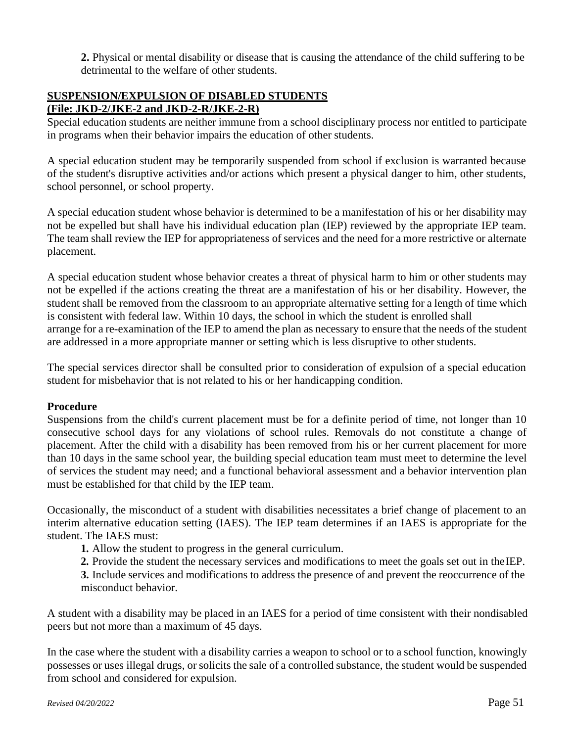2. Physical or mental disability or disease that is causing the attendance of the child suffering to be detrimental to the welfare of other students.

## SUSPENSION/EXPULSION OF DISABLED STUDENTS
## (File: JKD-2/JKE-2 and JKD-2-R/JKE-2-R)

Special education students are neither immune from a school disciplinary process nor entitled to participate in programs when their behavior impairs the education of other students.

A special education student may be temporarily suspended from school if exclusion is warranted because of the student's disruptive activities and/or actions which present a physical danger to him, other students, school personnel, or school property.

A special education student whose behavior is determined to be a manifestation of his or her disability may not be expelled but shall have his individual education plan (IEP) reviewed by the appropriate IEP team. The team shall review the IEP for appropriateness of services and the need for a more restrictive or alternate placement.

A special education student whose behavior creates a threat of physical harm to him or other students may not be expelled if the actions creating the threat are a manifestation of his or her disability. However, the student shall be removed from the classroom to an appropriate alternative setting for a length of time which is consistent with federal law. Within 10 days, the school in which the student is enrolled shall arrange for a re-examination of the IEP to amend the plan as necessary to ensure that the needs of the student are addressed in a more appropriate manner or setting which is less disruptive to other students.

The special services director shall be consulted prior to consideration of expulsion of a special education student for misbehavior that is not related to his or her handicapping condition.

### Procedure

Suspensions from the child's current placement must be for a definite period of time, not longer than 10 consecutive school days for any violations of school rules. Removals do not constitute a change of placement. After the child with a disability has been removed from his or her current placement for more than 10 days in the same school year, the building special education team must meet to determine the level of services the student may need; and a functional behavioral assessment and a behavior intervention plan must be established for that child by the IEP team.

Occasionally, the misconduct of a student with disabilities necessitates a brief change of placement to an interim alternative education setting (IAES). The IEP team determines if an IAES is appropriate for the student. The IAES must:

1. Allow the student to progress in the general curriculum.
2. Provide the student the necessary services and modifications to meet the goals set out in the IEP.
3. Include services and modifications to address the presence of and prevent the reoccurrence of the misconduct behavior.

A student with a disability may be placed in an IAES for a period of time consistent with their nondisabled peers but not more than a maximum of 45 days.

In the case where the student with a disability carries a weapon to school or to a school function, knowingly possesses or uses illegal drugs, or solicits the sale of a controlled substance, the student would be suspended from school and considered for expulsion.

*Revised 04/20/2022*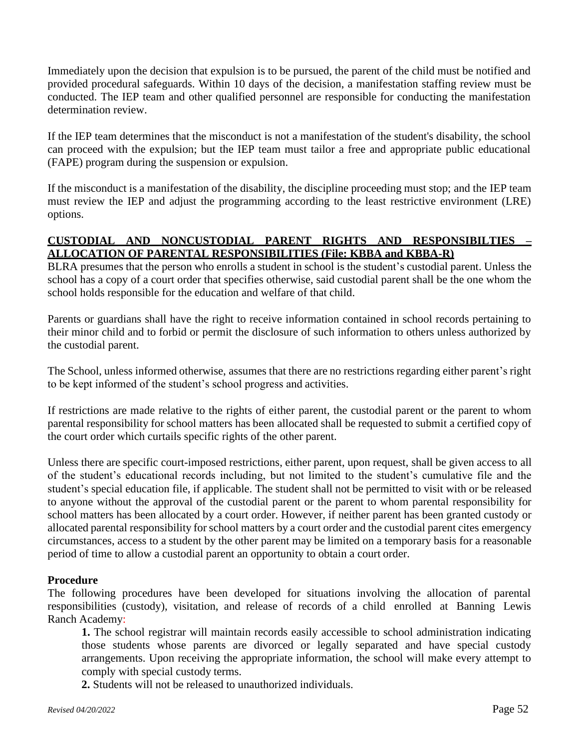Immediately upon the decision that expulsion is to be pursued, the parent of the child must be notified and provided procedural safeguards. Within 10 days of the decision, a manifestation staffing review must be conducted. The IEP team and other qualified personnel are responsible for conducting the manifestation determination review.

If the IEP team determines that the misconduct is not a manifestation of the student's disability, the school can proceed with the expulsion; but the IEP team must tailor a free and appropriate public educational (FAPE) program during the suspension or expulsion.

If the misconduct is a manifestation of the disability, the discipline proceeding must stop; and the IEP team must review the IEP and adjust the programming according to the least restrictive environment (LRE) options.

**CUSTODIAL AND NONCUSTODIAL PARENT RIGHTS AND RESPONSIBILTIES – ALLOCATION OF PARENTAL RESPONSIBILITIES (File: KBBA and KBBA-R)**

BLRA presumes that the person who enrolls a student in school is the student's custodial parent. Unless the school has a copy of a court order that specifies otherwise, said custodial parent shall be the one whom the school holds responsible for the education and welfare of that child.

Parents or guardians shall have the right to receive information contained in school records pertaining to their minor child and to forbid or permit the disclosure of such information to others unless authorized by the custodial parent.

The School, unless informed otherwise, assumes that there are no restrictions regarding either parent's right to be kept informed of the student's school progress and activities.

If restrictions are made relative to the rights of either parent, the custodial parent or the parent to whom parental responsibility for school matters has been allocated shall be requested to submit a certified copy of the court order which curtails specific rights of the other parent.

Unless there are specific court-imposed restrictions, either parent, upon request, shall be given access to all of the student's educational records including, but not limited to the student's cumulative file and the student's special education file, if applicable. The student shall not be permitted to visit with or be released to anyone without the approval of the custodial parent or the parent to whom parental responsibility for school matters has been allocated by a court order. However, if neither parent has been granted custody or allocated parental responsibility for school matters by a court order and the custodial parent cites emergency circumstances, access to a student by the other parent may be limited on a temporary basis for a reasonable period of time to allow a custodial parent an opportunity to obtain a court order.

**Procedure**

The following procedures have been developed for situations involving the allocation of parental responsibilities (custody), visitation, and release of records of a child enrolled at Banning Lewis Ranch Academy:

**1.** The school registrar will maintain records easily accessible to school administration indicating those students whose parents are divorced or legally separated and have special custody arrangements. Upon receiving the appropriate information, the school will make every attempt to comply with special custody terms.

**2.** Students will not be released to unauthorized individuals.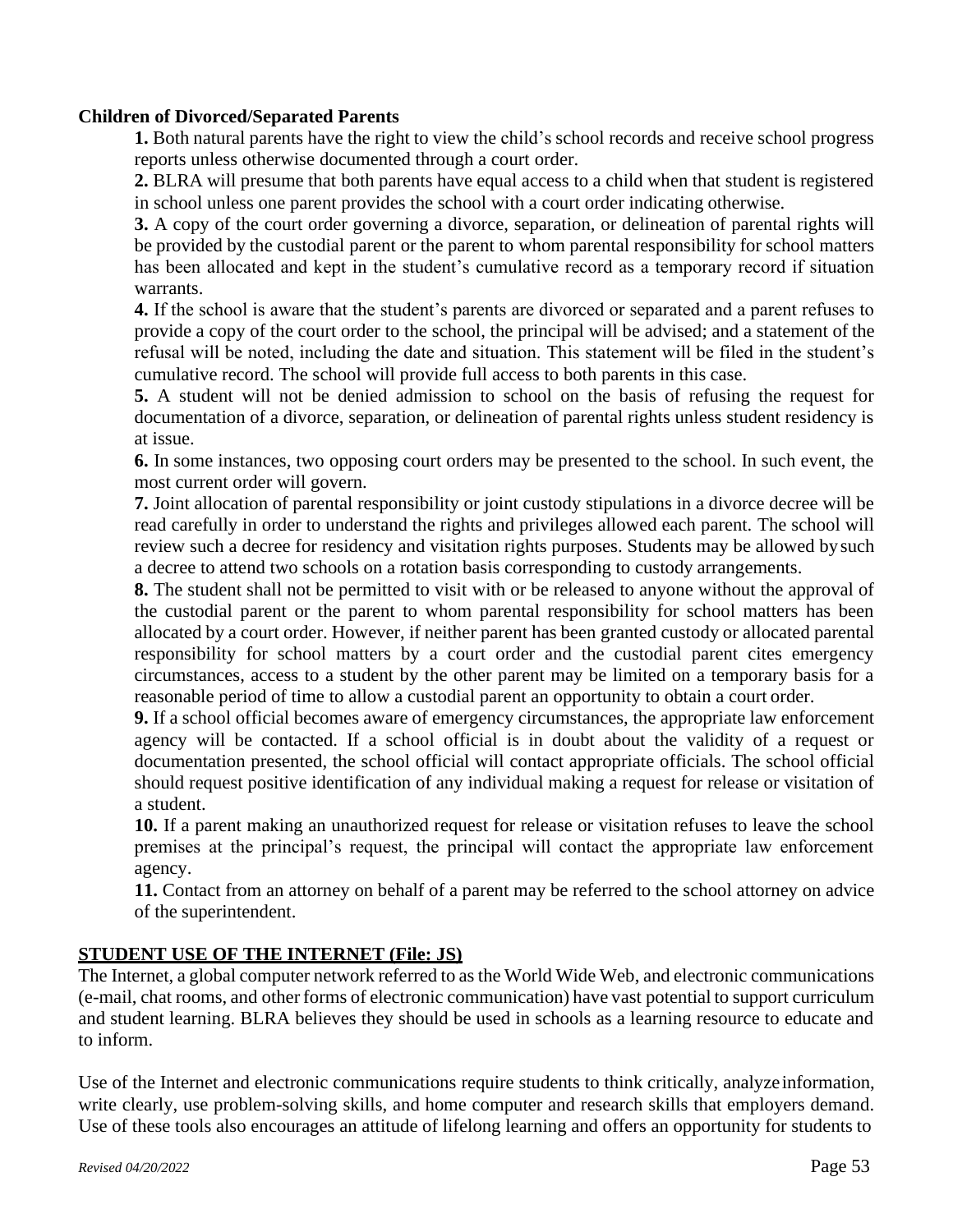**Children of Divorced/Separated Parents**

**1.** Both natural parents have the right to view the child's school records and receive school progress reports unless otherwise documented through a court order.

**2.** BLRA will presume that both parents have equal access to a child when that student is registered in school unless one parent provides the school with a court order indicating otherwise.

**3.** A copy of the court order governing a divorce, separation, or delineation of parental rights will be provided by the custodial parent or the parent to whom parental responsibility for school matters has been allocated and kept in the student's cumulative record as a temporary record if situation warrants.

**4.** If the school is aware that the student's parents are divorced or separated and a parent refuses to provide a copy of the court order to the school, the principal will be advised; and a statement of the refusal will be noted, including the date and situation. This statement will be filed in the student's cumulative record. The school will provide full access to both parents in this case.

**5.** A student will not be denied admission to school on the basis of refusing the request for documentation of a divorce, separation, or delineation of parental rights unless student residency is at issue.

**6.** In some instances, two opposing court orders may be presented to the school. In such event, the most current order will govern.

**7.** Joint allocation of parental responsibility or joint custody stipulations in a divorce decree will be read carefully in order to understand the rights and privileges allowed each parent. The school will review such a decree for residency and visitation rights purposes. Students may be allowed by such a decree to attend two schools on a rotation basis corresponding to custody arrangements.

**8.** The student shall not be permitted to visit with or be released to anyone without the approval of the custodial parent or the parent to whom parental responsibility for school matters has been allocated by a court order. However, if neither parent has been granted custody or allocated parental responsibility for school matters by a court order and the custodial parent cites emergency circumstances, access to a student by the other parent may be limited on a temporary basis for a reasonable period of time to allow a custodial parent an opportunity to obtain a court order.

**9.** If a school official becomes aware of emergency circumstances, the appropriate law enforcement agency will be contacted. If a school official is in doubt about the validity of a request or documentation presented, the school official will contact appropriate officials. The school official should request positive identification of any individual making a request for release or visitation of a student.

**10.** If a parent making an unauthorized request for release or visitation refuses to leave the school premises at the principal's request, the principal will contact the appropriate law enforcement agency.

**11.** Contact from an attorney on behalf of a parent may be referred to the school attorney on advice of the superintendent.

## STUDENT USE OF THE INTERNET (File: JS)

The Internet, a global computer network referred to as the World Wide Web, and electronic communications (e-mail, chat rooms, and other forms of electronic communication) have vast potential to support curriculum and student learning. BLRA believes they should be used in schools as a learning resource to educate and to inform.

Use of the Internet and electronic communications require students to think critically, analyze information, write clearly, use problem-solving skills, and home computer and research skills that employers demand. Use of these tools also encourages an attitude of lifelong learning and offers an opportunity for students to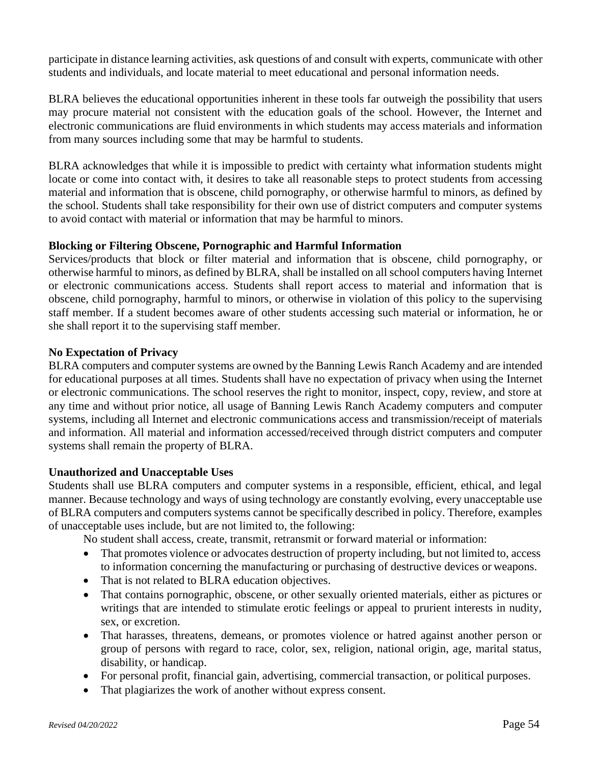participate in distance learning activities, ask questions of and consult with experts, communicate with other students and individuals, and locate material to meet educational and personal information needs.

BLRA believes the educational opportunities inherent in these tools far outweigh the possibility that users may procure material not consistent with the education goals of the school. However, the Internet and electronic communications are fluid environments in which students may access materials and information from many sources including some that may be harmful to students.

BLRA acknowledges that while it is impossible to predict with certainty what information students might locate or come into contact with, it desires to take all reasonable steps to protect students from accessing material and information that is obscene, child pornography, or otherwise harmful to minors, as defined by the school. Students shall take responsibility for their own use of district computers and computer systems to avoid contact with material or information that may be harmful to minors.

**Blocking or Filtering Obscene, Pornographic and Harmful Information**

Services/products that block or filter material and information that is obscene, child pornography, or otherwise harmful to minors, as defined by BLRA, shall be installed on all school computers having Internet or electronic communications access. Students shall report access to material and information that is obscene, child pornography, harmful to minors, or otherwise in violation of this policy to the supervising staff member. If a student becomes aware of other students accessing such material or information, he or she shall report it to the supervising staff member.

**No Expectation of Privacy**

BLRA computers and computer systems are owned by the Banning Lewis Ranch Academy and are intended for educational purposes at all times. Students shall have no expectation of privacy when using the Internet or electronic communications. The school reserves the right to monitor, inspect, copy, review, and store at any time and without prior notice, all usage of Banning Lewis Ranch Academy computers and computer systems, including all Internet and electronic communications access and transmission/receipt of materials and information. All material and information accessed/received through district computers and computer systems shall remain the property of BLRA.

**Unauthorized and Unacceptable Uses**

Students shall use BLRA computers and computer systems in a responsible, efficient, ethical, and legal manner. Because technology and ways of using technology are constantly evolving, every unacceptable use of BLRA computers and computers systems cannot be specifically described in policy. Therefore, examples of unacceptable uses include, but are not limited to, the following:

No student shall access, create, transmit, retransmit or forward material or information:

- That promotes violence or advocates destruction of property including, but not limited to, access to information concerning the manufacturing or purchasing of destructive devices or weapons.
- That is not related to BLRA education objectives.
- That contains pornographic, obscene, or other sexually oriented materials, either as pictures or writings that are intended to stimulate erotic feelings or appeal to prurient interests in nudity, sex, or excretion.
- That harasses, threatens, demeans, or promotes violence or hatred against another person or group of persons with regard to race, color, sex, religion, national origin, age, marital status, disability, or handicap.
- For personal profit, financial gain, advertising, commercial transaction, or political purposes.
- That plagiarizes the work of another without express consent.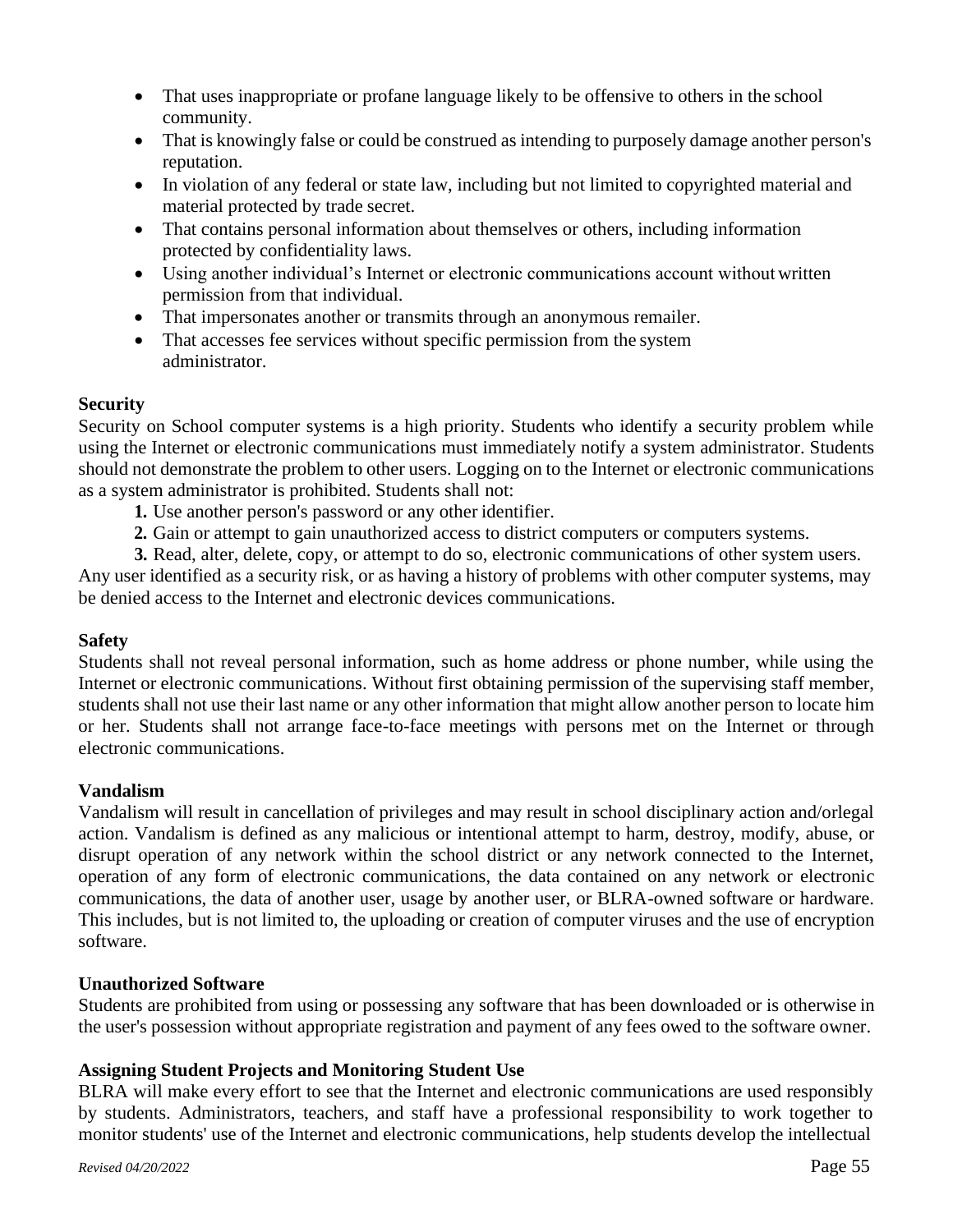- That uses inappropriate or profane language likely to be offensive to others in the school community.
- That is knowingly false or could be construed as intending to purposely damage another person's reputation.
- In violation of any federal or state law, including but not limited to copyrighted material and material protected by trade secret.
- That contains personal information about themselves or others, including information protected by confidentiality laws.
- Using another individual's Internet or electronic communications account without written permission from that individual.
- That impersonates another or transmits through an anonymous remailer.
- That accesses fee services without specific permission from the system administrator.

**Security**

Security on School computer systems is a high priority. Students who identify a security problem while using the Internet or electronic communications must immediately notify a system administrator. Students should not demonstrate the problem to other users. Logging on to the Internet or electronic communications as a system administrator is prohibited. Students shall not:

1. Use another person's password or any other identifier.
2. Gain or attempt to gain unauthorized access to district computers or computers systems.
3. Read, alter, delete, copy, or attempt to do so, electronic communications of other system users.

Any user identified as a security risk, or as having a history of problems with other computer systems, may be denied access to the Internet and electronic devices communications.

**Safety**

Students shall not reveal personal information, such as home address or phone number, while using the Internet or electronic communications. Without first obtaining permission of the supervising staff member, students shall not use their last name or any other information that might allow another person to locate him or her. Students shall not arrange face-to-face meetings with persons met on the Internet or through electronic communications.

**Vandalism**

Vandalism will result in cancellation of privileges and may result in school disciplinary action and/orlegal action. Vandalism is defined as any malicious or intentional attempt to harm, destroy, modify, abuse, or disrupt operation of any network within the school district or any network connected to the Internet, operation of any form of electronic communications, the data contained on any network or electronic communications, the data of another user, usage by another user, or BLRA-owned software or hardware. This includes, but is not limited to, the uploading or creation of computer viruses and the use of encryption software.

**Unauthorized Software**

Students are prohibited from using or possessing any software that has been downloaded or is otherwise in the user's possession without appropriate registration and payment of any fees owed to the software owner.

**Assigning Student Projects and Monitoring Student Use**

BLRA will make every effort to see that the Internet and electronic communications are used responsibly by students. Administrators, teachers, and staff have a professional responsibility to work together to monitor students' use of the Internet and electronic communications, help students develop the intellectual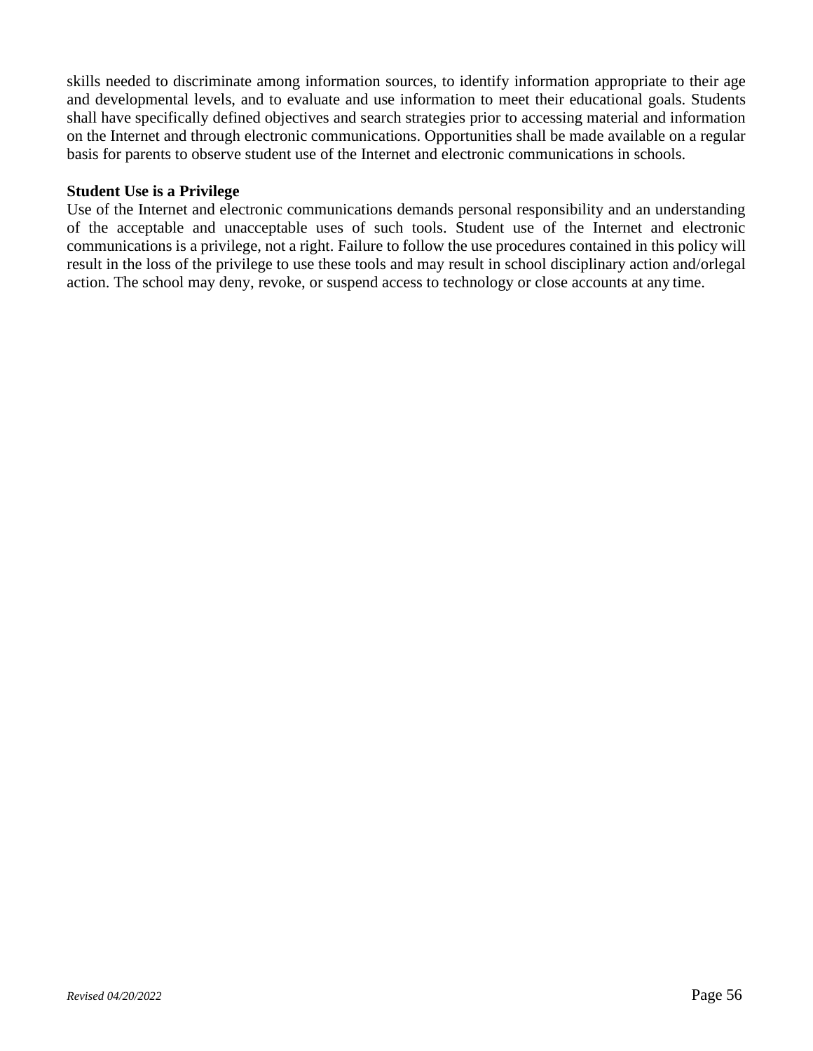skills needed to discriminate among information sources, to identify information appropriate to their age and developmental levels, and to evaluate and use information to meet their educational goals. Students shall have specifically defined objectives and search strategies prior to accessing material and information on the Internet and through electronic communications. Opportunities shall be made available on a regular basis for parents to observe student use of the Internet and electronic communications in schools.

**Student Use is a Privilege**

Use of the Internet and electronic communications demands personal responsibility and an understanding of the acceptable and unacceptable uses of such tools. Student use of the Internet and electronic communications is a privilege, not a right. Failure to follow the use procedures contained in this policy will result in the loss of the privilege to use these tools and may result in school disciplinary action and/orlegal action. The school may deny, revoke, or suspend access to technology or close accounts at any time.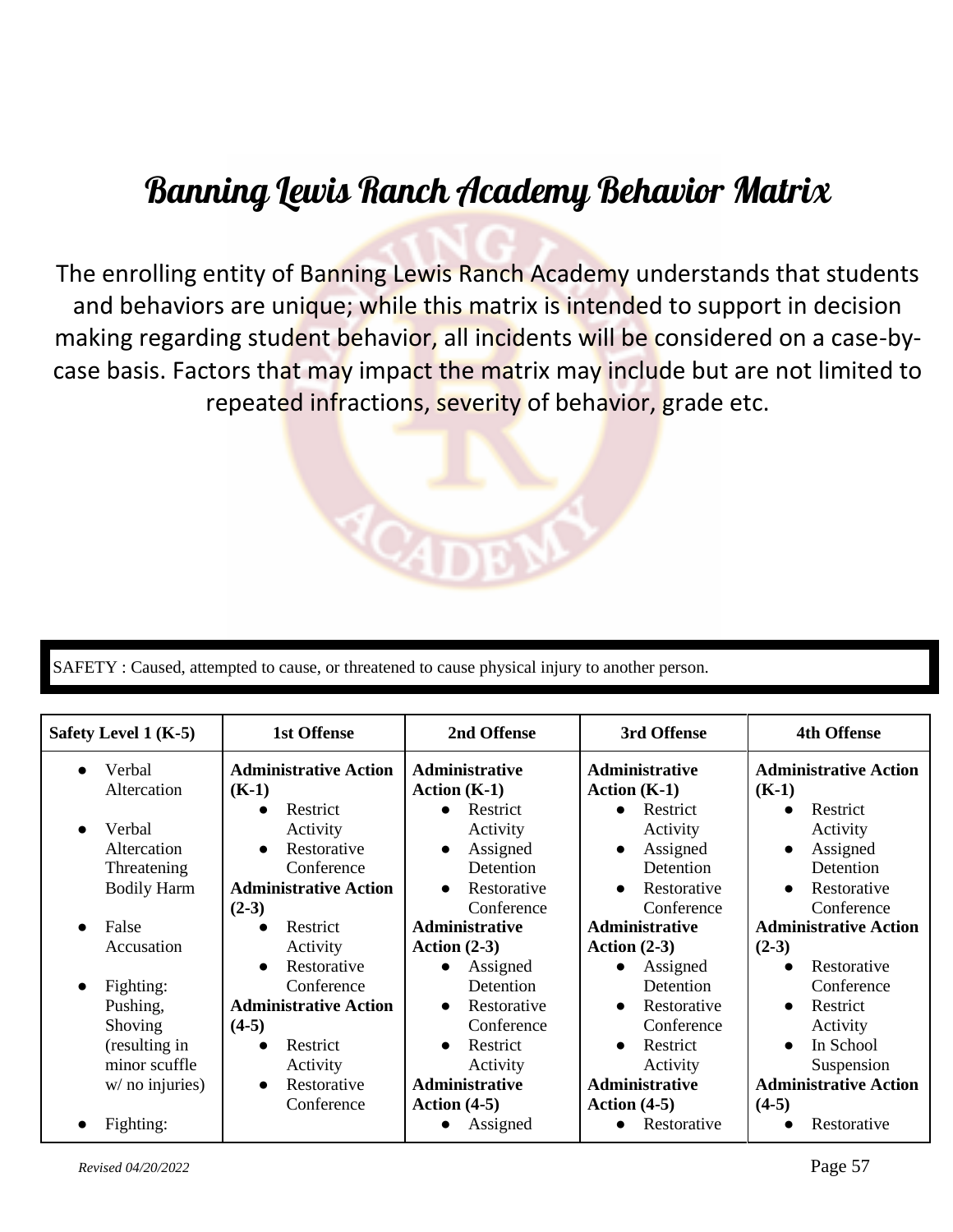# Banning Lewis Ranch Academy Behavior Matrix

The enrolling entity of Banning Lewis Ranch Academy understands that students and behaviors are unique; while this matrix is intended to support in decision making regarding student behavior, all incidents will be considered on a case-by-case basis. Factors that may impact the matrix may include but are not limited to repeated infractions, severity of behavior, grade etc.

SAFETY : Caused, attempted to cause, or threatened to cause physical injury to another person.

| Safety Level 1 (K-5) | 1st Offense | 2nd Offense | 3rd Offense | 4th Offense |
|---|---|---|---|---|
| • Verbal Altercation<br><br>• Verbal Altercation Threatening Bodily Harm<br><br>• False Accusation<br><br>• Fighting: Pushing, Shoving (resulting in minor scuffle w/ no injuries)<br><br>• Fighting: | **Administrative Action (K-1)**<br>• Restrict Activity<br>• Restorative Conference<br>**Administrative Action (2-3)**<br>• Restrict Activity<br>• Restorative Conference<br>**Administrative Action (4-5)**<br>• Restrict Activity<br>• Restorative Conference | **Administrative Action (K-1)**<br>• Restrict Activity<br>• Assigned Detention<br>• Restorative Conference<br>**Administrative Action (2-3)**<br>• Assigned Detention<br>• Restorative Conference<br>• Restrict Activity<br>**Administrative Action (4-5)**<br>• Assigned | **Administrative Action (K-1)**<br>• Restrict Activity<br>• Assigned Detention<br>• Restorative Conference<br>**Administrative Action (2-3)**<br>• Assigned Detention<br>• Restorative Conference<br>• Restrict Activity<br>**Administrative Action (4-5)**<br>• Restorative | **Administrative Action (K-1)**<br>• Restrict Activity<br>• Assigned Detention<br>• Restorative Conference<br>**Administrative Action (2-3)**<br>• Restorative Conference<br>• Restrict Activity<br>• In School Suspension<br>**Administrative Action (4-5)**<br>• Restorative |

*Revised 04/20/2022*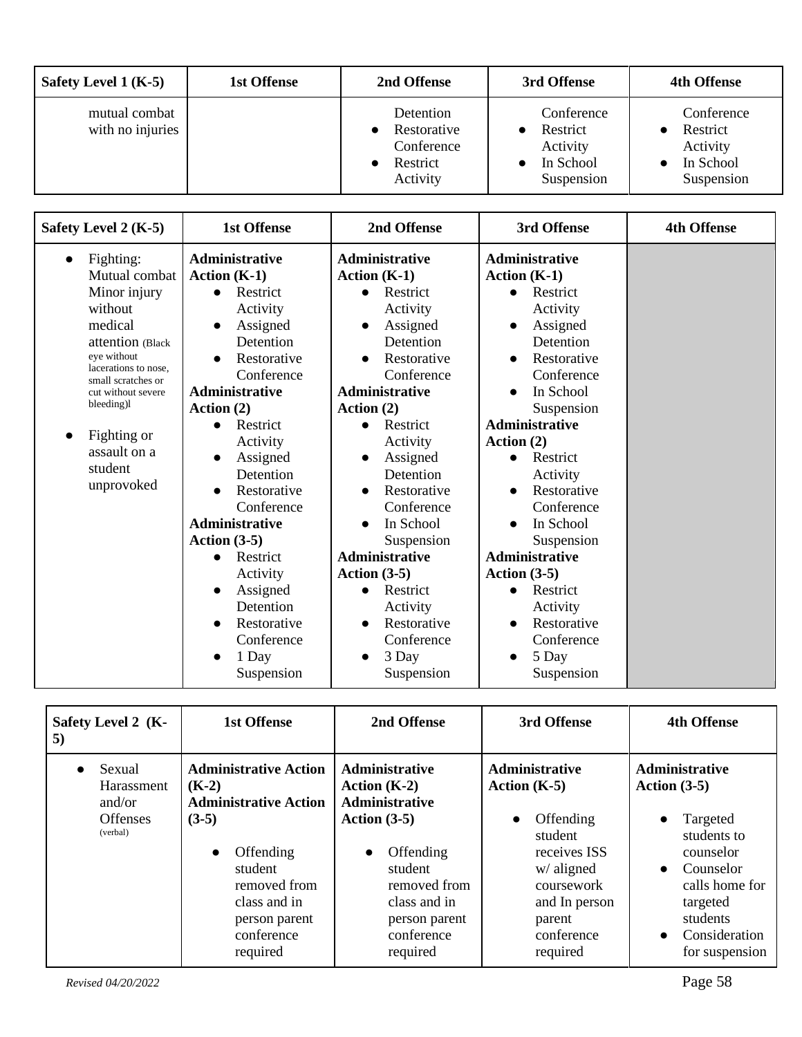| Safety Level 1 (K-5) | 1st Offense | 2nd Offense | 3rd Offense | 4th Offense |
|---|---|---|---|---|
| mutual combat with no injuries | | Detention<br>● Restorative Conference<br>● Restrict Activity | Conference<br>● Restrict Activity<br>● In School Suspension | Conference<br>● Restrict Activity<br>● In School Suspension |

| Safety Level 2 (K-5) | 1st Offense | 2nd Offense | 3rd Offense | 4th Offense |
|---|---|---|---|---|
| ● Fighting: Mutual combat Minor injury without medical attention (Black eye without lacerations to nose, small scratches or cut without severe bleeding)l<br>● Fighting or assault on a student unprovoked | **Administrative Action (K-1)**<br>● Restrict Activity<br>● Assigned Detention<br>● Restorative Conference<br>**Administrative Action (2)**<br>● Restrict Activity<br>● Assigned Detention<br>● Restorative Conference<br>**Administrative Action (3-5)**<br>● Restrict Activity<br>● Assigned Detention<br>● Restorative Conference<br>● 1 Day Suspension | **Administrative Action (K-1)**<br>● Restrict Activity<br>● Assigned Detention<br>● Restorative Conference<br>**Administrative Action (2)**<br>● Restrict Activity<br>● Assigned Detention<br>● Restorative Conference<br>● In School Suspension<br>**Administrative Action (3-5)**<br>● Restrict Activity<br>● Restorative Conference<br>● 3 Day Suspension | **Administrative Action (K-1)**<br>● Restrict Activity<br>● Assigned Detention<br>● Restorative Conference<br>● In School Suspension<br>**Administrative Action (2)**<br>● Restrict Activity<br>● Restorative Conference<br>● In School Suspension<br>**Administrative Action (3-5)**<br>● Restrict Activity<br>● Restorative Conference<br>● 5 Day Suspension | |

| Safety Level 2 (K-5) | 1st Offense | 2nd Offense | 3rd Offense | 4th Offense |
|---|---|---|---|---|
| ● Sexual Harassment and/or Offenses (verbal) | **Administrative Action (K-2)**<br>**Administrative Action (3-5)**<br>● Offending student removed from class and in person parent conference required | **Administrative Action (K-2)**<br>**Administrative Action (3-5)**<br>● Offending student removed from class and in person parent conference required | **Administrative Action (K-5)**<br>● Offending student receives ISS w/ aligned coursework and In person parent conference required | **Administrative Action (3-5)**<br>● Targeted students to counselor<br>● Counselor calls home for targeted students<br>● Consideration for suspension |

*Revised 04/20/2022*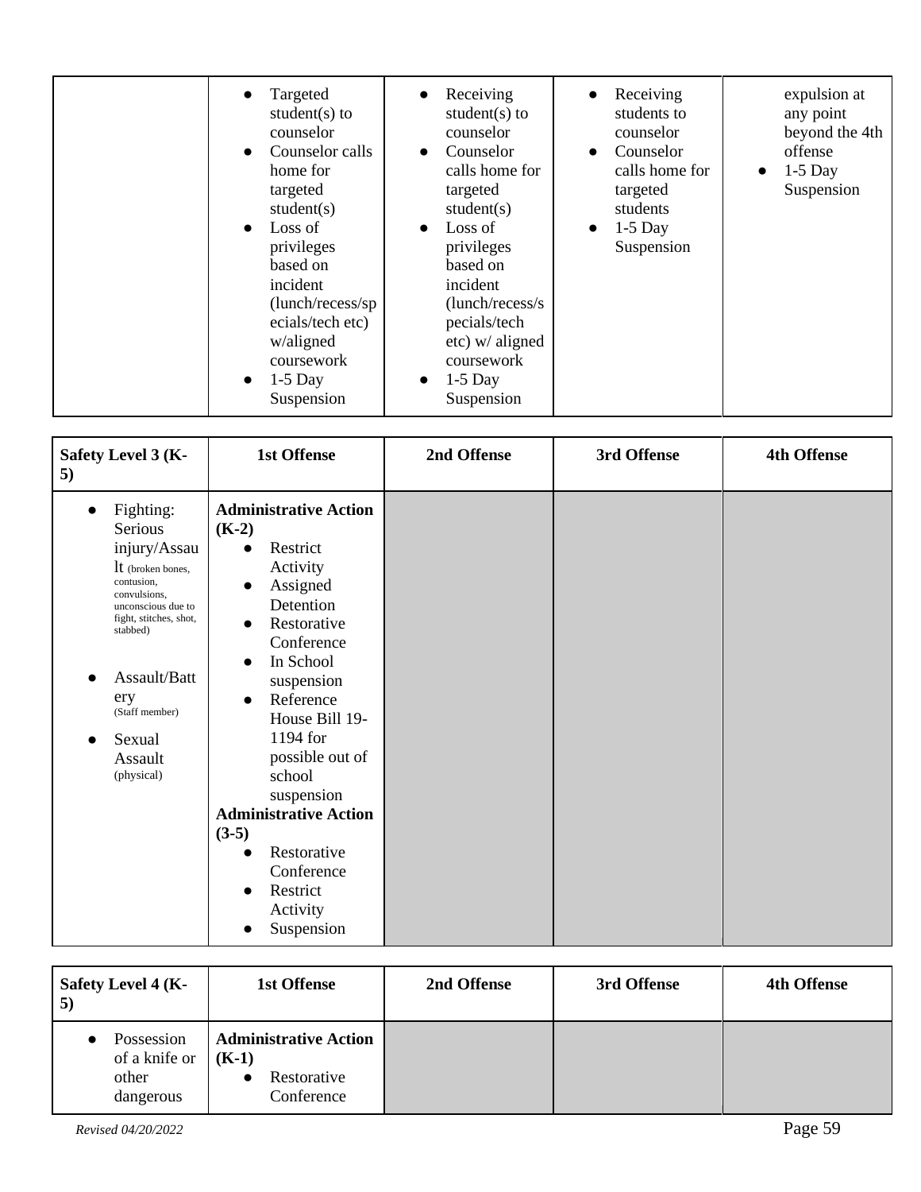| | | | | |
|---|---|---|---|---|
| | • Targeted student(s) to counselor<br>• Counselor calls home for targeted student(s)<br>• Loss of privileges based on incident (lunch/recess/specials/tech etc) w/aligned coursework<br>• 1-5 Day Suspension | • Receiving student(s) to counselor<br>• Counselor calls home for targeted student(s)<br>• Loss of privileges based on incident (lunch/recess/specials/tech etc) w/ aligned coursework<br>• 1-5 Day Suspension | • Receiving students to counselor<br>• Counselor calls home for targeted students<br>• 1-5 Day Suspension | expulsion at any point beyond the 4th offense<br>• 1-5 Day Suspension |

| Safety Level 3 (K-5) | 1st Offense | 2nd Offense | 3rd Offense | 4th Offense |
|---|---|---|---|---|
| • Fighting: Serious injury/Assault (broken bones, contusion, convulsions, unconscious due to fight, stitches, shot, stabbed)<br>• Assault/Battery (Staff member)<br>• Sexual Assault (physical) | **Administrative Action (K-2)**<br>• Restrict Activity<br>• Assigned Detention<br>• Restorative Conference<br>• In School suspension<br>• Reference House Bill 19-1194 for possible out of school suspension<br>**Administrative Action (3-5)**<br>• Restorative Conference<br>• Restrict Activity<br>• Suspension | | | |

| Safety Level 4 (K-5) | 1st Offense | 2nd Offense | 3rd Offense | 4th Offense |
|---|---|---|---|---|
| • Possession of a knife or other dangerous | **Administrative Action (K-1)**<br>• Restorative Conference | | | |

*Revised 04/20/2022*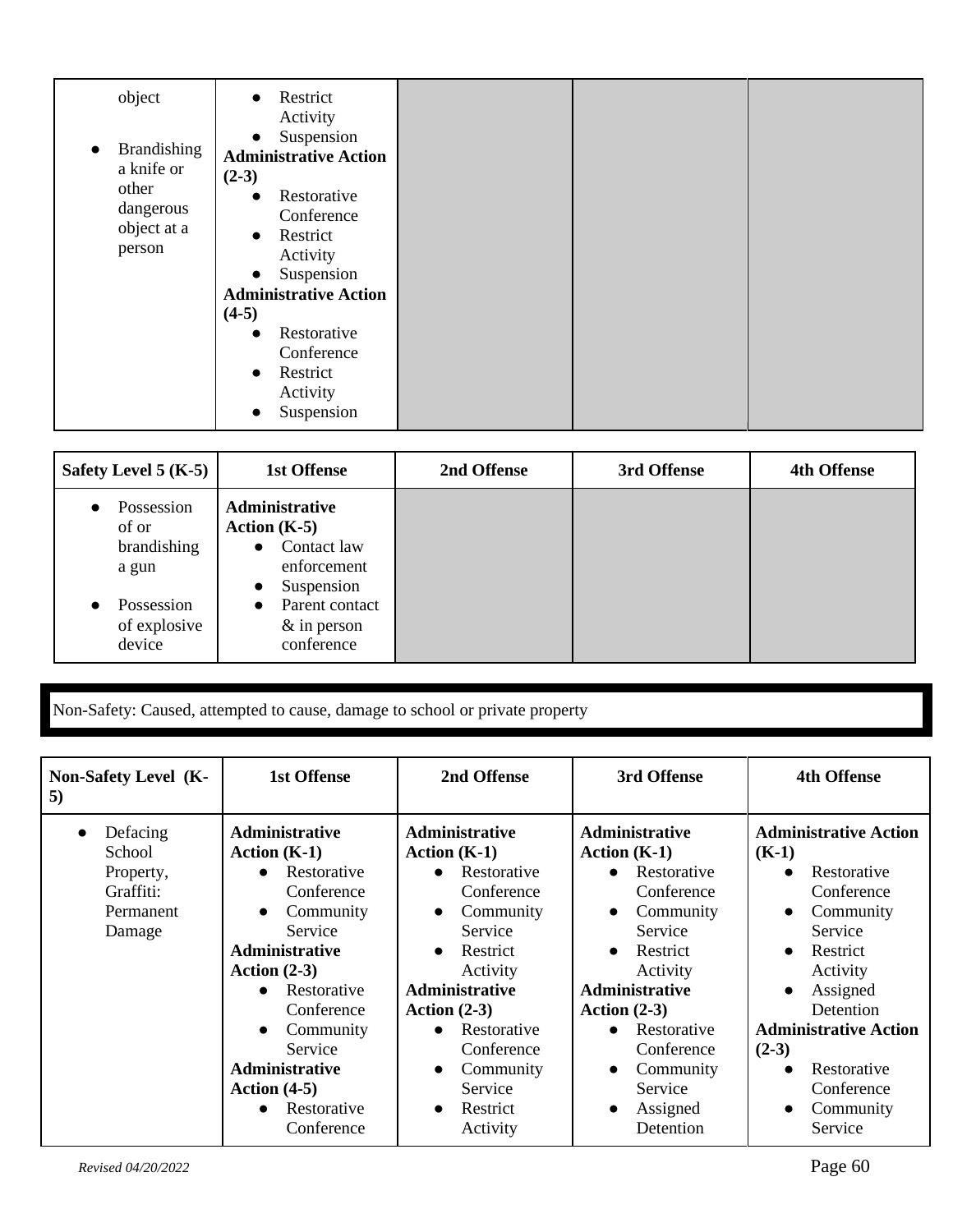| | | | | |
|---|---|---|---|---|
| object<br><br>• Brandishing a knife or other dangerous object at a person | • Restrict Activity<br>• Suspension<br>**Administrative Action (2-3)**<br>• Restorative Conference<br>• Restrict Activity<br>• Suspension<br>**Administrative Action (4-5)**<br>• Restorative Conference<br>• Restrict Activity<br>• Suspension | | | |

| Safety Level 5 (K-5) | 1st Offense | 2nd Offense | 3rd Offense | 4th Offense |
|---|---|---|---|---|
| • Possession of or brandishing a gun<br><br>• Possession of explosive device | **Administrative Action (K-5)**<br>• Contact law enforcement<br>• Suspension<br>• Parent contact & in person conference | | | |

Non-Safety: Caused, attempted to cause, damage to school or private property

| Non-Safety Level (K-5) | 1st Offense | 2nd Offense | 3rd Offense | 4th Offense |
|---|---|---|---|---|
| • Defacing School Property, Graffiti: Permanent Damage | **Administrative Action (K-1)**<br>• Restorative Conference<br>• Community Service<br>**Administrative Action (2-3)**<br>• Restorative Conference<br>• Community Service<br>**Administrative Action (4-5)**<br>• Restorative Conference | **Administrative Action (K-1)**<br>• Restorative Conference<br>• Community Service<br>• Restrict Activity<br>**Administrative Action (2-3)**<br>• Restorative Conference<br>• Community Service<br>• Restrict Activity | **Administrative Action (K-1)**<br>• Restorative Conference<br>• Community Service<br>• Restrict Activity<br>**Administrative Action (2-3)**<br>• Restorative Conference<br>• Community Service<br>• Assigned Detention | **Administrative Action (K-1)**<br>• Restorative Conference<br>• Community Service<br>• Restrict Activity<br>• Assigned Detention<br>**Administrative Action (2-3)**<br>• Restorative Conference<br>• Community Service |

*Revised 04/20/2022*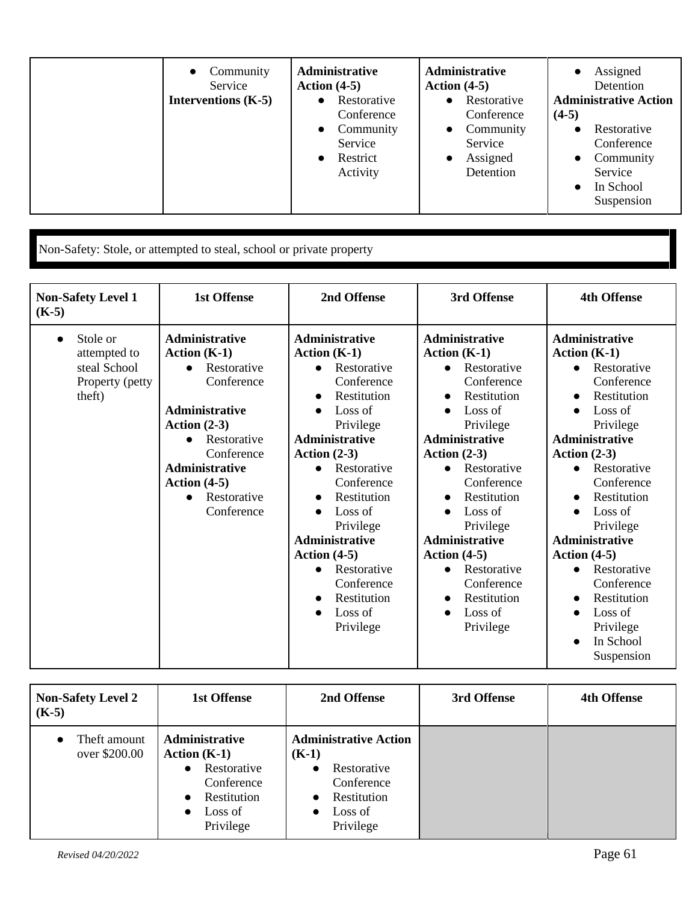| | | | | |
|---|---|---|---|---|
| | • Community Service<br>**Interventions (K-5)** | **Administrative Action (4-5)**<br>• Restorative Conference<br>• Community Service<br>• Restrict Activity | **Administrative Action (4-5)**<br>• Restorative Conference<br>• Community Service<br>• Assigned Detention | • Assigned Detention<br>**Administrative Action (4-5)**<br>• Restorative Conference<br>• Community Service<br>• In School Suspension |

Non-Safety: Stole, or attempted to steal, school or private property

| Non-Safety Level 1 (K-5) | 1st Offense | 2nd Offense | 3rd Offense | 4th Offense |
|---|---|---|---|---|
| • Stole or attempted to steal School Property (petty theft) | **Administrative Action (K-1)**<br>• Restorative Conference<br><br>**Administrative Action (2-3)**<br>• Restorative Conference<br>**Administrative Action (4-5)**<br>• Restorative Conference | **Administrative Action (K-1)**<br>• Restorative Conference<br>• Restitution<br>• Loss of Privilege<br>**Administrative Action (2-3)**<br>• Restorative Conference<br>• Restitution<br>• Loss of Privilege<br>**Administrative Action (4-5)**<br>• Restorative Conference<br>• Restitution<br>• Loss of Privilege | **Administrative Action (K-1)**<br>• Restorative Conference<br>• Restitution<br>• Loss of Privilege<br>**Administrative Action (2-3)**<br>• Restorative Conference<br>• Restitution<br>• Loss of Privilege<br>**Administrative Action (4-5)**<br>• Restorative Conference<br>• Restitution<br>• Loss of Privilege | **Administrative Action (K-1)**<br>• Restorative Conference<br>• Restitution<br>• Loss of Privilege<br>**Administrative Action (2-3)**<br>• Restorative Conference<br>• Restitution<br>• Loss of Privilege<br>**Administrative Action (4-5)**<br>• Restorative Conference<br>• Restitution<br>• Loss of Privilege<br>• In School Suspension |

| Non-Safety Level 2 (K-5) | 1st Offense | 2nd Offense | 3rd Offense | 4th Offense |
|---|---|---|---|---|
| • Theft amount over $200.00 | **Administrative Action (K-1)**<br>• Restorative Conference<br>• Restitution<br>• Loss of Privilege | **Administrative Action (K-1)**<br>• Restorative Conference<br>• Restitution<br>• Loss of Privilege | | |

*Revised 04/20/2022*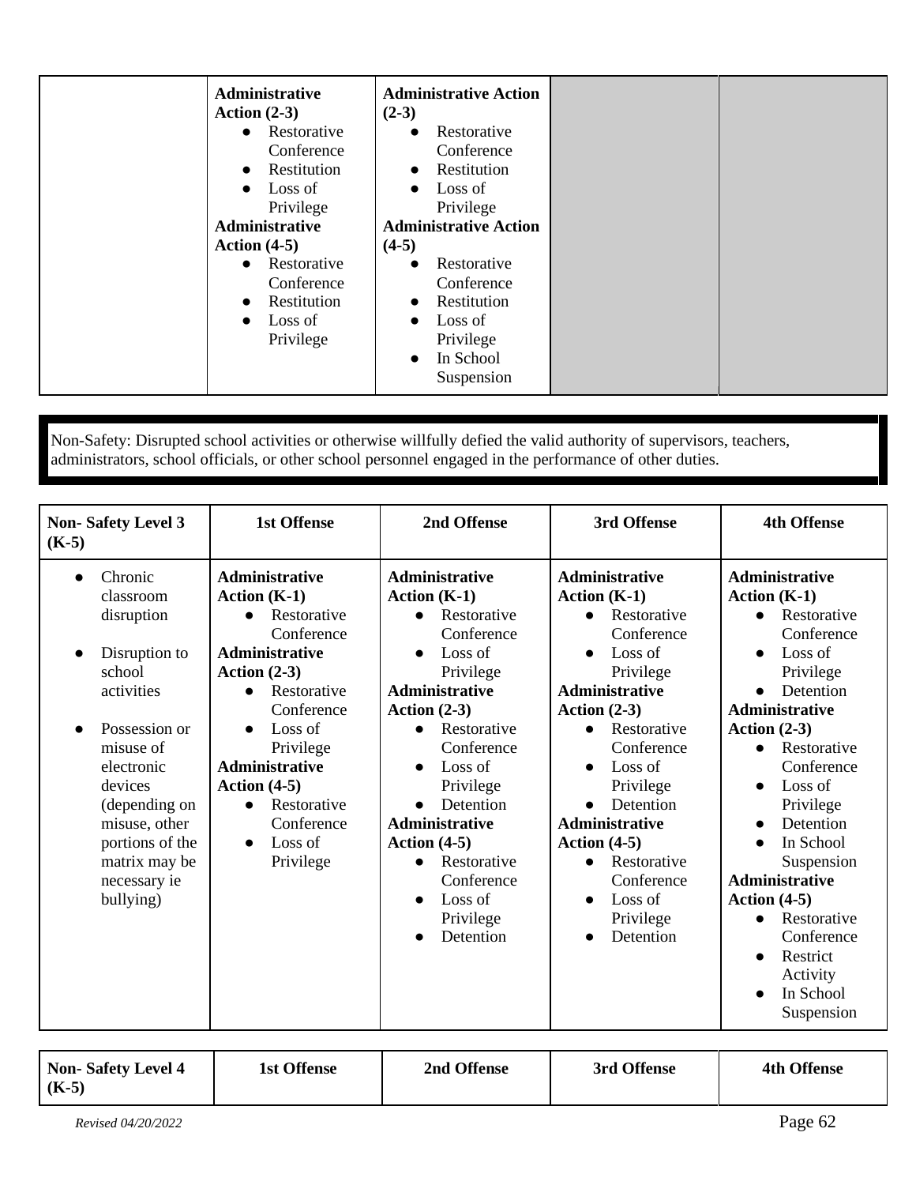| | | | | |
|---|---|---|---|---|
| | **Administrative Action (2-3)**<br>● Restorative Conference<br>● Restitution<br>● Loss of Privilege<br>**Administrative Action (4-5)**<br>● Restorative Conference<br>● Restitution<br>● Loss of Privilege | **Administrative Action (2-3)**<br>● Restorative Conference<br>● Restitution<br>● Loss of Privilege<br>**Administrative Action (4-5)**<br>● Restorative Conference<br>● Restitution<br>● Loss of Privilege<br>● In School Suspension | | |

Non-Safety: Disrupted school activities or otherwise willfully defied the valid authority of supervisors, teachers, administrators, school officials, or other school personnel engaged in the performance of other duties.

| Non- Safety Level 3 (K-5) | 1st Offense | 2nd Offense | 3rd Offense | 4th Offense |
|---|---|---|---|---|
| ● Chronic classroom disruption<br>● Disruption to school activities<br>● Possession or misuse of electronic devices (depending on misuse, other portions of the matrix may be necessary ie bullying) | **Administrative Action (K-1)**<br>● Restorative Conference<br>**Administrative Action (2-3)**<br>● Restorative Conference<br>● Loss of Privilege<br>**Administrative Action (4-5)**<br>● Restorative Conference<br>● Loss of Privilege | **Administrative Action (K-1)**<br>● Restorative Conference<br>● Loss of Privilege<br>**Administrative Action (2-3)**<br>● Restorative Conference<br>● Loss of Privilege<br>● Detention<br>**Administrative Action (4-5)**<br>● Restorative Conference<br>● Loss of Privilege<br>● Detention | **Administrative Action (K-1)**<br>● Restorative Conference<br>● Loss of Privilege<br>**Administrative Action (2-3)**<br>● Restorative Conference<br>● Loss of Privilege<br>● Detention<br>**Administrative Action (4-5)**<br>● Restorative Conference<br>● Loss of Privilege<br>● Detention | **Administrative Action (K-1)**<br>● Restorative Conference<br>● Loss of Privilege<br>● Detention<br>**Administrative Action (2-3)**<br>● Restorative Conference<br>● Loss of Privilege<br>● Detention<br>● In School Suspension<br>**Administrative Action (4-5)**<br>● Restorative Conference<br>● Restrict Activity<br>● In School Suspension |

| Non- Safety Level 4 (K-5) | 1st Offense | 2nd Offense | 3rd Offense | 4th Offense |
|---|---|---|---|---|

*Revised 04/20/2022*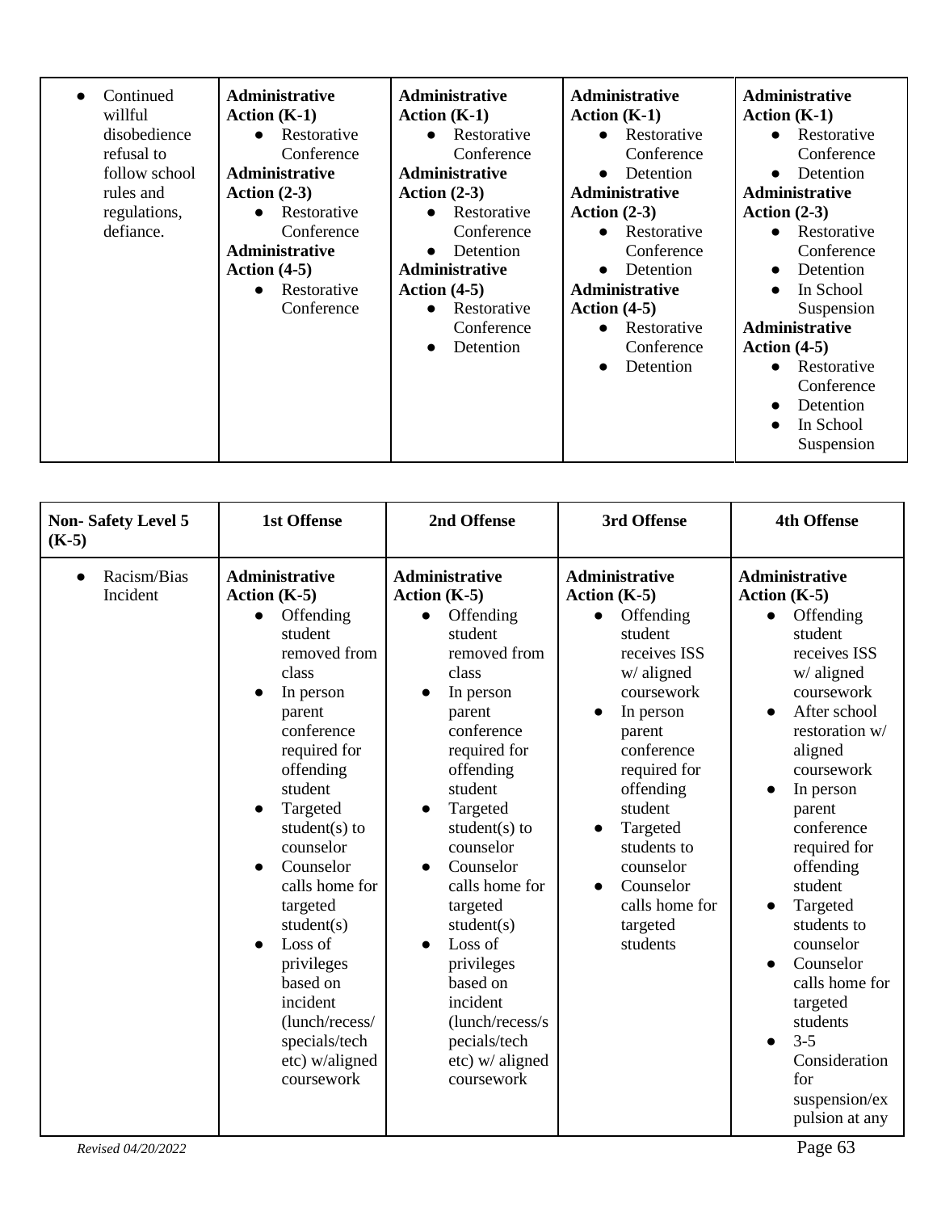| | | | | |
|---|---|---|---|---|
| • Continued willful disobedience refusal to follow school rules and regulations, defiance. | **Administrative Action (K-1)**<br>• Restorative Conference<br>**Administrative Action (2-3)**<br>• Restorative Conference<br>**Administrative Action (4-5)**<br>• Restorative Conference | **Administrative Action (K-1)**<br>• Restorative Conference<br>**Administrative Action (2-3)**<br>• Restorative Conference<br>• Detention<br>**Administrative Action (4-5)**<br>• Restorative Conference<br>• Detention | **Administrative Action (K-1)**<br>• Restorative Conference<br>• Detention<br>**Administrative Action (2-3)**<br>• Restorative Conference<br>• Detention<br>**Administrative Action (4-5)**<br>• Restorative Conference<br>• Detention | **Administrative Action (K-1)**<br>• Restorative Conference<br>• Detention<br>**Administrative Action (2-3)**<br>• Restorative Conference<br>• Detention<br>• In School Suspension<br>**Administrative Action (4-5)**<br>• Restorative Conference<br>• Detention<br>• In School Suspension |

| Non- Safety Level 5 (K-5) | 1st Offense | 2nd Offense | 3rd Offense | 4th Offense |
|---|---|---|---|---|
| • Racism/Bias Incident | **Administrative Action (K-5)**<br>• Offending student removed from class<br>• In person parent conference required for offending student<br>• Targeted student(s) to counselor<br>• Counselor calls home for targeted student(s)<br>• Loss of privileges based on incident (lunch/recess/ specials/tech etc) w/aligned coursework | **Administrative Action (K-5)**<br>• Offending student removed from class<br>• In person parent conference required for offending student<br>• Targeted student(s) to counselor<br>• Counselor calls home for targeted student(s)<br>• Loss of privileges based on incident (lunch/recess/specials/tech etc) w/ aligned coursework | **Administrative Action (K-5)**<br>• Offending student receives ISS w/ aligned coursework<br>• In person parent conference required for offending student<br>• Targeted students to counselor<br>• Counselor calls home for targeted students | **Administrative Action (K-5)**<br>• Offending student receives ISS w/ aligned coursework<br>• After school restoration w/ aligned coursework<br>• In person parent conference required for offending student<br>• Targeted students to counselor<br>• Counselor calls home for targeted students<br>• 3-5 Consideration for suspension/expulsion at any |

*Revised 04/20/2022*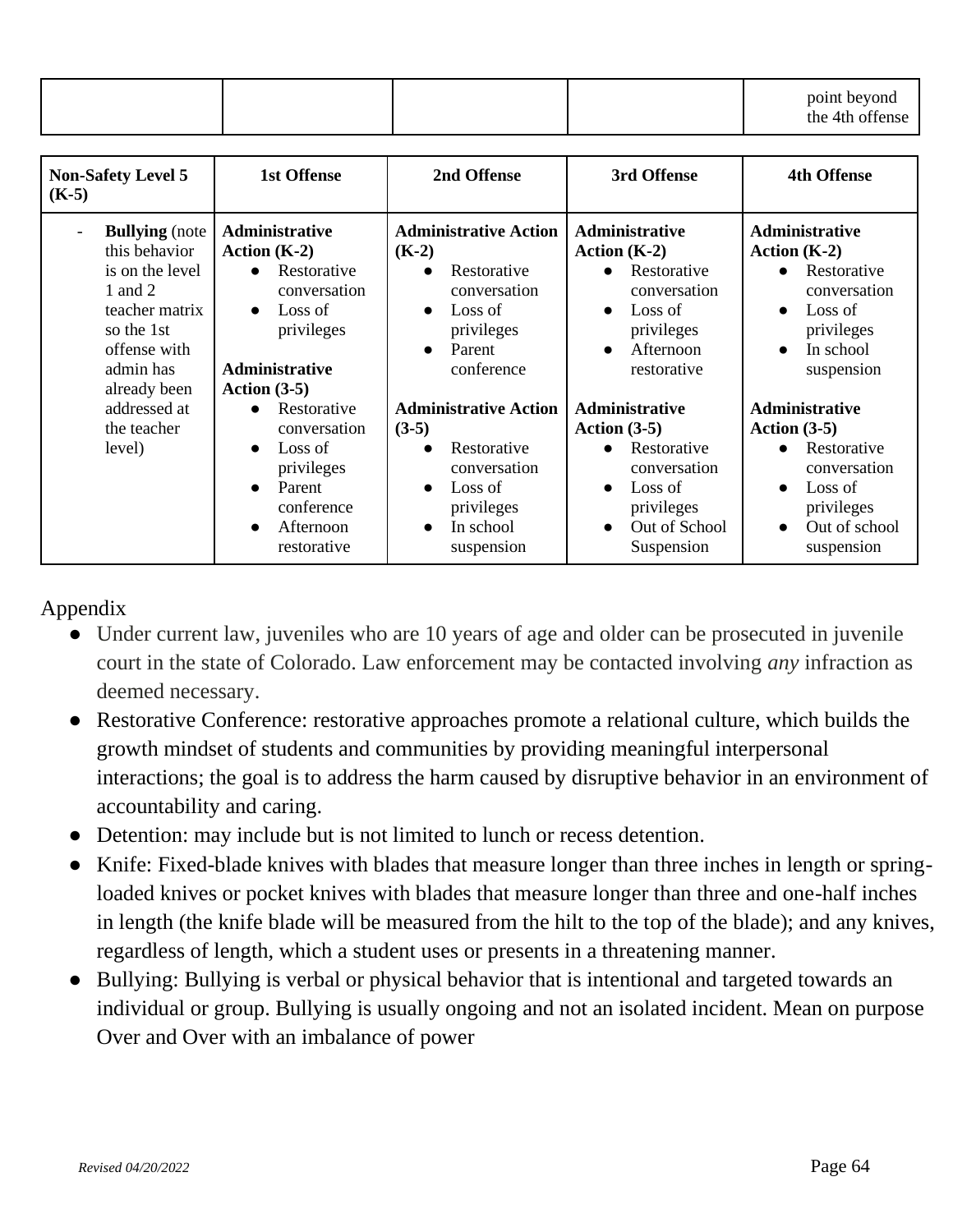| | | | | point beyond the 4th offense |
|---|---|---|---|---|

| Non-Safety Level 5 (K-5) | 1st Offense | 2nd Offense | 3rd Offense | 4th Offense |
|---|---|---|---|---|
| - **Bullying** (note this behavior is on the level 1 and 2 teacher matrix so the 1st offense with admin has already been addressed at the teacher level) | **Administrative Action (K-2)** <br>● Restorative conversation <br>● Loss of privileges <br><br>**Administrative Action (3-5)** <br>● Restorative conversation <br>● Loss of privileges <br>● Parent conference <br>● Afternoon restorative | **Administrative Action (K-2)** <br>● Restorative conversation <br>● Loss of privileges <br>● Parent conference <br><br>**Administrative Action (3-5)** <br>● Restorative conversation <br>● Loss of privileges <br>● In school suspension | **Administrative Action (K-2)** <br>● Restorative conversation <br>● Loss of privileges <br>● Afternoon restorative <br><br>**Administrative Action (3-5)** <br>● Restorative conversation <br>● Loss of privileges <br>● Out of School Suspension | **Administrative Action (K-2)** <br>● Restorative conversation <br>● Loss of privileges <br>● In school suspension <br><br>**Administrative Action (3-5)** <br>● Restorative conversation <br>● Loss of privileges <br>● Out of school suspension |

Appendix

- Under current law, juveniles who are 10 years of age and older can be prosecuted in juvenile court in the state of Colorado. Law enforcement may be contacted involving *any* infraction as deemed necessary.
- Restorative Conference: restorative approaches promote a relational culture, which builds the growth mindset of students and communities by providing meaningful interpersonal interactions; the goal is to address the harm caused by disruptive behavior in an environment of accountability and caring.
- Detention: may include but is not limited to lunch or recess detention.
- Knife: Fixed-blade knives with blades that measure longer than three inches in length or spring-loaded knives or pocket knives with blades that measure longer than three and one-half inches in length (the knife blade will be measured from the hilt to the top of the blade); and any knives, regardless of length, which a student uses or presents in a threatening manner.
- Bullying: Bullying is verbal or physical behavior that is intentional and targeted towards an individual or group. Bullying is usually ongoing and not an isolated incident. Mean on purpose Over and Over with an imbalance of power

*Revised 04/20/2022*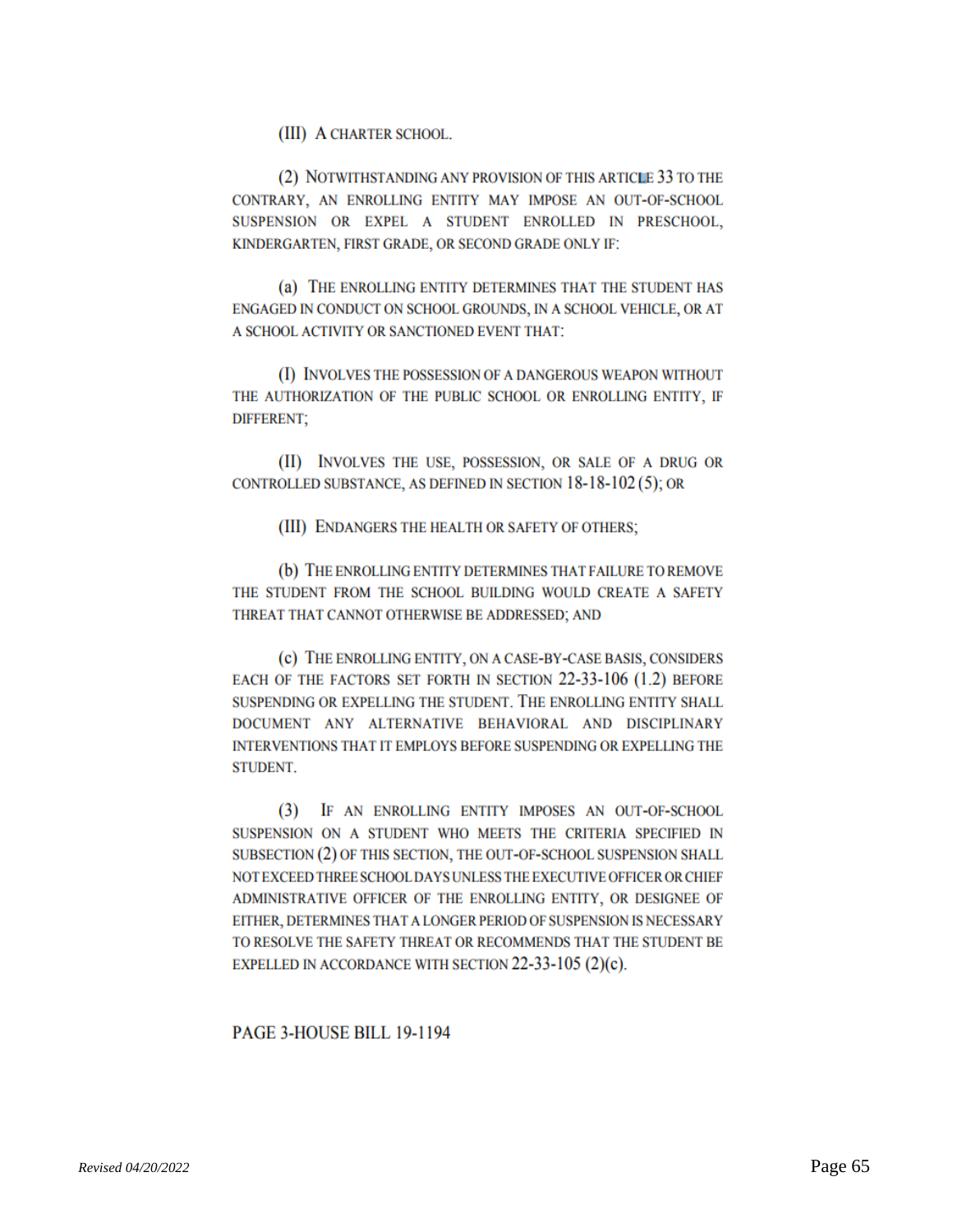(III) A CHARTER SCHOOL.

(2) NOTWITHSTANDING ANY PROVISION OF THIS ARTICLE 33 TO THE CONTRARY, AN ENROLLING ENTITY MAY IMPOSE AN OUT-OF-SCHOOL SUSPENSION OR EXPEL A STUDENT ENROLLED IN PRESCHOOL, KINDERGARTEN, FIRST GRADE, OR SECOND GRADE ONLY IF:

(a) THE ENROLLING ENTITY DETERMINES THAT THE STUDENT HAS ENGAGED IN CONDUCT ON SCHOOL GROUNDS, IN A SCHOOL VEHICLE, OR AT A SCHOOL ACTIVITY OR SANCTIONED EVENT THAT:

(I) INVOLVES THE POSSESSION OF A DANGEROUS WEAPON WITHOUT THE AUTHORIZATION OF THE PUBLIC SCHOOL OR ENROLLING ENTITY, IF DIFFERENT;

(II) INVOLVES THE USE, POSSESSION, OR SALE OF A DRUG OR CONTROLLED SUBSTANCE, AS DEFINED IN SECTION 18-18-102 (5); OR

(III) ENDANGERS THE HEALTH OR SAFETY OF OTHERS;

(b) THE ENROLLING ENTITY DETERMINES THAT FAILURE TO REMOVE THE STUDENT FROM THE SCHOOL BUILDING WOULD CREATE A SAFETY THREAT THAT CANNOT OTHERWISE BE ADDRESSED; AND

(c) THE ENROLLING ENTITY, ON A CASE-BY-CASE BASIS, CONSIDERS EACH OF THE FACTORS SET FORTH IN SECTION 22-33-106 (1.2) BEFORE SUSPENDING OR EXPELLING THE STUDENT. THE ENROLLING ENTITY SHALL DOCUMENT ANY ALTERNATIVE BEHAVIORAL AND DISCIPLINARY INTERVENTIONS THAT IT EMPLOYS BEFORE SUSPENDING OR EXPELLING THE STUDENT.

(3) IF AN ENROLLING ENTITY IMPOSES AN OUT-OF-SCHOOL SUSPENSION ON A STUDENT WHO MEETS THE CRITERIA SPECIFIED IN SUBSECTION (2) OF THIS SECTION, THE OUT-OF-SCHOOL SUSPENSION SHALL NOT EXCEED THREE SCHOOL DAYS UNLESS THE EXECUTIVE OFFICER OR CHIEF ADMINISTRATIVE OFFICER OF THE ENROLLING ENTITY, OR DESIGNEE OF EITHER, DETERMINES THAT A LONGER PERIOD OF SUSPENSION IS NECESSARY TO RESOLVE THE SAFETY THREAT OR RECOMMENDS THAT THE STUDENT BE EXPELLED IN ACCORDANCE WITH SECTION 22-33-105 (2)(c).

PAGE 3-HOUSE BILL 19-1194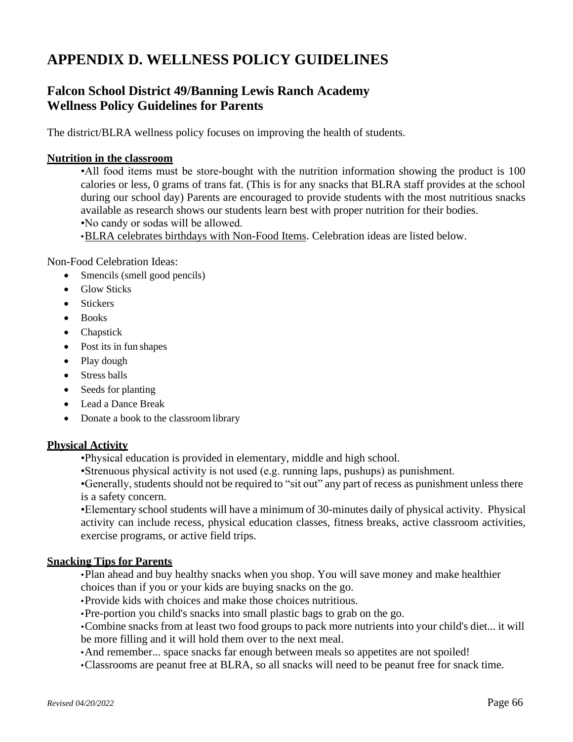# APPENDIX D. WELLNESS POLICY GUIDELINES

## Falcon School District 49/Banning Lewis Ranch Academy
## Wellness Policy Guidelines for Parents

The district/BLRA wellness policy focuses on improving the health of students.

**Nutrition in the classroom**

- •All food items must be store-bought with the nutrition information showing the product is 100 calories or less, 0 grams of trans fat. (This is for any snacks that BLRA staff provides at the school during our school day) Parents are encouraged to provide students with the most nutritious snacks available as research shows our students learn best with proper nutrition for their bodies.
- •No candy or sodas will be allowed.
- •BLRA celebrates birthdays with Non-Food Items. Celebration ideas are listed below.

Non-Food Celebration Ideas:

- Smencils (smell good pencils)
- Glow Sticks
- Stickers
- Books
- Chapstick
- Post its in fun shapes
- Play dough
- Stress balls
- Seeds for planting
- Lead a Dance Break
- Donate a book to the classroom library

**Physical Activity**

- •Physical education is provided in elementary, middle and high school.
- •Strenuous physical activity is not used (e.g. running laps, pushups) as punishment.
- •Generally, students should not be required to "sit out" any part of recess as punishment unless there is a safety concern.
- •Elementary school students will have a minimum of 30-minutes daily of physical activity. Physical activity can include recess, physical education classes, fitness breaks, active classroom activities, exercise programs, or active field trips.

**Snacking Tips for Parents**

- •Plan ahead and buy healthy snacks when you shop. You will save money and make healthier choices than if you or your kids are buying snacks on the go.
- •Provide kids with choices and make those choices nutritious.
- •Pre-portion you child's snacks into small plastic bags to grab on the go.
- •Combine snacks from at least two food groups to pack more nutrients into your child's diet... it will be more filling and it will hold them over to the next meal.
- •And remember... space snacks far enough between meals so appetites are not spoiled!
- •Classrooms are peanut free at BLRA, so all snacks will need to be peanut free for snack time.

*Revised 04/20/2022*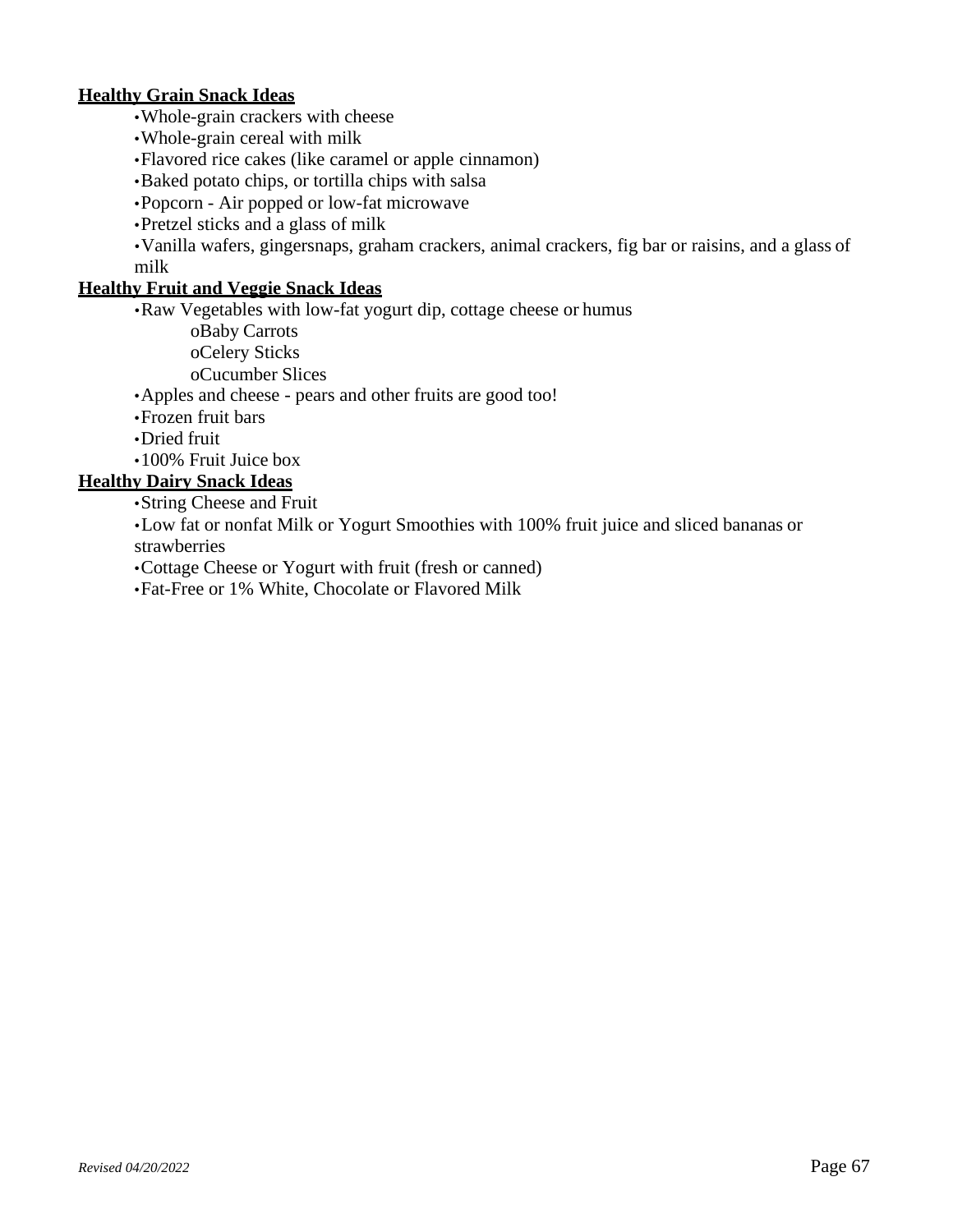**Healthy Grain Snack Ideas**

- Whole-grain crackers with cheese
- Whole-grain cereal with milk
- Flavored rice cakes (like caramel or apple cinnamon)
- Baked potato chips, or tortilla chips with salsa
- Popcorn - Air popped or low-fat microwave
- Pretzel sticks and a glass of milk
- Vanilla wafers, gingersnaps, graham crackers, animal crackers, fig bar or raisins, and a glass of milk

**Healthy Fruit and Veggie Snack Ideas**

- Raw Vegetables with low-fat yogurt dip, cottage cheese or humus
  - Baby Carrots
  - Celery Sticks
  - Cucumber Slices
- Apples and cheese - pears and other fruits are good too!
- Frozen fruit bars
- Dried fruit
- 100% Fruit Juice box

**Healthy Dairy Snack Ideas**

- String Cheese and Fruit
- Low fat or nonfat Milk or Yogurt Smoothies with 100% fruit juice and sliced bananas or strawberries
- Cottage Cheese or Yogurt with fruit (fresh or canned)
- Fat-Free or 1% White, Chocolate or Flavored Milk